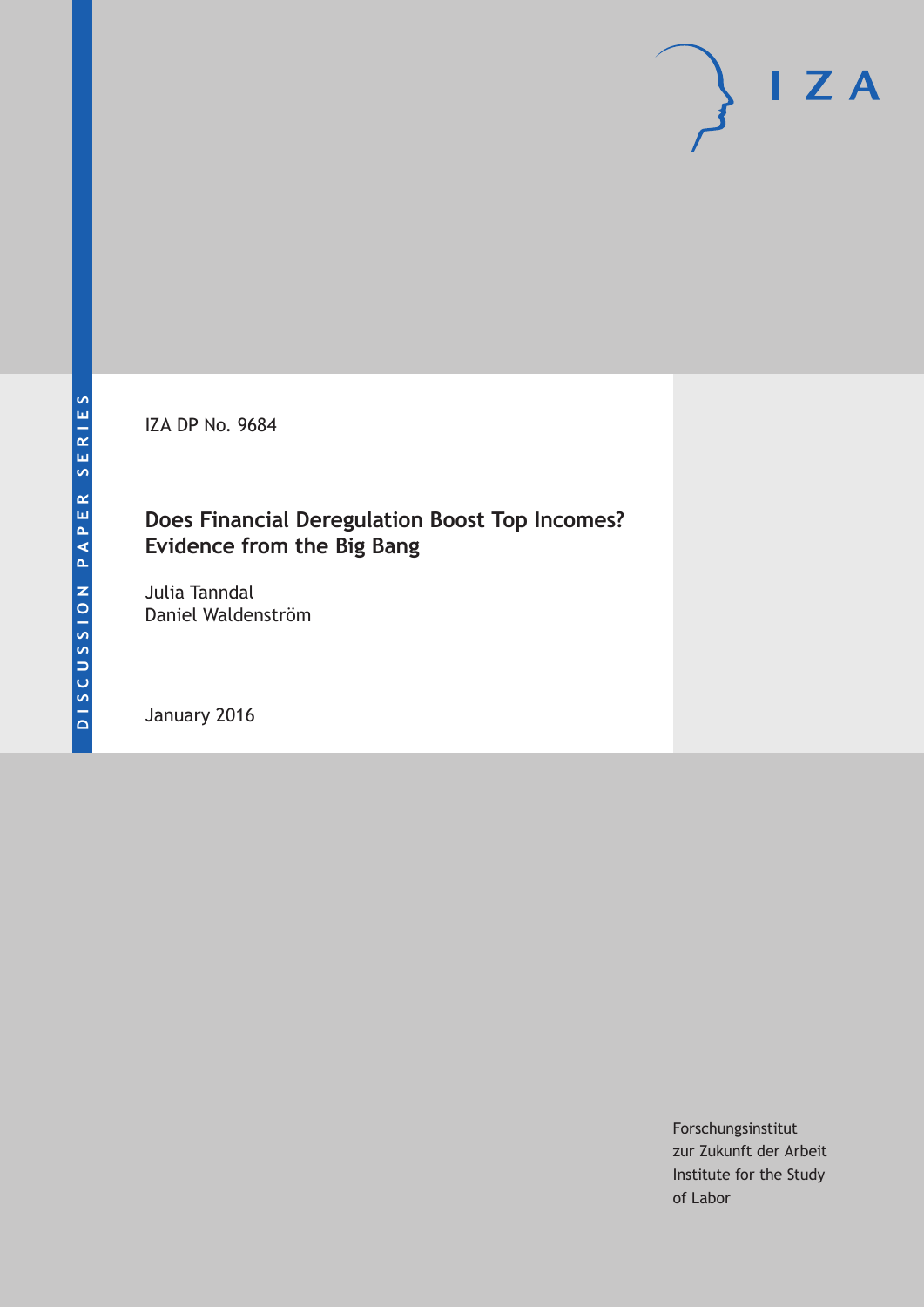DISCUSSION PAPER SERIES

IZA DP No. 9684

# Does Financial Deregulation Boost Top Incomes? Evidence from the Big Bang

Julia Tanndal
Daniel Waldenström

January 2016

Forschungsinstitut
zur Zukunft der Arbeit
Institute for the Study
of Labor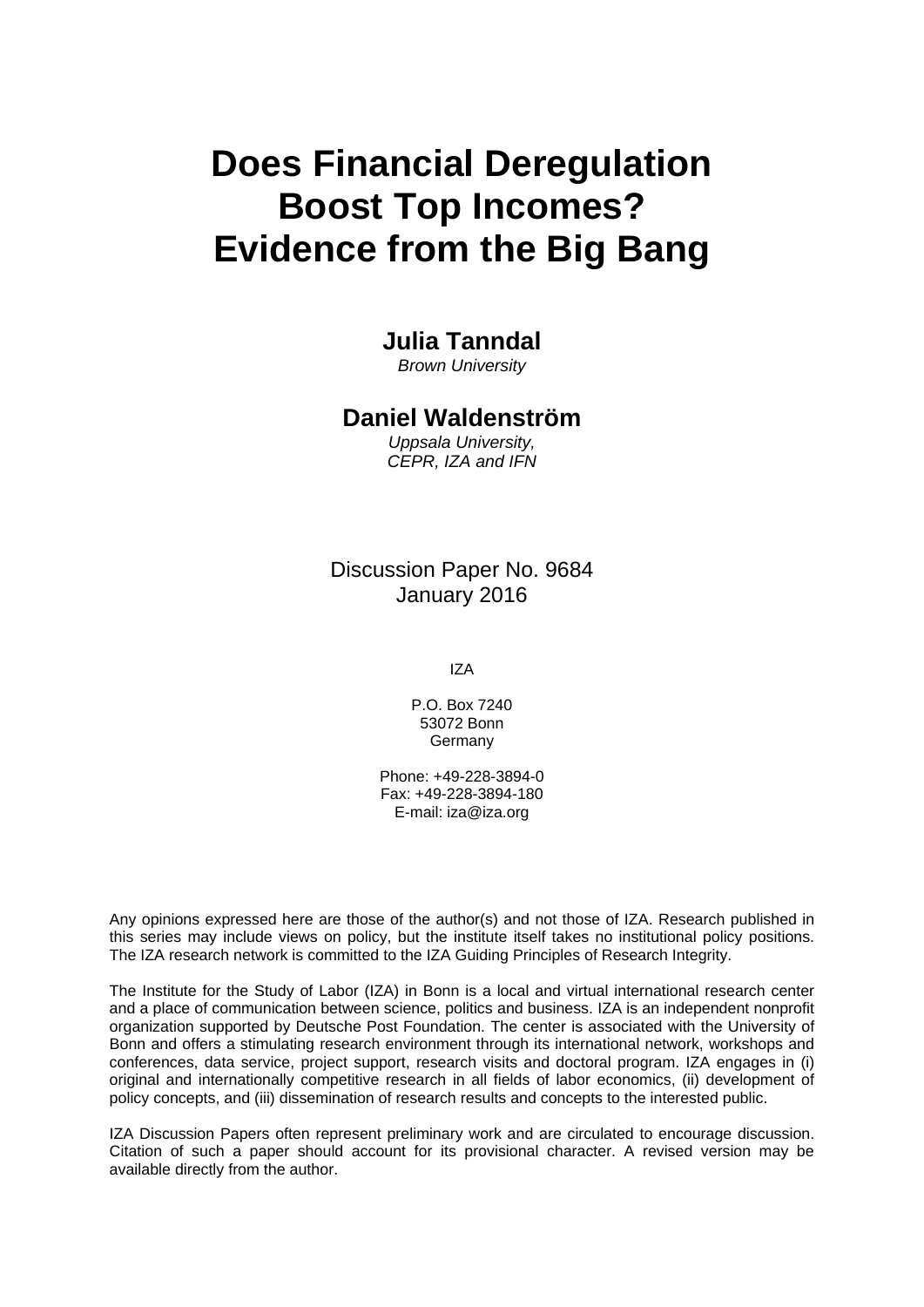# Does Financial Deregulation Boost Top Incomes? Evidence from the Big Bang

**Julia Tanndal**
*Brown University*

**Daniel Waldenström**
*Uppsala University, CEPR, IZA and IFN*

Discussion Paper No. 9684
January 2016

IZA

P.O. Box 7240
53072 Bonn
Germany

Phone: +49-228-3894-0
Fax: +49-228-3894-180
E-mail: iza@iza.org

Any opinions expressed here are those of the author(s) and not those of IZA. Research published in this series may include views on policy, but the institute itself takes no institutional policy positions. The IZA research network is committed to the IZA Guiding Principles of Research Integrity.

The Institute for the Study of Labor (IZA) in Bonn is a local and virtual international research center and a place of communication between science, politics and business. IZA is an independent nonprofit organization supported by Deutsche Post Foundation. The center is associated with the University of Bonn and offers a stimulating research environment through its international network, workshops and conferences, data service, project support, research visits and doctoral program. IZA engages in (i) original and internationally competitive research in all fields of labor economics, (ii) development of policy concepts, and (iii) dissemination of research results and concepts to the interested public.

IZA Discussion Papers often represent preliminary work and are circulated to encourage discussion. Citation of such a paper should account for its provisional character. A revised version may be available directly from the author.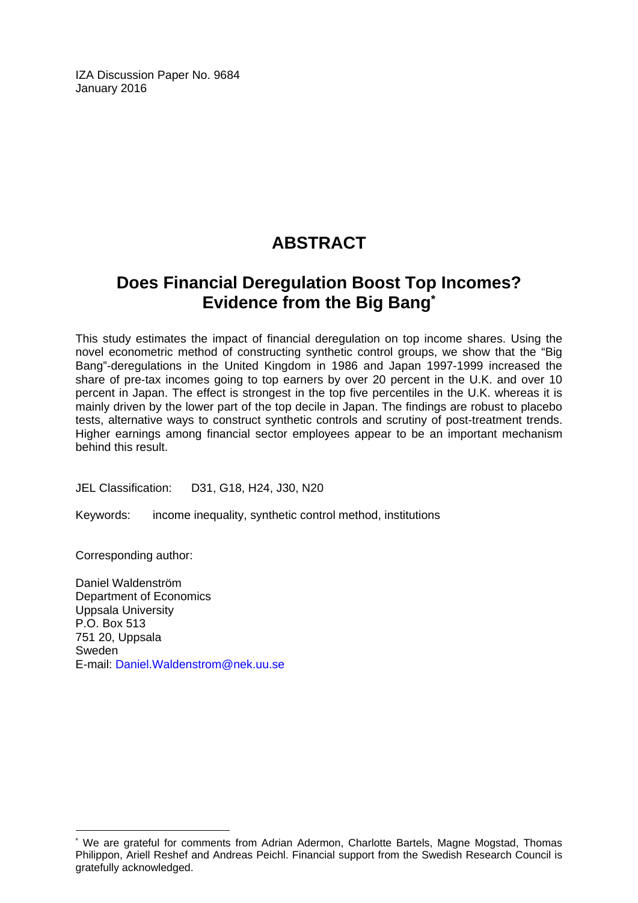IZA Discussion Paper No. 9684
January 2016

# ABSTRACT

## Does Financial Deregulation Boost Top Incomes? Evidence from the Big Bang*

This study estimates the impact of financial deregulation on top income shares. Using the novel econometric method of constructing synthetic control groups, we show that the "Big Bang"-deregulations in the United Kingdom in 1986 and Japan 1997-1999 increased the share of pre-tax incomes going to top earners by over 20 percent in the U.K. and over 10 percent in Japan. The effect is strongest in the top five percentiles in the U.K. whereas it is mainly driven by the lower part of the top decile in Japan. The findings are robust to placebo tests, alternative ways to construct synthetic controls and scrutiny of post-treatment trends. Higher earnings among financial sector employees appear to be an important mechanism behind this result.

JEL Classification: D31, G18, H24, J30, N20

Keywords: income inequality, synthetic control method, institutions

Corresponding author:

Daniel Waldenström
Department of Economics
Uppsala University
P.O. Box 513
751 20, Uppsala
Sweden
E-mail: Daniel.Waldenstrom@nek.uu.se

---

* We are grateful for comments from Adrian Adermon, Charlotte Bartels, Magne Mogstad, Thomas Philippon, Ariell Reshef and Andreas Peichl. Financial support from the Swedish Research Council is gratefully acknowledged.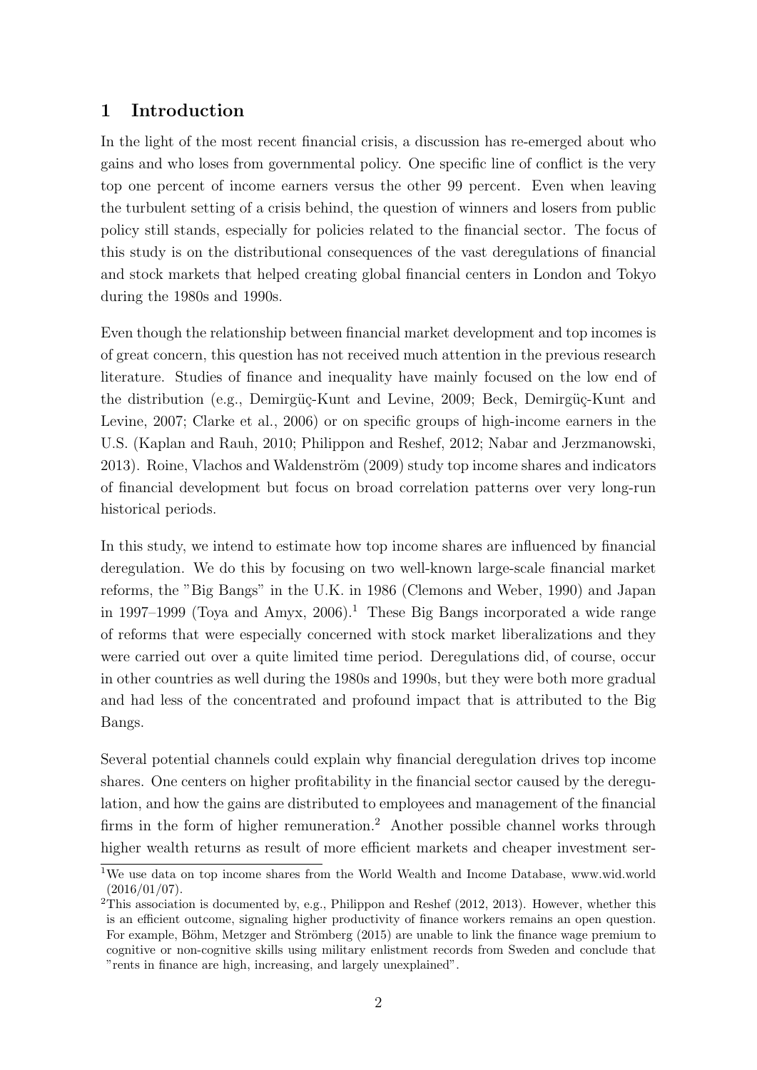# 1 Introduction

In the light of the most recent financial crisis, a discussion has re-emerged about who gains and who loses from governmental policy. One specific line of conflict is the very top one percent of income earners versus the other 99 percent. Even when leaving the turbulent setting of a crisis behind, the question of winners and losers from public policy still stands, especially for policies related to the financial sector. The focus of this study is on the distributional consequences of the vast deregulations of financial and stock markets that helped creating global financial centers in London and Tokyo during the 1980s and 1990s.

Even though the relationship between financial market development and top incomes is of great concern, this question has not received much attention in the previous research literature. Studies of finance and inequality have mainly focused on the low end of the distribution (e.g., Demirgüç-Kunt and Levine, 2009; Beck, Demirgüç-Kunt and Levine, 2007; Clarke et al., 2006) or on specific groups of high-income earners in the U.S. (Kaplan and Rauh, 2010; Philippon and Reshef, 2012; Nabar and Jerzmanowski, 2013). Roine, Vlachos and Waldenström (2009) study top income shares and indicators of financial development but focus on broad correlation patterns over very long-run historical periods.

In this study, we intend to estimate how top income shares are influenced by financial deregulation. We do this by focusing on two well-known large-scale financial market reforms, the "Big Bangs" in the U.K. in 1986 (Clemons and Weber, 1990) and Japan in 1997–1999 (Toya and Amyx, 2006).[1] These Big Bangs incorporated a wide range of reforms that were especially concerned with stock market liberalizations and they were carried out over a quite limited time period. Deregulations did, of course, occur in other countries as well during the 1980s and 1990s, but they were both more gradual and had less of the concentrated and profound impact that is attributed to the Big Bangs.

Several potential channels could explain why financial deregulation drives top income shares. One centers on higher profitability in the financial sector caused by the deregulation, and how the gains are distributed to employees and management of the financial firms in the form of higher remuneration.[2] Another possible channel works through higher wealth returns as result of more efficient markets and cheaper investment ser-

[1] We use data on top income shares from the World Wealth and Income Database, www.wid.world (2016/01/07).

[2] This association is documented by, e.g., Philippon and Reshef (2012, 2013). However, whether this is an efficient outcome, signaling higher productivity of finance workers remains an open question. For example, Böhm, Metzger and Strömberg (2015) are unable to link the finance wage premium to cognitive or non-cognitive skills using military enlistment records from Sweden and conclude that "rents in finance are high, increasing, and largely unexplained".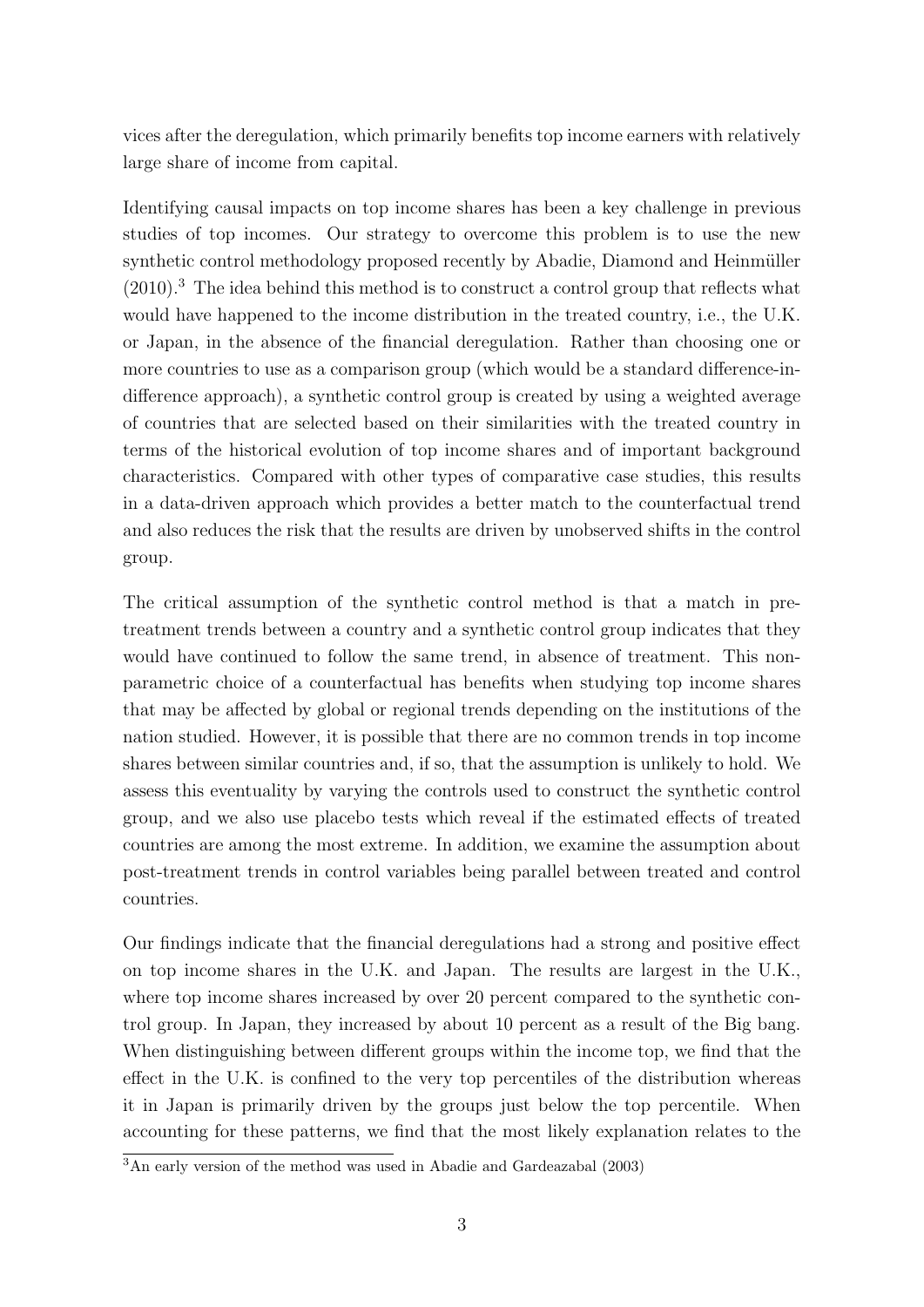vices after the deregulation, which primarily benefits top income earners with relatively large share of income from capital.

Identifying causal impacts on top income shares has been a key challenge in previous studies of top incomes. Our strategy to overcome this problem is to use the new synthetic control methodology proposed recently by Abadie, Diamond and Heinmüller (2010).[3] The idea behind this method is to construct a control group that reflects what would have happened to the income distribution in the treated country, i.e., the U.K. or Japan, in the absence of the financial deregulation. Rather than choosing one or more countries to use as a comparison group (which would be a standard difference-in-difference approach), a synthetic control group is created by using a weighted average of countries that are selected based on their similarities with the treated country in terms of the historical evolution of top income shares and of important background characteristics. Compared with other types of comparative case studies, this results in a data-driven approach which provides a better match to the counterfactual trend and also reduces the risk that the results are driven by unobserved shifts in the control group.

The critical assumption of the synthetic control method is that a match in pre-treatment trends between a country and a synthetic control group indicates that they would have continued to follow the same trend, in absence of treatment. This non-parametric choice of a counterfactual has benefits when studying top income shares that may be affected by global or regional trends depending on the institutions of the nation studied. However, it is possible that there are no common trends in top income shares between similar countries and, if so, that the assumption is unlikely to hold. We assess this eventuality by varying the controls used to construct the synthetic control group, and we also use placebo tests which reveal if the estimated effects of treated countries are among the most extreme. In addition, we examine the assumption about post-treatment trends in control variables being parallel between treated and control countries.

Our findings indicate that the financial deregulations had a strong and positive effect on top income shares in the U.K. and Japan. The results are largest in the U.K., where top income shares increased by over 20 percent compared to the synthetic control group. In Japan, they increased by about 10 percent as a result of the Big bang. When distinguishing between different groups within the income top, we find that the effect in the U.K. is confined to the very top percentiles of the distribution whereas it in Japan is primarily driven by the groups just below the top percentile. When accounting for these patterns, we find that the most likely explanation relates to the

[3]An early version of the method was used in Abadie and Gardeazabal (2003)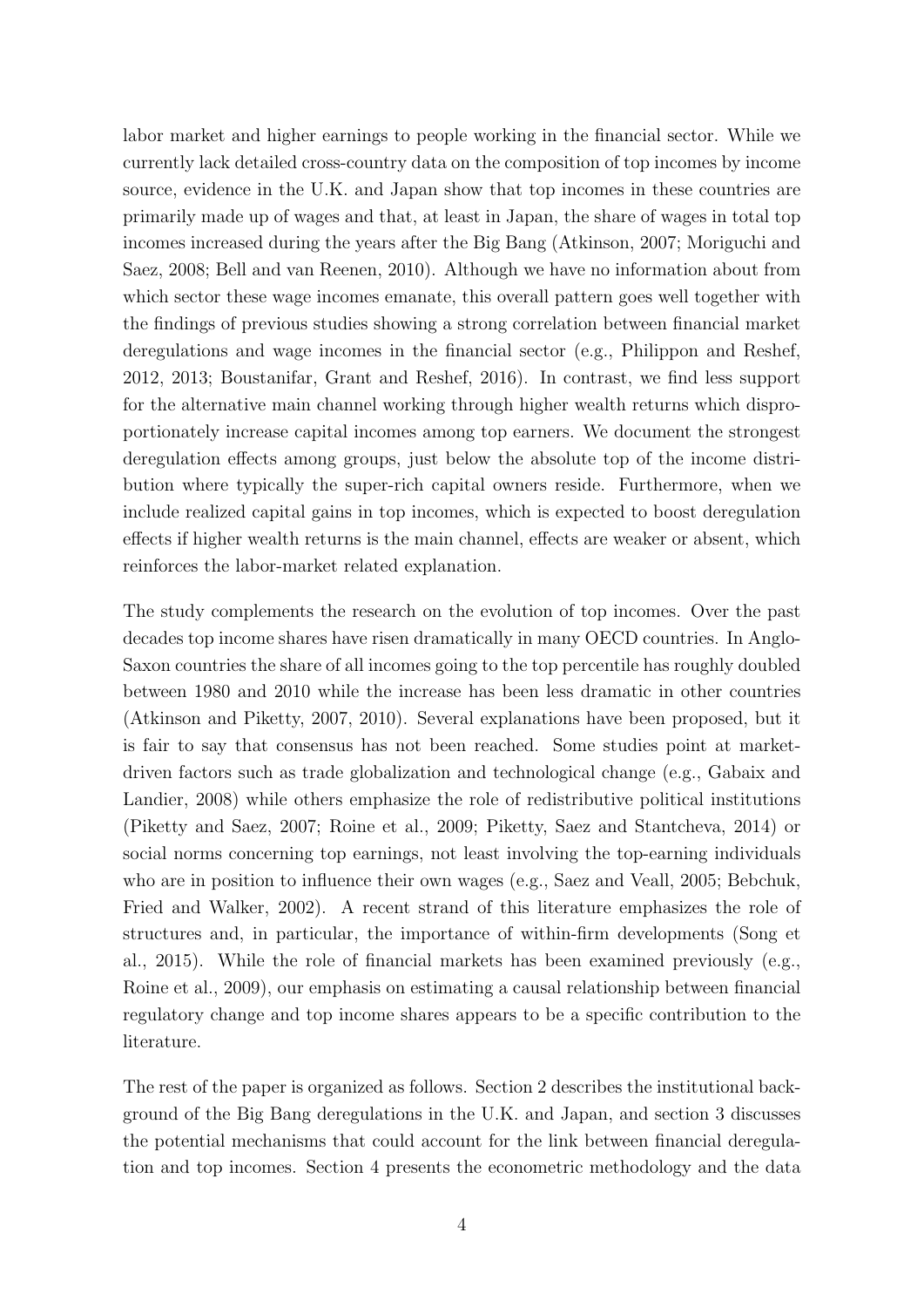labor market and higher earnings to people working in the financial sector. While we currently lack detailed cross-country data on the composition of top incomes by income source, evidence in the U.K. and Japan show that top incomes in these countries are primarily made up of wages and that, at least in Japan, the share of wages in total top incomes increased during the years after the Big Bang (Atkinson, 2007; Moriguchi and Saez, 2008; Bell and van Reenen, 2010). Although we have no information about from which sector these wage incomes emanate, this overall pattern goes well together with the findings of previous studies showing a strong correlation between financial market deregulations and wage incomes in the financial sector (e.g., Philippon and Reshef, 2012, 2013; Boustanifar, Grant and Reshef, 2016). In contrast, we find less support for the alternative main channel working through higher wealth returns which disproportionately increase capital incomes among top earners. We document the strongest deregulation effects among groups, just below the absolute top of the income distribution where typically the super-rich capital owners reside. Furthermore, when we include realized capital gains in top incomes, which is expected to boost deregulation effects if higher wealth returns is the main channel, effects are weaker or absent, which reinforces the labor-market related explanation.

The study complements the research on the evolution of top incomes. Over the past decades top income shares have risen dramatically in many OECD countries. In Anglo-Saxon countries the share of all incomes going to the top percentile has roughly doubled between 1980 and 2010 while the increase has been less dramatic in other countries (Atkinson and Piketty, 2007, 2010). Several explanations have been proposed, but it is fair to say that consensus has not been reached. Some studies point at market-driven factors such as trade globalization and technological change (e.g., Gabaix and Landier, 2008) while others emphasize the role of redistributive political institutions (Piketty and Saez, 2007; Roine et al., 2009; Piketty, Saez and Stantcheva, 2014) or social norms concerning top earnings, not least involving the top-earning individuals who are in position to influence their own wages (e.g., Saez and Veall, 2005; Bebchuk, Fried and Walker, 2002). A recent strand of this literature emphasizes the role of structures and, in particular, the importance of within-firm developments (Song et al., 2015). While the role of financial markets has been examined previously (e.g., Roine et al., 2009), our emphasis on estimating a causal relationship between financial regulatory change and top income shares appears to be a specific contribution to the literature.

The rest of the paper is organized as follows. Section 2 describes the institutional background of the Big Bang deregulations in the U.K. and Japan, and section 3 discusses the potential mechanisms that could account for the link between financial deregulation and top incomes. Section 4 presents the econometric methodology and the data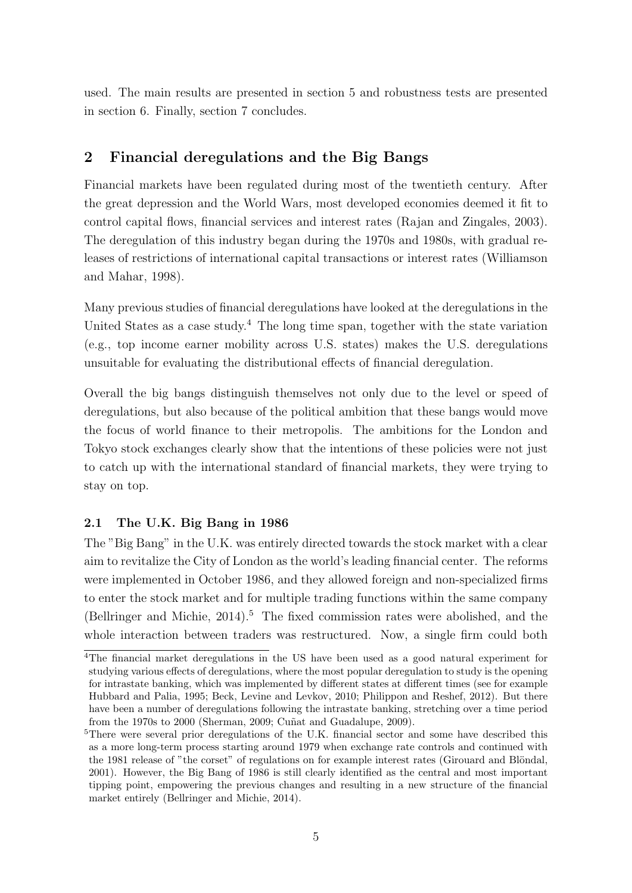used. The main results are presented in section 5 and robustness tests are presented in section 6. Finally, section 7 concludes.

## 2 Financial deregulations and the Big Bangs

Financial markets have been regulated during most of the twentieth century. After the great depression and the World Wars, most developed economies deemed it fit to control capital flows, financial services and interest rates (Rajan and Zingales, 2003). The deregulation of this industry began during the 1970s and 1980s, with gradual releases of restrictions of international capital transactions or interest rates (Williamson and Mahar, 1998).

Many previous studies of financial deregulations have looked at the deregulations in the United States as a case study.[4] The long time span, together with the state variation (e.g., top income earner mobility across U.S. states) makes the U.S. deregulations unsuitable for evaluating the distributional effects of financial deregulation.

Overall the big bangs distinguish themselves not only due to the level or speed of deregulations, but also because of the political ambition that these bangs would move the focus of world finance to their metropolis. The ambitions for the London and Tokyo stock exchanges clearly show that the intentions of these policies were not just to catch up with the international standard of financial markets, they were trying to stay on top.

### 2.1 The U.K. Big Bang in 1986

The "Big Bang" in the U.K. was entirely directed towards the stock market with a clear aim to revitalize the City of London as the world's leading financial center. The reforms were implemented in October 1986, and they allowed foreign and non-specialized firms to enter the stock market and for multiple trading functions within the same company (Bellringer and Michie, 2014).[5] The fixed commission rates were abolished, and the whole interaction between traders was restructured. Now, a single firm could both

[4] The financial market deregulations in the US have been used as a good natural experiment for studying various effects of deregulations, where the most popular deregulation to study is the opening for intrastate banking, which was implemented by different states at different times (see for example Hubbard and Palia, 1995; Beck, Levine and Levkov, 2010; Philippon and Reshef, 2012). But there have been a number of deregulations following the intrastate banking, stretching over a time period from the 1970s to 2000 (Sherman, 2009; Cuñat and Guadalupe, 2009).

[5] There were several prior deregulations of the U.K. financial sector and some have described this as a more long-term process starting around 1979 when exchange rate controls and continued with the 1981 release of "the corset" of regulations on for example interest rates (Girouard and Blöndal, 2001). However, the Big Bang of 1986 is still clearly identified as the central and most important tipping point, empowering the previous changes and resulting in a new structure of the financial market entirely (Bellringer and Michie, 2014).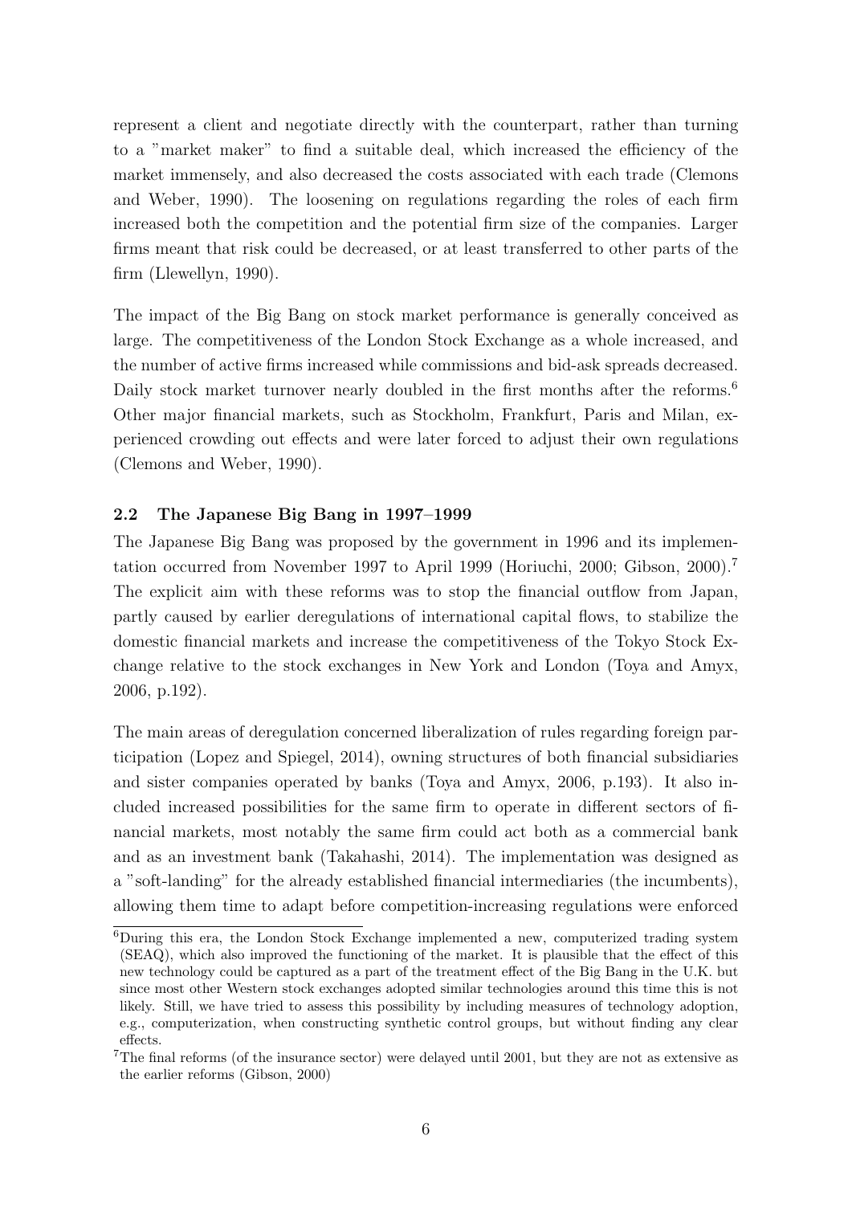represent a client and negotiate directly with the counterpart, rather than turning to a "market maker" to find a suitable deal, which increased the efficiency of the market immensely, and also decreased the costs associated with each trade (Clemons and Weber, 1990). The loosening on regulations regarding the roles of each firm increased both the competition and the potential firm size of the companies. Larger firms meant that risk could be decreased, or at least transferred to other parts of the firm (Llewellyn, 1990).

The impact of the Big Bang on stock market performance is generally conceived as large. The competitiveness of the London Stock Exchange as a whole increased, and the number of active firms increased while commissions and bid-ask spreads decreased. Daily stock market turnover nearly doubled in the first months after the reforms.[6] Other major financial markets, such as Stockholm, Frankfurt, Paris and Milan, experienced crowding out effects and were later forced to adjust their own regulations (Clemons and Weber, 1990).

### 2.2 The Japanese Big Bang in 1997–1999

The Japanese Big Bang was proposed by the government in 1996 and its implementation occurred from November 1997 to April 1999 (Horiuchi, 2000; Gibson, 2000).[7] The explicit aim with these reforms was to stop the financial outflow from Japan, partly caused by earlier deregulations of international capital flows, to stabilize the domestic financial markets and increase the competitiveness of the Tokyo Stock Exchange relative to the stock exchanges in New York and London (Toya and Amyx, 2006, p.192).

The main areas of deregulation concerned liberalization of rules regarding foreign participation (Lopez and Spiegel, 2014), owning structures of both financial subsidiaries and sister companies operated by banks (Toya and Amyx, 2006, p.193). It also included increased possibilities for the same firm to operate in different sectors of financial markets, most notably the same firm could act both as a commercial bank and as an investment bank (Takahashi, 2014). The implementation was designed as a "soft-landing" for the already established financial intermediaries (the incumbents), allowing them time to adapt before competition-increasing regulations were enforced

[6] During this era, the London Stock Exchange implemented a new, computerized trading system (SEAQ), which also improved the functioning of the market. It is plausible that the effect of this new technology could be captured as a part of the treatment effect of the Big Bang in the U.K. but since most other Western stock exchanges adopted similar technologies around this time this is not likely. Still, we have tried to assess this possibility by including measures of technology adoption, e.g., computerization, when constructing synthetic control groups, but without finding any clear effects.

[7] The final reforms (of the insurance sector) were delayed until 2001, but they are not as extensive as the earlier reforms (Gibson, 2000)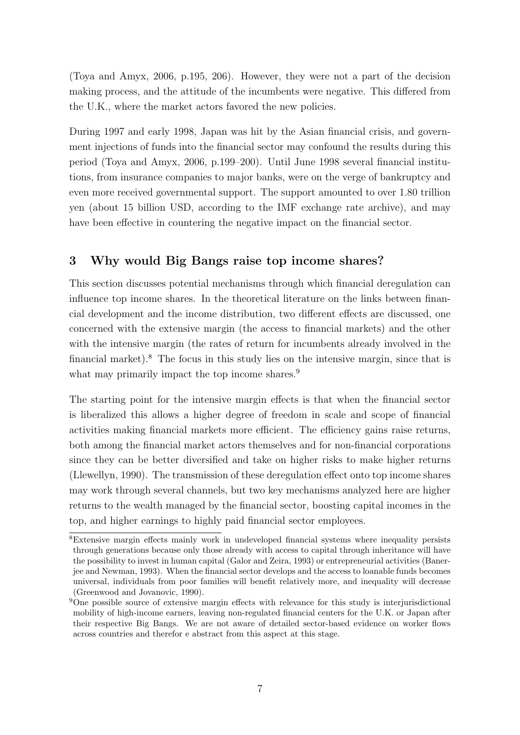(Toya and Amyx, 2006, p.195, 206). However, they were not a part of the decision making process, and the attitude of the incumbents were negative. This differed from the U.K., where the market actors favored the new policies.

During 1997 and early 1998, Japan was hit by the Asian financial crisis, and government injections of funds into the financial sector may confound the results during this period (Toya and Amyx, 2006, p.199–200). Until June 1998 several financial institutions, from insurance companies to major banks, were on the verge of bankruptcy and even more received governmental support. The support amounted to over 1.80 trillion yen (about 15 billion USD, according to the IMF exchange rate archive), and may have been effective in countering the negative impact on the financial sector.

## 3 Why would Big Bangs raise top income shares?

This section discusses potential mechanisms through which financial deregulation can influence top income shares. In the theoretical literature on the links between financial development and the income distribution, two different effects are discussed, one concerned with the extensive margin (the access to financial markets) and the other with the intensive margin (the rates of return for incumbents already involved in the financial market).[8] The focus in this study lies on the intensive margin, since that is what may primarily impact the top income shares.[9]

The starting point for the intensive margin effects is that when the financial sector is liberalized this allows a higher degree of freedom in scale and scope of financial activities making financial markets more efficient. The efficiency gains raise returns, both among the financial market actors themselves and for non-financial corporations since they can be better diversified and take on higher risks to make higher returns (Llewellyn, 1990). The transmission of these deregulation effect onto top income shares may work through several channels, but two key mechanisms analyzed here are higher returns to the wealth managed by the financial sector, boosting capital incomes in the top, and higher earnings to highly paid financial sector employees.

[8] Extensive margin effects mainly work in undeveloped financial systems where inequality persists through generations because only those already with access to capital through inheritance will have the possibility to invest in human capital (Galor and Zeira, 1993) or entrepreneurial activities (Banerjee and Newman, 1993). When the financial sector develops and the access to loanable funds becomes universal, individuals from poor families will benefit relatively more, and inequality will decrease (Greenwood and Jovanovic, 1990).

[9] One possible source of extensive margin effects with relevance for this study is interjurisdictional mobility of high-income earners, leaving non-regulated financial centers for the U.K. or Japan after their respective Big Bangs. We are not aware of detailed sector-based evidence on worker flows across countries and therefor e abstract from this aspect at this stage.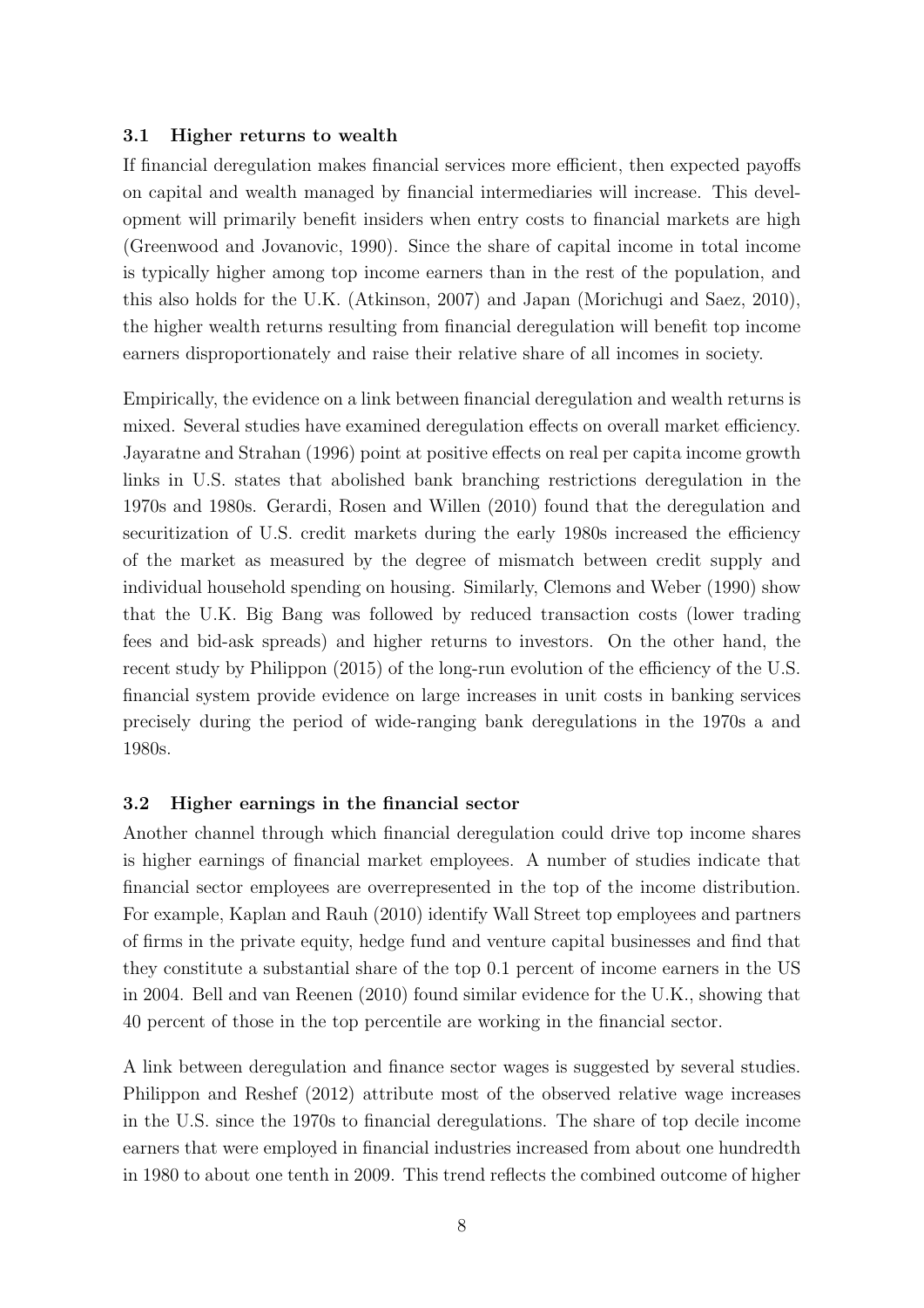### 3.1 Higher returns to wealth

If financial deregulation makes financial services more efficient, then expected payoffs on capital and wealth managed by financial intermediaries will increase. This development will primarily benefit insiders when entry costs to financial markets are high (Greenwood and Jovanovic, 1990). Since the share of capital income in total income is typically higher among top income earners than in the rest of the population, and this also holds for the U.K. (Atkinson, 2007) and Japan (Morichugi and Saez, 2010), the higher wealth returns resulting from financial deregulation will benefit top income earners disproportionately and raise their relative share of all incomes in society.

Empirically, the evidence on a link between financial deregulation and wealth returns is mixed. Several studies have examined deregulation effects on overall market efficiency. Jayaratne and Strahan (1996) point at positive effects on real per capita income growth links in U.S. states that abolished bank branching restrictions deregulation in the 1970s and 1980s. Gerardi, Rosen and Willen (2010) found that the deregulation and securitization of U.S. credit markets during the early 1980s increased the efficiency of the market as measured by the degree of mismatch between credit supply and individual household spending on housing. Similarly, Clemons and Weber (1990) show that the U.K. Big Bang was followed by reduced transaction costs (lower trading fees and bid-ask spreads) and higher returns to investors. On the other hand, the recent study by Philippon (2015) of the long-run evolution of the efficiency of the U.S. financial system provide evidence on large increases in unit costs in banking services precisely during the period of wide-ranging bank deregulations in the 1970s a and 1980s.

### 3.2 Higher earnings in the financial sector

Another channel through which financial deregulation could drive top income shares is higher earnings of financial market employees. A number of studies indicate that financial sector employees are overrepresented in the top of the income distribution. For example, Kaplan and Rauh (2010) identify Wall Street top employees and partners of firms in the private equity, hedge fund and venture capital businesses and find that they constitute a substantial share of the top 0.1 percent of income earners in the US in 2004. Bell and van Reenen (2010) found similar evidence for the U.K., showing that 40 percent of those in the top percentile are working in the financial sector.

A link between deregulation and finance sector wages is suggested by several studies. Philippon and Reshef (2012) attribute most of the observed relative wage increases in the U.S. since the 1970s to financial deregulations. The share of top decile income earners that were employed in financial industries increased from about one hundredth in 1980 to about one tenth in 2009. This trend reflects the combined outcome of higher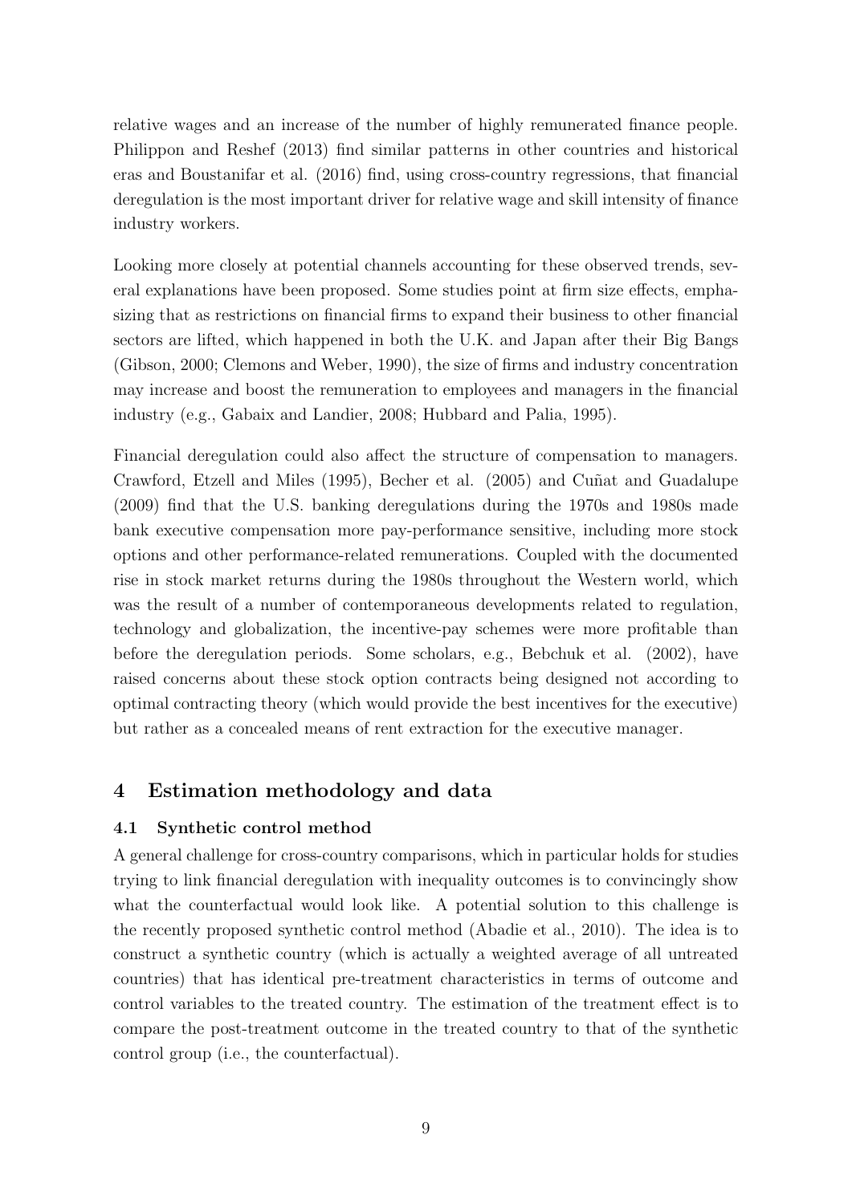relative wages and an increase of the number of highly remunerated finance people. Philippon and Reshef (2013) find similar patterns in other countries and historical eras and Boustanifar et al. (2016) find, using cross-country regressions, that financial deregulation is the most important driver for relative wage and skill intensity of finance industry workers.

Looking more closely at potential channels accounting for these observed trends, several explanations have been proposed. Some studies point at firm size effects, emphasizing that as restrictions on financial firms to expand their business to other financial sectors are lifted, which happened in both the U.K. and Japan after their Big Bangs (Gibson, 2000; Clemons and Weber, 1990), the size of firms and industry concentration may increase and boost the remuneration to employees and managers in the financial industry (e.g., Gabaix and Landier, 2008; Hubbard and Palia, 1995).

Financial deregulation could also affect the structure of compensation to managers. Crawford, Etzell and Miles (1995), Becher et al. (2005) and Cuñat and Guadalupe (2009) find that the U.S. banking deregulations during the 1970s and 1980s made bank executive compensation more pay-performance sensitive, including more stock options and other performance-related remunerations. Coupled with the documented rise in stock market returns during the 1980s throughout the Western world, which was the result of a number of contemporaneous developments related to regulation, technology and globalization, the incentive-pay schemes were more profitable than before the deregulation periods. Some scholars, e.g., Bebchuk et al. (2002), have raised concerns about these stock option contracts being designed not according to optimal contracting theory (which would provide the best incentives for the executive) but rather as a concealed means of rent extraction for the executive manager.

## 4 Estimation methodology and data

### 4.1 Synthetic control method

A general challenge for cross-country comparisons, which in particular holds for studies trying to link financial deregulation with inequality outcomes is to convincingly show what the counterfactual would look like. A potential solution to this challenge is the recently proposed synthetic control method (Abadie et al., 2010). The idea is to construct a synthetic country (which is actually a weighted average of all untreated countries) that has identical pre-treatment characteristics in terms of outcome and control variables to the treated country. The estimation of the treatment effect is to compare the post-treatment outcome in the treated country to that of the synthetic control group (i.e., the counterfactual).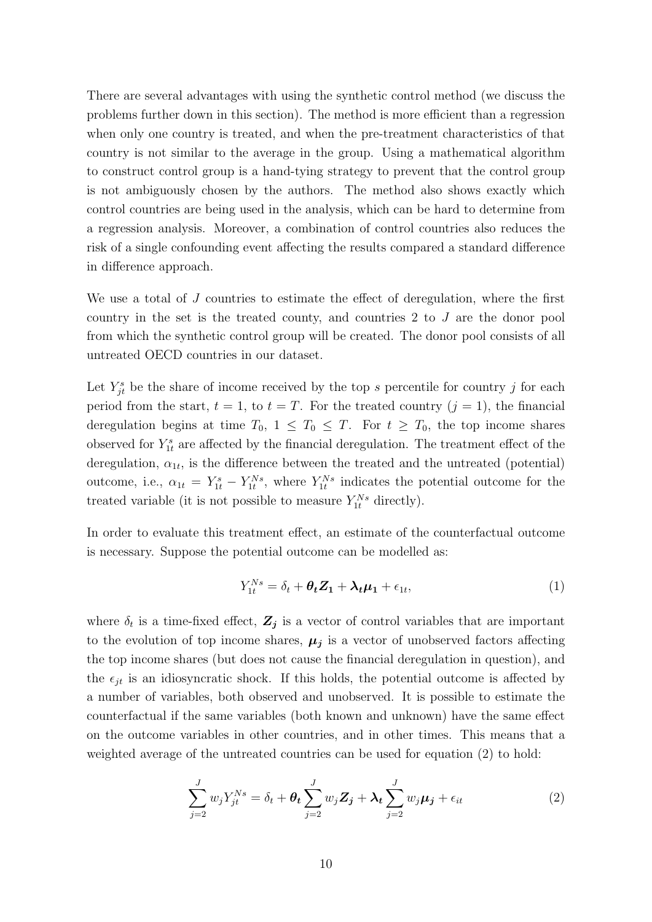There are several advantages with using the synthetic control method (we discuss the problems further down in this section). The method is more efficient than a regression when only one country is treated, and when the pre-treatment characteristics of that country is not similar to the average in the group. Using a mathematical algorithm to construct control group is a hand-tying strategy to prevent that the control group is not ambiguously chosen by the authors. The method also shows exactly which control countries are being used in the analysis, which can be hard to determine from a regression analysis. Moreover, a combination of control countries also reduces the risk of a single confounding event affecting the results compared a standard difference in difference approach.

We use a total of $J$ countries to estimate the effect of deregulation, where the first country in the set is the treated county, and countries 2 to $J$ are the donor pool from which the synthetic control group will be created. The donor pool consists of all untreated OECD countries in our dataset.

Let $Y_{jt}^{s}$ be the share of income received by the top $s$ percentile for country $j$ for each period from the start, $t = 1$, to $t = T$. For the treated country ($j = 1$), the financial deregulation begins at time $T_0$, $1 \leq T_0 \leq T$. For $t \geq T_0$, the top income shares observed for $Y_{1t}^{s}$ are affected by the financial deregulation. The treatment effect of the deregulation, $\alpha_{1t}$, is the difference between the treated and the untreated (potential) outcome, i.e., $\alpha_{1t} = Y_{1t}^{s} - Y_{1t}^{Ns}$, where $Y_{1t}^{Ns}$ indicates the potential outcome for the treated variable (it is not possible to measure $Y_{1t}^{Ns}$ directly).

In order to evaluate this treatment effect, an estimate of the counterfactual outcome is necessary. Suppose the potential outcome can be modelled as:

$$Y_{1t}^{Ns} = \delta_t + \boldsymbol{\theta_t Z_1} + \boldsymbol{\lambda_t \mu_1} + \epsilon_{1t}, \tag{1}$$

where $\delta_t$ is a time-fixed effect, $\boldsymbol{Z_j}$ is a vector of control variables that are important to the evolution of top income shares, $\boldsymbol{\mu_j}$ is a vector of unobserved factors affecting the top income shares (but does not cause the financial deregulation in question), and the $\epsilon_{jt}$ is an idiosyncratic shock. If this holds, the potential outcome is affected by a number of variables, both observed and unobserved. It is possible to estimate the counterfactual if the same variables (both known and unknown) have the same effect on the outcome variables in other countries, and in other times. This means that a weighted average of the untreated countries can be used for equation (2) to hold:

$$\sum_{j=2}^{J} w_j Y_{jt}^{Ns} = \delta_t + \boldsymbol{\theta_t} \sum_{j=2}^{J} w_j \boldsymbol{Z_j} + \boldsymbol{\lambda_t} \sum_{j=2}^{J} w_j \boldsymbol{\mu_j} + \epsilon_{it} \tag{2}$$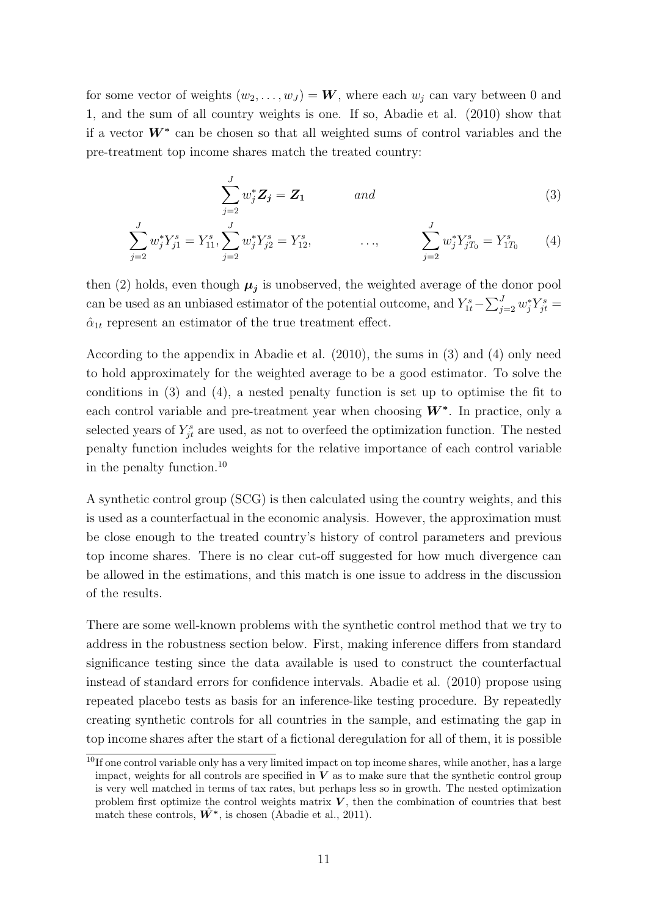for some vector of weights $(w_2, \ldots, w_J) = \boldsymbol{W}$, where each $w_j$ can vary between 0 and 1, and the sum of all country weights is one. If so, Abadie et al. (2010) show that if a vector $\boldsymbol{W^*}$ can be chosen so that all weighted sums of control variables and the pre-treatment top income shares match the treated country:

$$\sum_{j=2}^{J} w_j^* \boldsymbol{Z_j} = \boldsymbol{Z_1} \qquad and \tag{3}$$

$$\sum_{j=2}^{J} w_j^* Y_{j1}^s = Y_{11}^s, \sum_{j=2}^{J} w_j^* Y_{j2}^s = Y_{12}^s, \qquad \ldots, \qquad \sum_{j=2}^{J} w_j^* Y_{jT_0}^s = Y_{1T_0}^s \tag{4}$$

then (2) holds, even though $\boldsymbol{\mu_j}$ is unobserved, the weighted average of the donor pool can be used as an unbiased estimator of the potential outcome, and $Y_{1t}^s - \sum_{j=2}^{J} w_j^* Y_{jt}^s = \hat{\alpha}_{1t}$ represent an estimator of the true treatment effect.

According to the appendix in Abadie et al. (2010), the sums in (3) and (4) only need to hold approximately for the weighted average to be a good estimator. To solve the conditions in (3) and (4), a nested penalty function is set up to optimise the fit to each control variable and pre-treatment year when choosing $\boldsymbol{W^*}$. In practice, only a selected years of $Y_{jt}^s$ are used, as not to overfeed the optimization function. The nested penalty function includes weights for the relative importance of each control variable in the penalty function.[10]

A synthetic control group (SCG) is then calculated using the country weights, and this is used as a counterfactual in the economic analysis. However, the approximation must be close enough to the treated country's history of control parameters and previous top income shares. There is no clear cut-off suggested for how much divergence can be allowed in the estimations, and this match is one issue to address in the discussion of the results.

There are some well-known problems with the synthetic control method that we try to address in the robustness section below. First, making inference differs from standard significance testing since the data available is used to construct the counterfactual instead of standard errors for confidence intervals. Abadie et al. (2010) propose using repeated placebo tests as basis for an inference-like testing procedure. By repeatedly creating synthetic controls for all countries in the sample, and estimating the gap in top income shares after the start of a fictional deregulation for all of them, it is possible

[10] If one control variable only has a very limited impact on top income shares, while another, has a large impact, weights for all controls are specified in $\boldsymbol{V}$ as to make sure that the synthetic control group is very well matched in terms of tax rates, but perhaps less so in growth. The nested optimization problem first optimize the control weights matrix $\boldsymbol{V}$, then the combination of countries that best match these controls, $\hat{\boldsymbol{W}}^*$, is chosen (Abadie et al., 2011).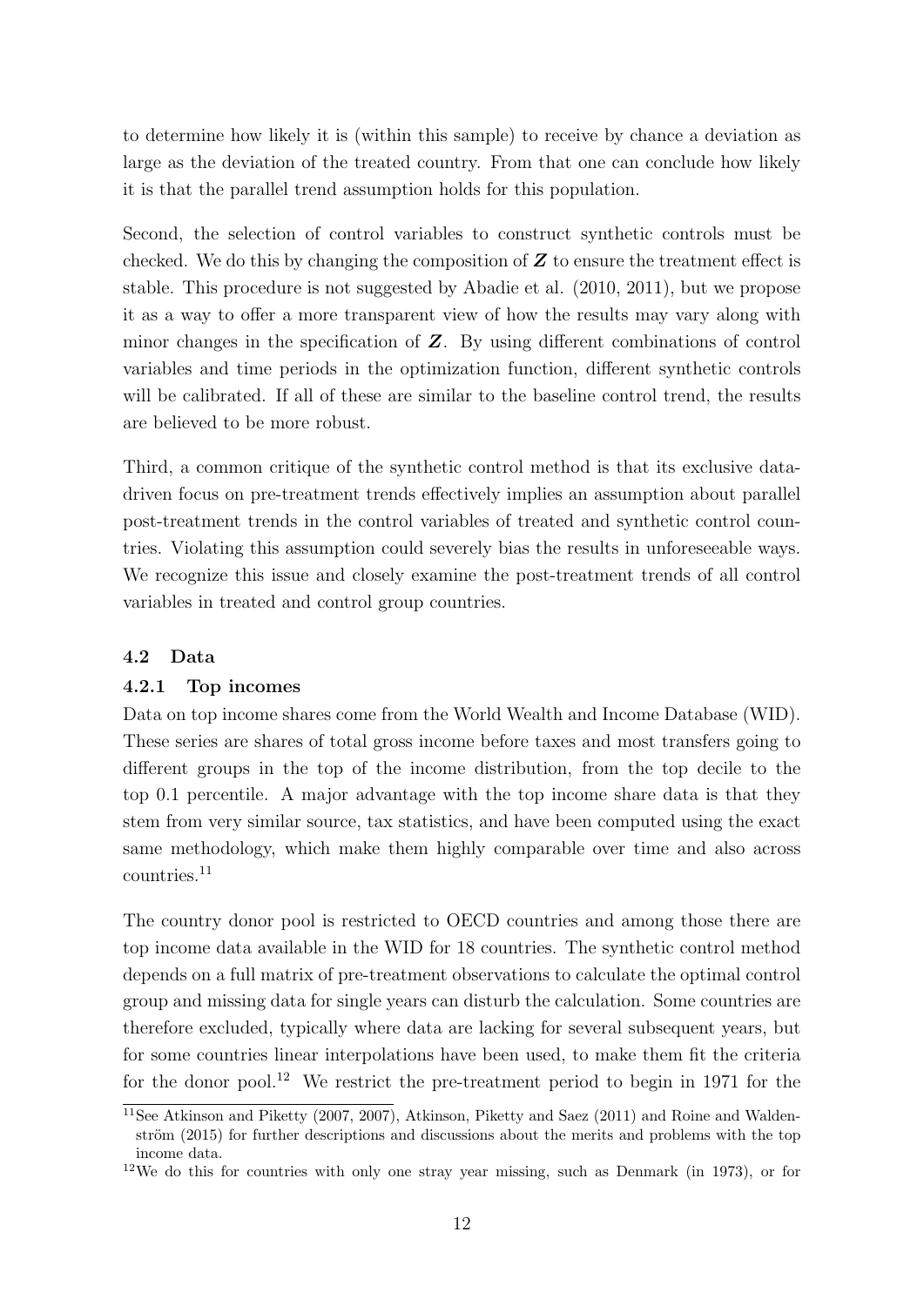to determine how likely it is (within this sample) to receive by chance a deviation as large as the deviation of the treated country. From that one can conclude how likely it is that the parallel trend assumption holds for this population.

Second, the selection of control variables to construct synthetic controls must be checked. We do this by changing the composition of $\boldsymbol{Z}$ to ensure the treatment effect is stable. This procedure is not suggested by Abadie et al. (2010, 2011), but we propose it as a way to offer a more transparent view of how the results may vary along with minor changes in the specification of $\boldsymbol{Z}$. By using different combinations of control variables and time periods in the optimization function, different synthetic controls will be calibrated. If all of these are similar to the baseline control trend, the results are believed to be more robust.

Third, a common critique of the synthetic control method is that its exclusive data-driven focus on pre-treatment trends effectively implies an assumption about parallel post-treatment trends in the control variables of treated and synthetic control countries. Violating this assumption could severely bias the results in unforeseeable ways. We recognize this issue and closely examine the post-treatment trends of all control variables in treated and control group countries.

### 4.2 Data

#### 4.2.1 Top incomes

Data on top income shares come from the World Wealth and Income Database (WID). These series are shares of total gross income before taxes and most transfers going to different groups in the top of the income distribution, from the top decile to the top 0.1 percentile. A major advantage with the top income share data is that they stem from very similar source, tax statistics, and have been computed using the exact same methodology, which make them highly comparable over time and also across countries.[11]

The country donor pool is restricted to OECD countries and among those there are top income data available in the WID for 18 countries. The synthetic control method depends on a full matrix of pre-treatment observations to calculate the optimal control group and missing data for single years can disturb the calculation. Some countries are therefore excluded, typically where data are lacking for several subsequent years, but for some countries linear interpolations have been used, to make them fit the criteria for the donor pool.[12] We restrict the pre-treatment period to begin in 1971 for the

---

[11] See Atkinson and Piketty (2007, 2007), Atkinson, Piketty and Saez (2011) and Roine and Waldenström (2015) for further descriptions and discussions about the merits and problems with the top income data.

[12] We do this for countries with only one stray year missing, such as Denmark (in 1973), or for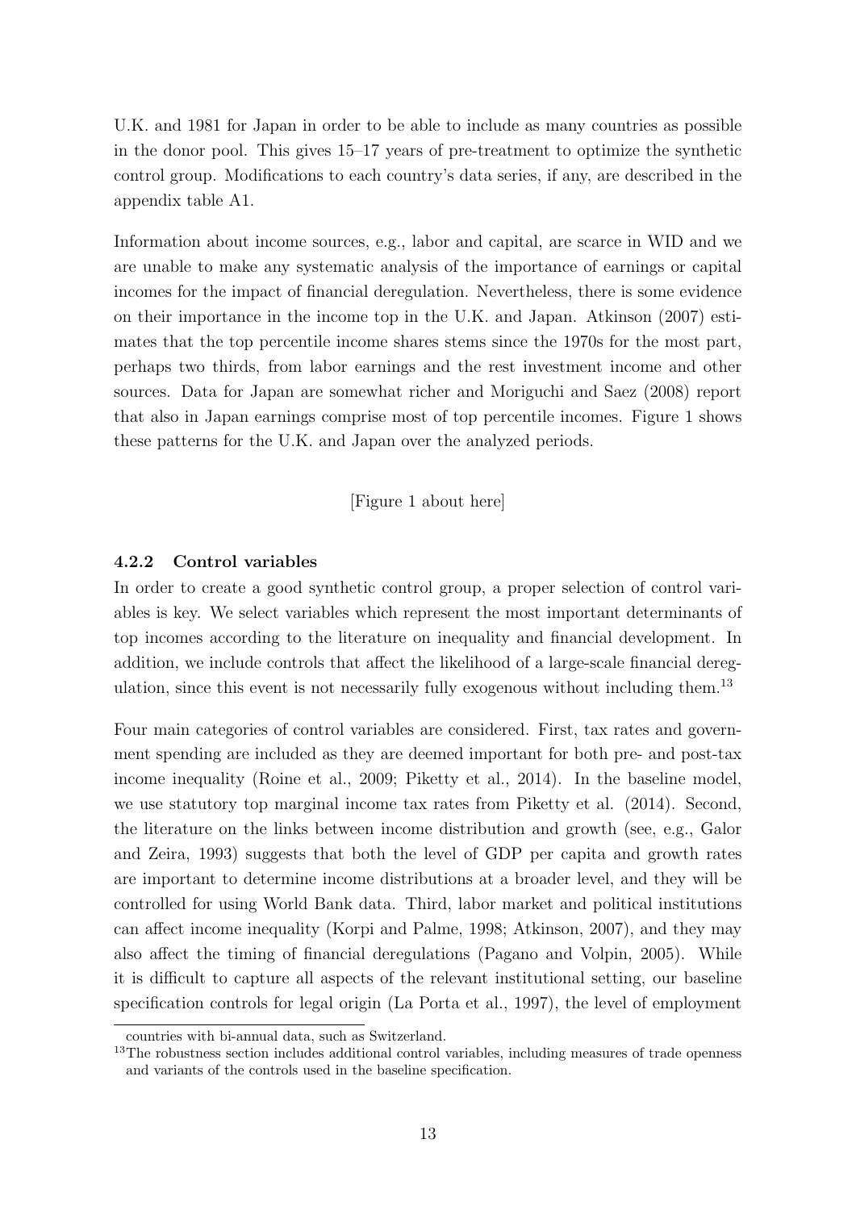U.K. and 1981 for Japan in order to be able to include as many countries as possible in the donor pool. This gives 15–17 years of pre-treatment to optimize the synthetic control group. Modifications to each country's data series, if any, are described in the appendix table A1.

Information about income sources, e.g., labor and capital, are scarce in WID and we are unable to make any systematic analysis of the importance of earnings or capital incomes for the impact of financial deregulation. Nevertheless, there is some evidence on their importance in the income top in the U.K. and Japan. Atkinson (2007) estimates that the top percentile income shares stems since the 1970s for the most part, perhaps two thirds, from labor earnings and the rest investment income and other sources. Data for Japan are somewhat richer and Moriguchi and Saez (2008) report that also in Japan earnings comprise most of top percentile incomes. Figure 1 shows these patterns for the U.K. and Japan over the analyzed periods.

[Figure 1 about here]

#### 4.2.2 Control variables

In order to create a good synthetic control group, a proper selection of control variables is key. We select variables which represent the most important determinants of top incomes according to the literature on inequality and financial development. In addition, we include controls that affect the likelihood of a large-scale financial deregulation, since this event is not necessarily fully exogenous without including them.[13]

Four main categories of control variables are considered. First, tax rates and government spending are included as they are deemed important for both pre- and post-tax income inequality (Roine et al., 2009; Piketty et al., 2014). In the baseline model, we use statutory top marginal income tax rates from Piketty et al. (2014). Second, the literature on the links between income distribution and growth (see, e.g., Galor and Zeira, 1993) suggests that both the level of GDP per capita and growth rates are important to determine income distributions at a broader level, and they will be controlled for using World Bank data. Third, labor market and political institutions can affect income inequality (Korpi and Palme, 1998; Atkinson, 2007), and they may also affect the timing of financial deregulations (Pagano and Volpin, 2005). While it is difficult to capture all aspects of the relevant institutional setting, our baseline specification controls for legal origin (La Porta et al., 1997), the level of employment

countries with bi-annual data, such as Switzerland.

[13] The robustness section includes additional control variables, including measures of trade openness and variants of the controls used in the baseline specification.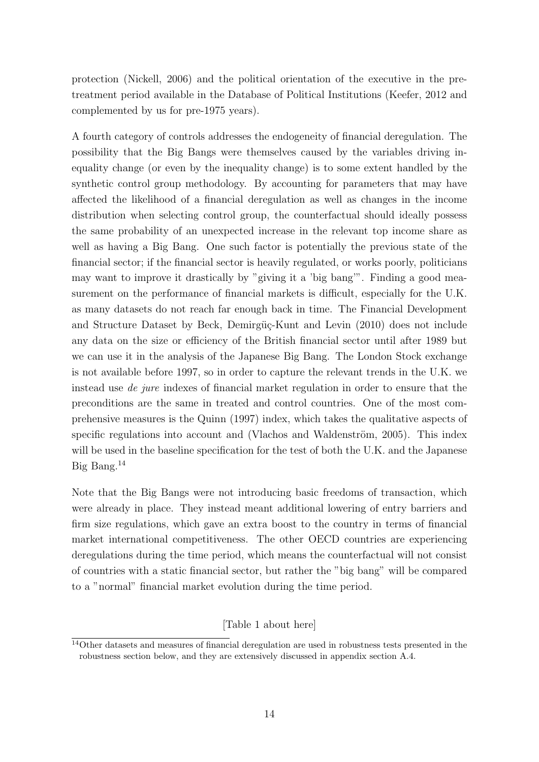protection (Nickell, 2006) and the political orientation of the executive in the pre-treatment period available in the Database of Political Institutions (Keefer, 2012 and complemented by us for pre-1975 years).

A fourth category of controls addresses the endogeneity of financial deregulation. The possibility that the Big Bangs were themselves caused by the variables driving inequality change (or even by the inequality change) is to some extent handled by the synthetic control group methodology. By accounting for parameters that may have affected the likelihood of a financial deregulation as well as changes in the income distribution when selecting control group, the counterfactual should ideally possess the same probability of an unexpected increase in the relevant top income share as well as having a Big Bang. One such factor is potentially the previous state of the financial sector; if the financial sector is heavily regulated, or works poorly, politicians may want to improve it drastically by "giving it a 'big bang'". Finding a good measurement on the performance of financial markets is difficult, especially for the U.K. as many datasets do not reach far enough back in time. The Financial Development and Structure Dataset by Beck, Demirgüç-Kunt and Levin (2010) does not include any data on the size or efficiency of the British financial sector until after 1989 but we can use it in the analysis of the Japanese Big Bang. The London Stock exchange is not available before 1997, so in order to capture the relevant trends in the U.K. we instead use *de jure* indexes of financial market regulation in order to ensure that the preconditions are the same in treated and control countries. One of the most comprehensive measures is the Quinn (1997) index, which takes the qualitative aspects of specific regulations into account and (Vlachos and Waldenström, 2005). This index will be used in the baseline specification for the test of both the U.K. and the Japanese Big Bang.[14]

Note that the Big Bangs were not introducing basic freedoms of transaction, which were already in place. They instead meant additional lowering of entry barriers and firm size regulations, which gave an extra boost to the country in terms of financial market international competitiveness. The other OECD countries are experiencing deregulations during the time period, which means the counterfactual will not consist of countries with a static financial sector, but rather the "big bang" will be compared to a "normal" financial market evolution during the time period.

[Table 1 about here]

[14] Other datasets and measures of financial deregulation are used in robustness tests presented in the robustness section below, and they are extensively discussed in appendix section A.4.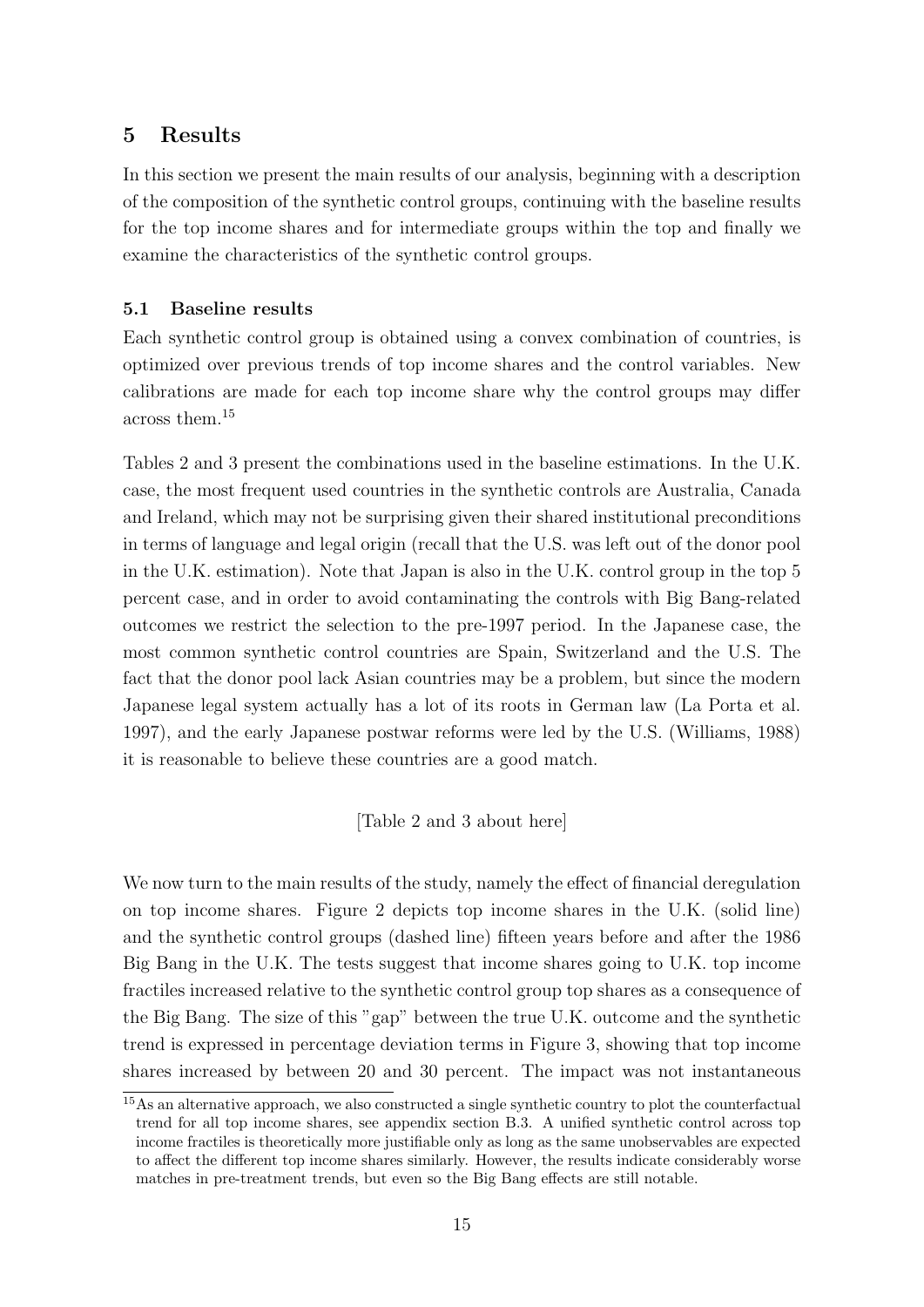## 5 Results

In this section we present the main results of our analysis, beginning with a description of the composition of the synthetic control groups, continuing with the baseline results for the top income shares and for intermediate groups within the top and finally we examine the characteristics of the synthetic control groups.

### 5.1 Baseline results

Each synthetic control group is obtained using a convex combination of countries, is optimized over previous trends of top income shares and the control variables. New calibrations are made for each top income share why the control groups may differ across them.[15]

Tables 2 and 3 present the combinations used in the baseline estimations. In the U.K. case, the most frequent used countries in the synthetic controls are Australia, Canada and Ireland, which may not be surprising given their shared institutional preconditions in terms of language and legal origin (recall that the U.S. was left out of the donor pool in the U.K. estimation). Note that Japan is also in the U.K. control group in the top 5 percent case, and in order to avoid contaminating the controls with Big Bang-related outcomes we restrict the selection to the pre-1997 period. In the Japanese case, the most common synthetic control countries are Spain, Switzerland and the U.S. The fact that the donor pool lack Asian countries may be a problem, but since the modern Japanese legal system actually has a lot of its roots in German law (La Porta et al. 1997), and the early Japanese postwar reforms were led by the U.S. (Williams, 1988) it is reasonable to believe these countries are a good match.

[Table 2 and 3 about here]

We now turn to the main results of the study, namely the effect of financial deregulation on top income shares. Figure 2 depicts top income shares in the U.K. (solid line) and the synthetic control groups (dashed line) fifteen years before and after the 1986 Big Bang in the U.K. The tests suggest that income shares going to U.K. top income fractiles increased relative to the synthetic control group top shares as a consequence of the Big Bang. The size of this "gap" between the true U.K. outcome and the synthetic trend is expressed in percentage deviation terms in Figure 3, showing that top income shares increased by between 20 and 30 percent. The impact was not instantaneous

[15] As an alternative approach, we also constructed a single synthetic country to plot the counterfactual trend for all top income shares, see appendix section B.3. A unified synthetic control across top income fractiles is theoretically more justifiable only as long as the same unobservables are expected to affect the different top income shares similarly. However, the results indicate considerably worse matches in pre-treatment trends, but even so the Big Bang effects are still notable.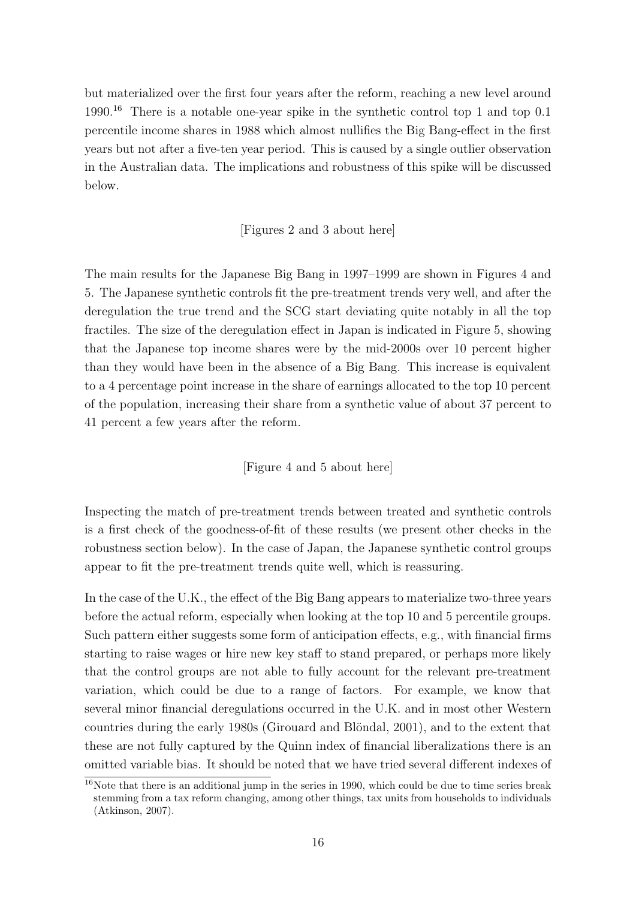but materialized over the first four years after the reform, reaching a new level around 1990.[16] There is a notable one-year spike in the synthetic control top 1 and top 0.1 percentile income shares in 1988 which almost nullifies the Big Bang-effect in the first years but not after a five-ten year period. This is caused by a single outlier observation in the Australian data. The implications and robustness of this spike will be discussed below.

[Figures 2 and 3 about here]

The main results for the Japanese Big Bang in 1997–1999 are shown in Figures 4 and 5. The Japanese synthetic controls fit the pre-treatment trends very well, and after the deregulation the true trend and the SCG start deviating quite notably in all the top fractiles. The size of the deregulation effect in Japan is indicated in Figure 5, showing that the Japanese top income shares were by the mid-2000s over 10 percent higher than they would have been in the absence of a Big Bang. This increase is equivalent to a 4 percentage point increase in the share of earnings allocated to the top 10 percent of the population, increasing their share from a synthetic value of about 37 percent to 41 percent a few years after the reform.

[Figure 4 and 5 about here]

Inspecting the match of pre-treatment trends between treated and synthetic controls is a first check of the goodness-of-fit of these results (we present other checks in the robustness section below). In the case of Japan, the Japanese synthetic control groups appear to fit the pre-treatment trends quite well, which is reassuring.

In the case of the U.K., the effect of the Big Bang appears to materialize two-three years before the actual reform, especially when looking at the top 10 and 5 percentile groups. Such pattern either suggests some form of anticipation effects, e.g., with financial firms starting to raise wages or hire new key staff to stand prepared, or perhaps more likely that the control groups are not able to fully account for the relevant pre-treatment variation, which could be due to a range of factors. For example, we know that several minor financial deregulations occurred in the U.K. and in most other Western countries during the early 1980s (Girouard and Blöndal, 2001), and to the extent that these are not fully captured by the Quinn index of financial liberalizations there is an omitted variable bias. It should be noted that we have tried several different indexes of

[16] Note that there is an additional jump in the series in 1990, which could be due to time series break stemming from a tax reform changing, among other things, tax units from households to individuals (Atkinson, 2007).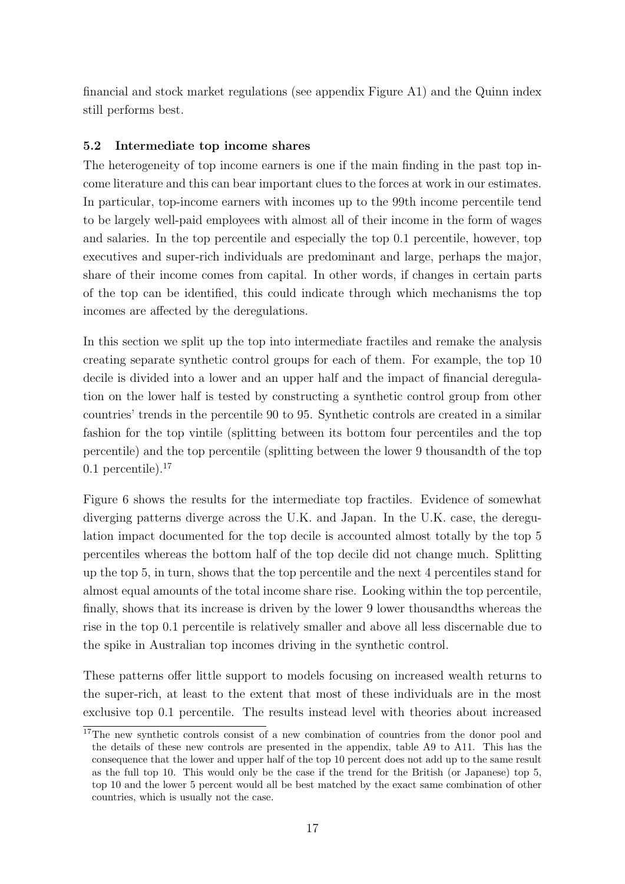financial and stock market regulations (see appendix Figure A1) and the Quinn index still performs best.

### 5.2 Intermediate top income shares

The heterogeneity of top income earners is one if the main finding in the past top income literature and this can bear important clues to the forces at work in our estimates. In particular, top-income earners with incomes up to the 99th income percentile tend to be largely well-paid employees with almost all of their income in the form of wages and salaries. In the top percentile and especially the top 0.1 percentile, however, top executives and super-rich individuals are predominant and large, perhaps the major, share of their income comes from capital. In other words, if changes in certain parts of the top can be identified, this could indicate through which mechanisms the top incomes are affected by the deregulations.

In this section we split up the top into intermediate fractiles and remake the analysis creating separate synthetic control groups for each of them. For example, the top 10 decile is divided into a lower and an upper half and the impact of financial deregulation on the lower half is tested by constructing a synthetic control group from other countries' trends in the percentile 90 to 95. Synthetic controls are created in a similar fashion for the top vintile (splitting between its bottom four percentiles and the top percentile) and the top percentile (splitting between the lower 9 thousandth of the top 0.1 percentile).[17]

Figure 6 shows the results for the intermediate top fractiles. Evidence of somewhat diverging patterns diverge across the U.K. and Japan. In the U.K. case, the deregulation impact documented for the top decile is accounted almost totally by the top 5 percentiles whereas the bottom half of the top decile did not change much. Splitting up the top 5, in turn, shows that the top percentile and the next 4 percentiles stand for almost equal amounts of the total income share rise. Looking within the top percentile, finally, shows that its increase is driven by the lower 9 lower thousandths whereas the rise in the top 0.1 percentile is relatively smaller and above all less discernable due to the spike in Australian top incomes driving in the synthetic control.

These patterns offer little support to models focusing on increased wealth returns to the super-rich, at least to the extent that most of these individuals are in the most exclusive top 0.1 percentile. The results instead level with theories about increased

[17]The new synthetic controls consist of a new combination of countries from the donor pool and the details of these new controls are presented in the appendix, table A9 to A11. This has the consequence that the lower and upper half of the top 10 percent does not add up to the same result as the full top 10. This would only be the case if the trend for the British (or Japanese) top 5, top 10 and the lower 5 percent would all be best matched by the exact same combination of other countries, which is usually not the case.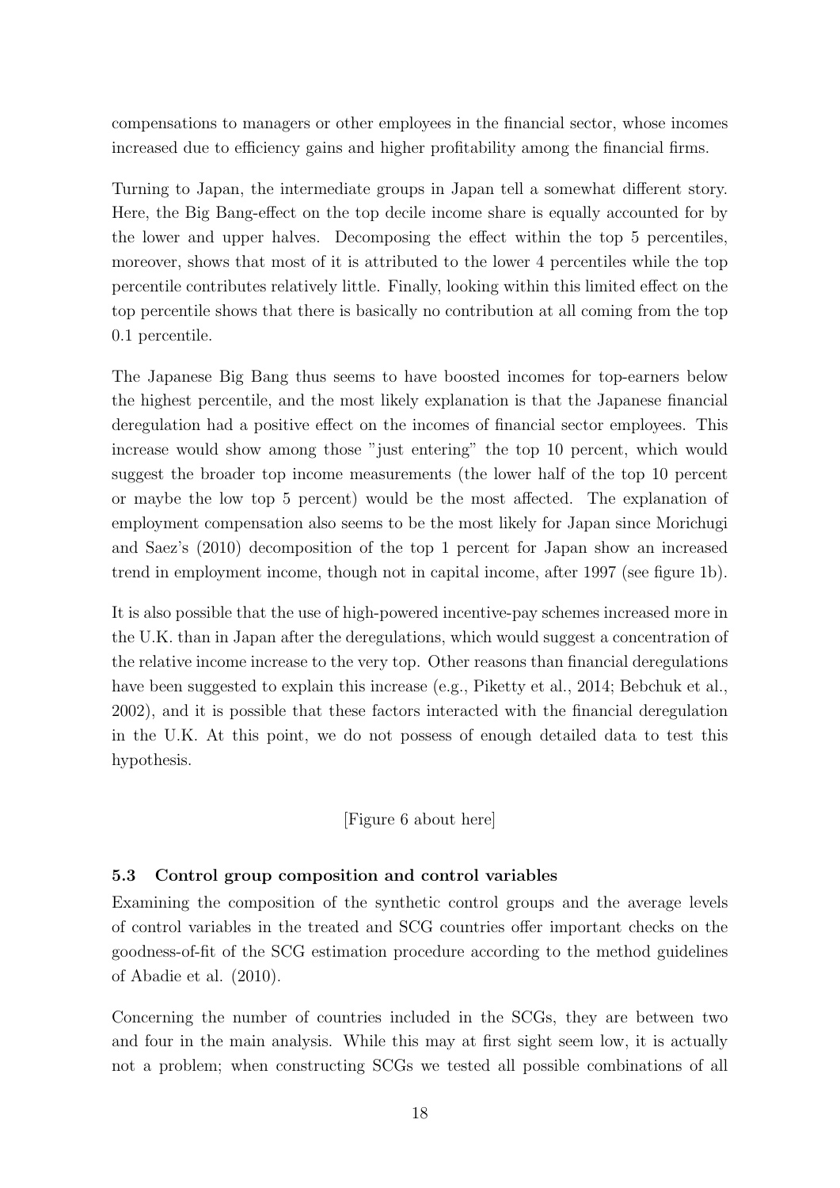compensations to managers or other employees in the financial sector, whose incomes increased due to efficiency gains and higher profitability among the financial firms.

Turning to Japan, the intermediate groups in Japan tell a somewhat different story. Here, the Big Bang-effect on the top decile income share is equally accounted for by the lower and upper halves. Decomposing the effect within the top 5 percentiles, moreover, shows that most of it is attributed to the lower 4 percentiles while the top percentile contributes relatively little. Finally, looking within this limited effect on the top percentile shows that there is basically no contribution at all coming from the top 0.1 percentile.

The Japanese Big Bang thus seems to have boosted incomes for top-earners below the highest percentile, and the most likely explanation is that the Japanese financial deregulation had a positive effect on the incomes of financial sector employees. This increase would show among those "just entering" the top 10 percent, which would suggest the broader top income measurements (the lower half of the top 10 percent or maybe the low top 5 percent) would be the most affected. The explanation of employment compensation also seems to be the most likely for Japan since Morichugi and Saez's (2010) decomposition of the top 1 percent for Japan show an increased trend in employment income, though not in capital income, after 1997 (see figure 1b).

It is also possible that the use of high-powered incentive-pay schemes increased more in the U.K. than in Japan after the deregulations, which would suggest a concentration of the relative income increase to the very top. Other reasons than financial deregulations have been suggested to explain this increase (e.g., Piketty et al., 2014; Bebchuk et al., 2002), and it is possible that these factors interacted with the financial deregulation in the U.K. At this point, we do not possess of enough detailed data to test this hypothesis.

[Figure 6 about here]

### 5.3 Control group composition and control variables

Examining the composition of the synthetic control groups and the average levels of control variables in the treated and SCG countries offer important checks on the goodness-of-fit of the SCG estimation procedure according to the method guidelines of Abadie et al. (2010).

Concerning the number of countries included in the SCGs, they are between two and four in the main analysis. While this may at first sight seem low, it is actually not a problem; when constructing SCGs we tested all possible combinations of all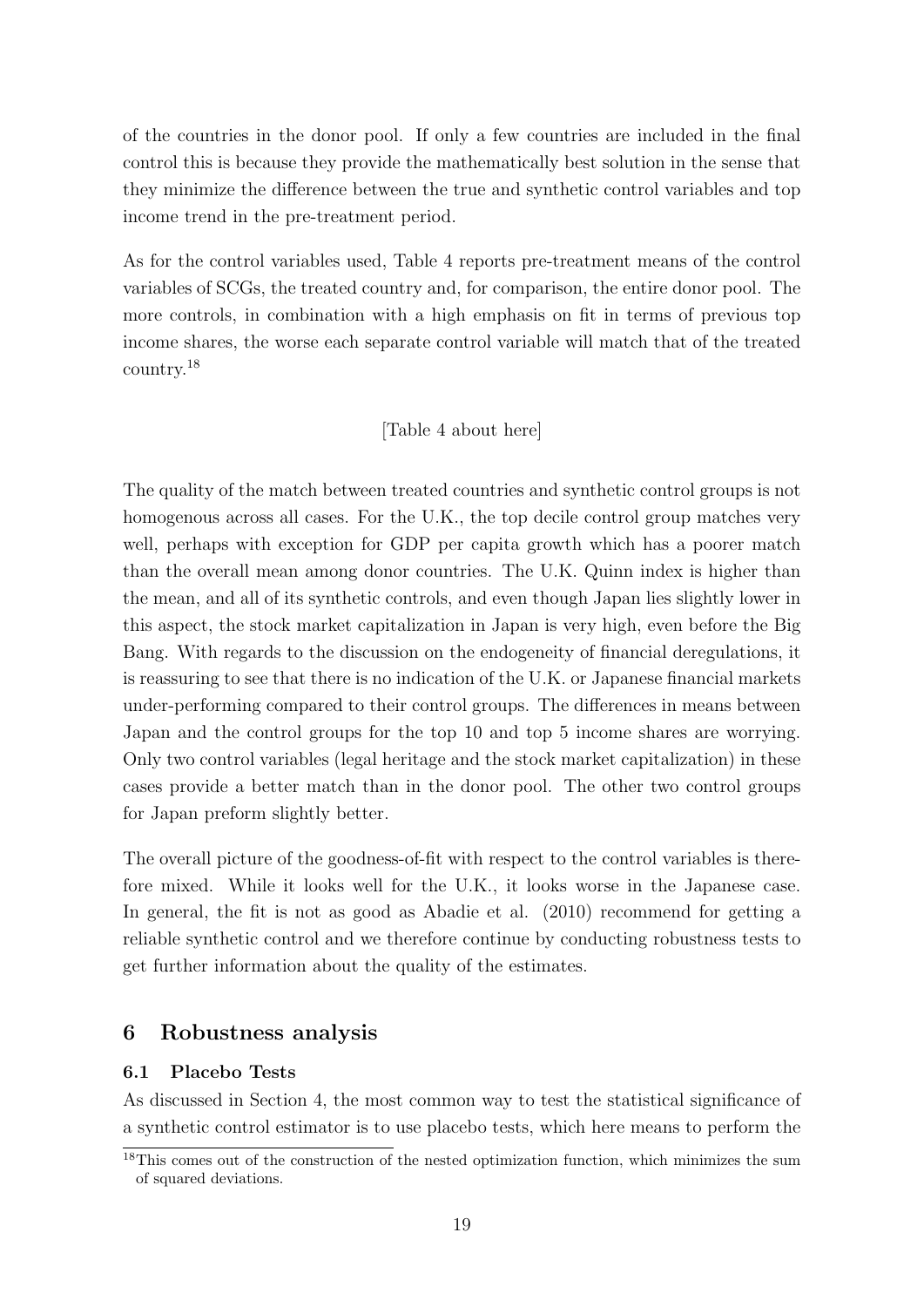of the countries in the donor pool. If only a few countries are included in the final control this is because they provide the mathematically best solution in the sense that they minimize the difference between the true and synthetic control variables and top income trend in the pre-treatment period.

As for the control variables used, Table 4 reports pre-treatment means of the control variables of SCGs, the treated country and, for comparison, the entire donor pool. The more controls, in combination with a high emphasis on fit in terms of previous top income shares, the worse each separate control variable will match that of the treated country.[18]

[Table 4 about here]

The quality of the match between treated countries and synthetic control groups is not homogenous across all cases. For the U.K., the top decile control group matches very well, perhaps with exception for GDP per capita growth which has a poorer match than the overall mean among donor countries. The U.K. Quinn index is higher than the mean, and all of its synthetic controls, and even though Japan lies slightly lower in this aspect, the stock market capitalization in Japan is very high, even before the Big Bang. With regards to the discussion on the endogeneity of financial deregulations, it is reassuring to see that there is no indication of the U.K. or Japanese financial markets under-performing compared to their control groups. The differences in means between Japan and the control groups for the top 10 and top 5 income shares are worrying. Only two control variables (legal heritage and the stock market capitalization) in these cases provide a better match than in the donor pool. The other two control groups for Japan preform slightly better.

The overall picture of the goodness-of-fit with respect to the control variables is therefore mixed. While it looks well for the U.K., it looks worse in the Japanese case. In general, the fit is not as good as Abadie et al. (2010) recommend for getting a reliable synthetic control and we therefore continue by conducting robustness tests to get further information about the quality of the estimates.

## 6 Robustness analysis

### 6.1 Placebo Tests

As discussed in Section 4, the most common way to test the statistical significance of a synthetic control estimator is to use placebo tests, which here means to perform the

[18] This comes out of the construction of the nested optimization function, which minimizes the sum of squared deviations.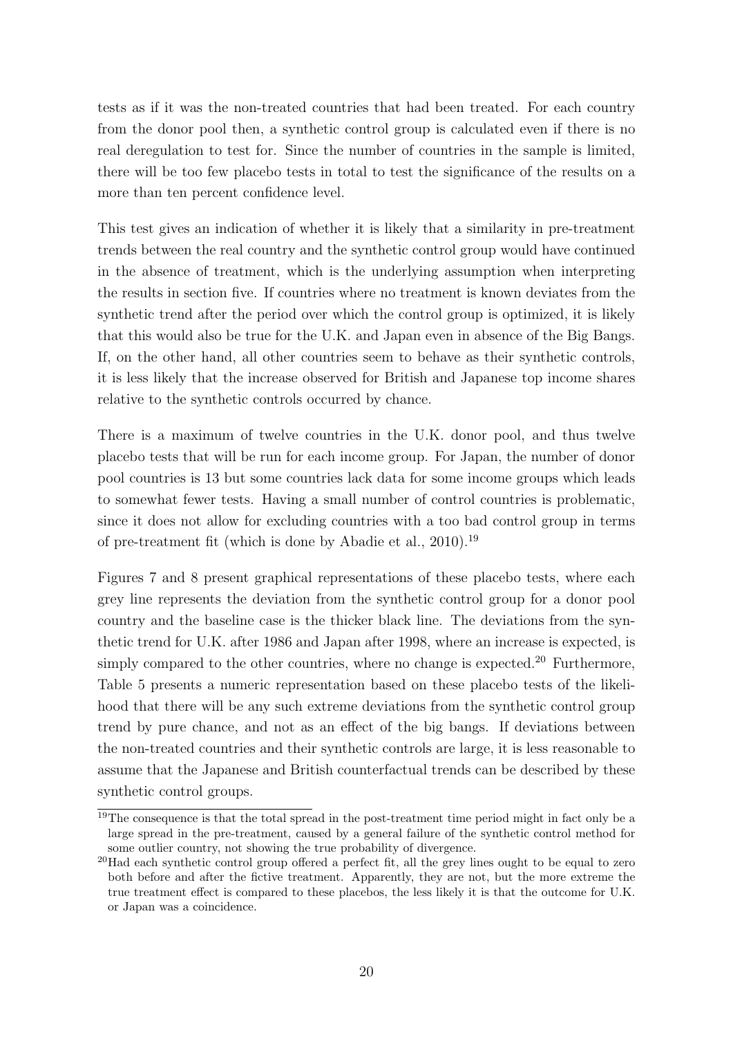tests as if it was the non-treated countries that had been treated. For each country from the donor pool then, a synthetic control group is calculated even if there is no real deregulation to test for. Since the number of countries in the sample is limited, there will be too few placebo tests in total to test the significance of the results on a more than ten percent confidence level.

This test gives an indication of whether it is likely that a similarity in pre-treatment trends between the real country and the synthetic control group would have continued in the absence of treatment, which is the underlying assumption when interpreting the results in section five. If countries where no treatment is known deviates from the synthetic trend after the period over which the control group is optimized, it is likely that this would also be true for the U.K. and Japan even in absence of the Big Bangs. If, on the other hand, all other countries seem to behave as their synthetic controls, it is less likely that the increase observed for British and Japanese top income shares relative to the synthetic controls occurred by chance.

There is a maximum of twelve countries in the U.K. donor pool, and thus twelve placebo tests that will be run for each income group. For Japan, the number of donor pool countries is 13 but some countries lack data for some income groups which leads to somewhat fewer tests. Having a small number of control countries is problematic, since it does not allow for excluding countries with a too bad control group in terms of pre-treatment fit (which is done by Abadie et al., 2010).[19]

Figures 7 and 8 present graphical representations of these placebo tests, where each grey line represents the deviation from the synthetic control group for a donor pool country and the baseline case is the thicker black line. The deviations from the synthetic trend for U.K. after 1986 and Japan after 1998, where an increase is expected, is simply compared to the other countries, where no change is expected.[20] Furthermore, Table 5 presents a numeric representation based on these placebo tests of the likelihood that there will be any such extreme deviations from the synthetic control group trend by pure chance, and not as an effect of the big bangs. If deviations between the non-treated countries and their synthetic controls are large, it is less reasonable to assume that the Japanese and British counterfactual trends can be described by these synthetic control groups.

[19] The consequence is that the total spread in the post-treatment time period might in fact only be a large spread in the pre-treatment, caused by a general failure of the synthetic control method for some outlier country, not showing the true probability of divergence.

[20] Had each synthetic control group offered a perfect fit, all the grey lines ought to be equal to zero both before and after the fictive treatment. Apparently, they are not, but the more extreme the true treatment effect is compared to these placebos, the less likely it is that the outcome for U.K. or Japan was a coincidence.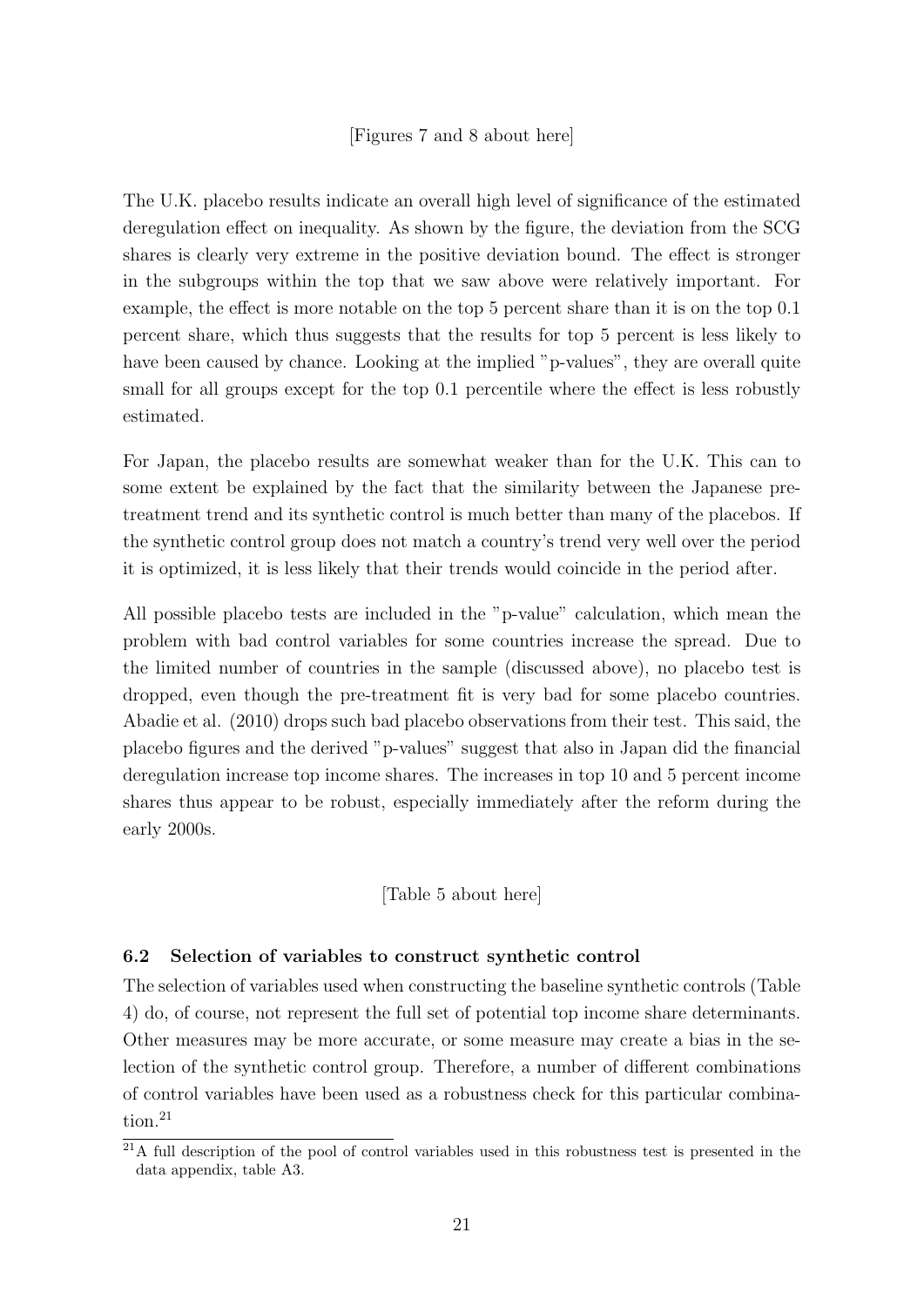[Figures 7 and 8 about here]

The U.K. placebo results indicate an overall high level of significance of the estimated deregulation effect on inequality. As shown by the figure, the deviation from the SCG shares is clearly very extreme in the positive deviation bound. The effect is stronger in the subgroups within the top that we saw above were relatively important. For example, the effect is more notable on the top 5 percent share than it is on the top 0.1 percent share, which thus suggests that the results for top 5 percent is less likely to have been caused by chance. Looking at the implied "p-values", they are overall quite small for all groups except for the top 0.1 percentile where the effect is less robustly estimated.

For Japan, the placebo results are somewhat weaker than for the U.K. This can to some extent be explained by the fact that the similarity between the Japanese pre-treatment trend and its synthetic control is much better than many of the placebos. If the synthetic control group does not match a country's trend very well over the period it is optimized, it is less likely that their trends would coincide in the period after.

All possible placebo tests are included in the "p-value" calculation, which mean the problem with bad control variables for some countries increase the spread. Due to the limited number of countries in the sample (discussed above), no placebo test is dropped, even though the pre-treatment fit is very bad for some placebo countries. Abadie et al. (2010) drops such bad placebo observations from their test. This said, the placebo figures and the derived "p-values" suggest that also in Japan did the financial deregulation increase top income shares. The increases in top 10 and 5 percent income shares thus appear to be robust, especially immediately after the reform during the early 2000s.

[Table 5 about here]

### 6.2 Selection of variables to construct synthetic control

The selection of variables used when constructing the baseline synthetic controls (Table 4) do, of course, not represent the full set of potential top income share determinants. Other measures may be more accurate, or some measure may create a bias in the selection of the synthetic control group. Therefore, a number of different combinations of control variables have been used as a robustness check for this particular combination.[21]

[21] A full description of the pool of control variables used in this robustness test is presented in the data appendix, table A3.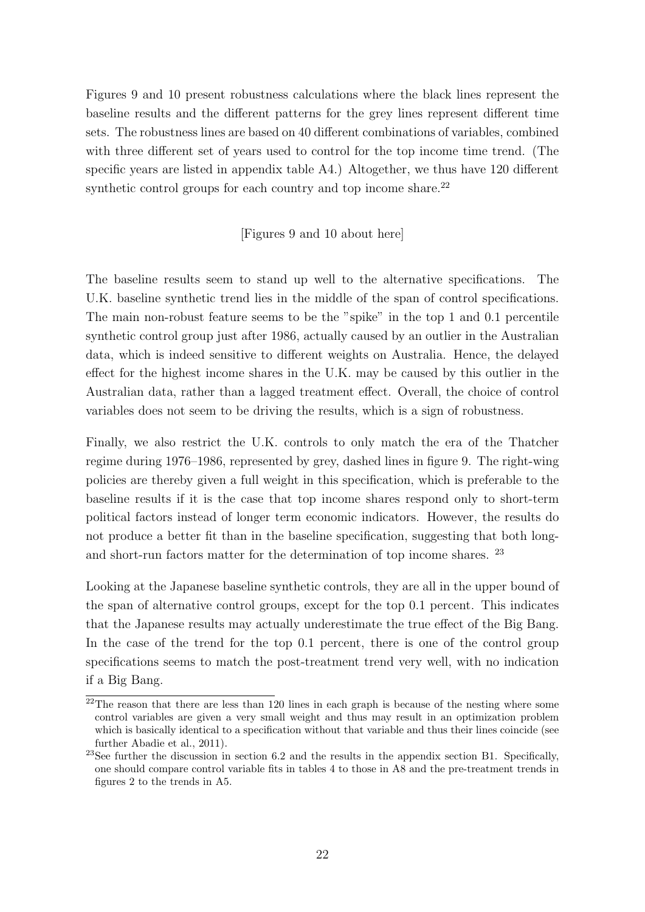Figures 9 and 10 present robustness calculations where the black lines represent the baseline results and the different patterns for the grey lines represent different time sets. The robustness lines are based on 40 different combinations of variables, combined with three different set of years used to control for the top income time trend. (The specific years are listed in appendix table A4.) Altogether, we thus have 120 different synthetic control groups for each country and top income share.[22]

[Figures 9 and 10 about here]

The baseline results seem to stand up well to the alternative specifications. The U.K. baseline synthetic trend lies in the middle of the span of control specifications. The main non-robust feature seems to be the "spike" in the top 1 and 0.1 percentile synthetic control group just after 1986, actually caused by an outlier in the Australian data, which is indeed sensitive to different weights on Australia. Hence, the delayed effect for the highest income shares in the U.K. may be caused by this outlier in the Australian data, rather than a lagged treatment effect. Overall, the choice of control variables does not seem to be driving the results, which is a sign of robustness.

Finally, we also restrict the U.K. controls to only match the era of the Thatcher regime during 1976–1986, represented by grey, dashed lines in figure 9. The right-wing policies are thereby given a full weight in this specification, which is preferable to the baseline results if it is the case that top income shares respond only to short-term political factors instead of longer term economic indicators. However, the results do not produce a better fit than in the baseline specification, suggesting that both long- and short-run factors matter for the determination of top income shares. [23]

Looking at the Japanese baseline synthetic controls, they are all in the upper bound of the span of alternative control groups, except for the top 0.1 percent. This indicates that the Japanese results may actually underestimate the true effect of the Big Bang. In the case of the trend for the top 0.1 percent, there is one of the control group specifications seems to match the post-treatment trend very well, with no indication if a Big Bang.

[22] The reason that there are less than 120 lines in each graph is because of the nesting where some control variables are given a very small weight and thus may result in an optimization problem which is basically identical to a specification without that variable and thus their lines coincide (see further Abadie et al., 2011).

[23] See further the discussion in section 6.2 and the results in the appendix section B1. Specifically, one should compare control variable fits in tables 4 to those in A8 and the pre-treatment trends in figures 2 to the trends in A5.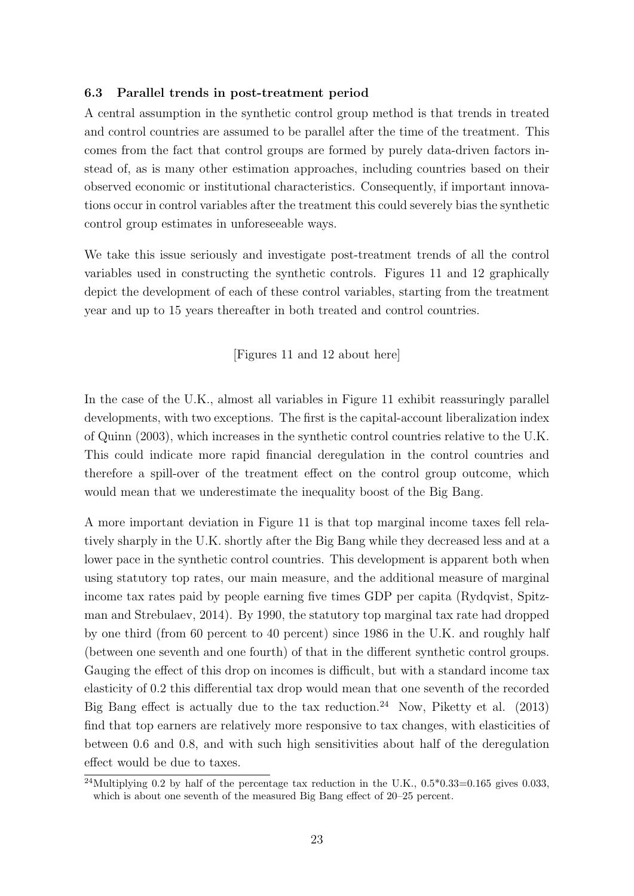### 6.3 Parallel trends in post-treatment period

A central assumption in the synthetic control group method is that trends in treated and control countries are assumed to be parallel after the time of the treatment. This comes from the fact that control groups are formed by purely data-driven factors instead of, as is many other estimation approaches, including countries based on their observed economic or institutional characteristics. Consequently, if important innovations occur in control variables after the treatment this could severely bias the synthetic control group estimates in unforeseeable ways.

We take this issue seriously and investigate post-treatment trends of all the control variables used in constructing the synthetic controls. Figures 11 and 12 graphically depict the development of each of these control variables, starting from the treatment year and up to 15 years thereafter in both treated and control countries.

[Figures 11 and 12 about here]

In the case of the U.K., almost all variables in Figure 11 exhibit reassuringly parallel developments, with two exceptions. The first is the capital-account liberalization index of Quinn (2003), which increases in the synthetic control countries relative to the U.K. This could indicate more rapid financial deregulation in the control countries and therefore a spill-over of the treatment effect on the control group outcome, which would mean that we underestimate the inequality boost of the Big Bang.

A more important deviation in Figure 11 is that top marginal income taxes fell relatively sharply in the U.K. shortly after the Big Bang while they decreased less and at a lower pace in the synthetic control countries. This development is apparent both when using statutory top rates, our main measure, and the additional measure of marginal income tax rates paid by people earning five times GDP per capita (Rydqvist, Spitzman and Strebulaev, 2014). By 1990, the statutory top marginal tax rate had dropped by one third (from 60 percent to 40 percent) since 1986 in the U.K. and roughly half (between one seventh and one fourth) of that in the different synthetic control groups. Gauging the effect of this drop on incomes is difficult, but with a standard income tax elasticity of 0.2 this differential tax drop would mean that one seventh of the recorded Big Bang effect is actually due to the tax reduction.[24] Now, Piketty et al. (2013) find that top earners are relatively more responsive to tax changes, with elasticities of between 0.6 and 0.8, and with such high sensitivities about half of the deregulation effect would be due to taxes.

[24] Multiplying 0.2 by half of the percentage tax reduction in the U.K., 0.5*0.33=0.165 gives 0.033, which is about one seventh of the measured Big Bang effect of 20–25 percent.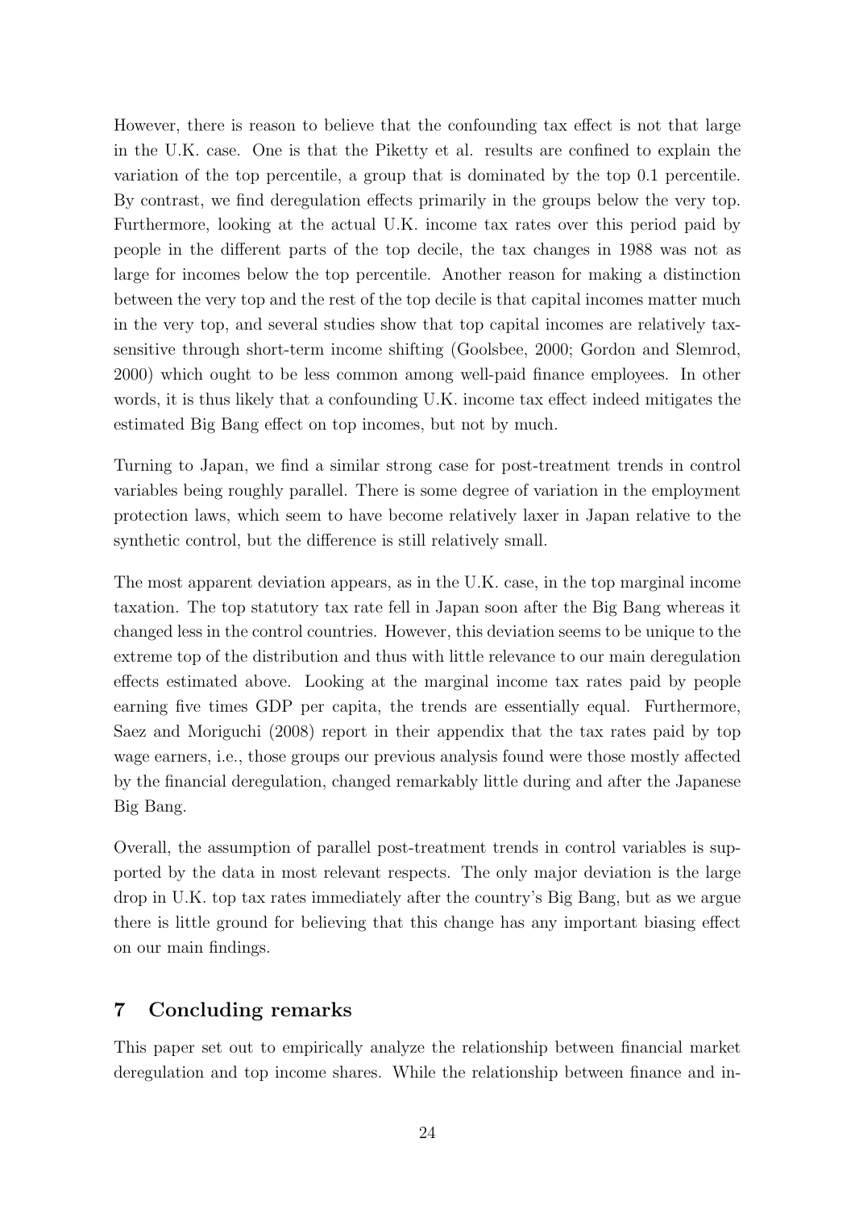However, there is reason to believe that the confounding tax effect is not that large in the U.K. case. One is that the Piketty et al. results are confined to explain the variation of the top percentile, a group that is dominated by the top 0.1 percentile. By contrast, we find deregulation effects primarily in the groups below the very top. Furthermore, looking at the actual U.K. income tax rates over this period paid by people in the different parts of the top decile, the tax changes in 1988 was not as large for incomes below the top percentile. Another reason for making a distinction between the very top and the rest of the top decile is that capital incomes matter much in the very top, and several studies show that top capital incomes are relatively tax-sensitive through short-term income shifting (Goolsbee, 2000; Gordon and Slemrod, 2000) which ought to be less common among well-paid finance employees. In other words, it is thus likely that a confounding U.K. income tax effect indeed mitigates the estimated Big Bang effect on top incomes, but not by much.

Turning to Japan, we find a similar strong case for post-treatment trends in control variables being roughly parallel. There is some degree of variation in the employment protection laws, which seem to have become relatively laxer in Japan relative to the synthetic control, but the difference is still relatively small.

The most apparent deviation appears, as in the U.K. case, in the top marginal income taxation. The top statutory tax rate fell in Japan soon after the Big Bang whereas it changed less in the control countries. However, this deviation seems to be unique to the extreme top of the distribution and thus with little relevance to our main deregulation effects estimated above. Looking at the marginal income tax rates paid by people earning five times GDP per capita, the trends are essentially equal. Furthermore, Saez and Moriguchi (2008) report in their appendix that the tax rates paid by top wage earners, i.e., those groups our previous analysis found were those mostly affected by the financial deregulation, changed remarkably little during and after the Japanese Big Bang.

Overall, the assumption of parallel post-treatment trends in control variables is supported by the data in most relevant respects. The only major deviation is the large drop in U.K. top tax rates immediately after the country's Big Bang, but as we argue there is little ground for believing that this change has any important biasing effect on our main findings.

## 7 Concluding remarks

This paper set out to empirically analyze the relationship between financial market deregulation and top income shares. While the relationship between finance and in-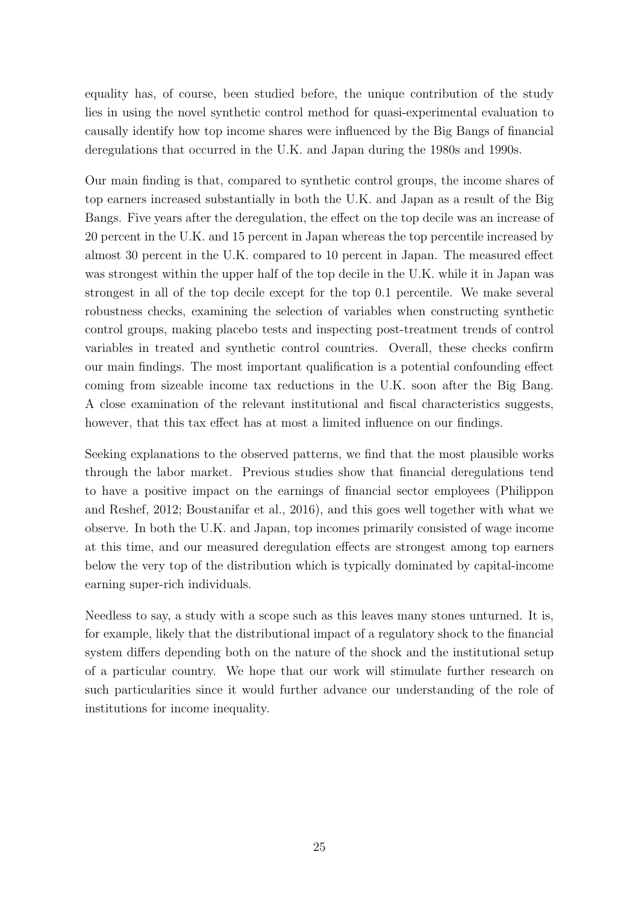equality has, of course, been studied before, the unique contribution of the study lies in using the novel synthetic control method for quasi-experimental evaluation to causally identify how top income shares were influenced by the Big Bangs of financial deregulations that occurred in the U.K. and Japan during the 1980s and 1990s.

Our main finding is that, compared to synthetic control groups, the income shares of top earners increased substantially in both the U.K. and Japan as a result of the Big Bangs. Five years after the deregulation, the effect on the top decile was an increase of 20 percent in the U.K. and 15 percent in Japan whereas the top percentile increased by almost 30 percent in the U.K. compared to 10 percent in Japan. The measured effect was strongest within the upper half of the top decile in the U.K. while it in Japan was strongest in all of the top decile except for the top 0.1 percentile. We make several robustness checks, examining the selection of variables when constructing synthetic control groups, making placebo tests and inspecting post-treatment trends of control variables in treated and synthetic control countries. Overall, these checks confirm our main findings. The most important qualification is a potential confounding effect coming from sizeable income tax reductions in the U.K. soon after the Big Bang. A close examination of the relevant institutional and fiscal characteristics suggests, however, that this tax effect has at most a limited influence on our findings.

Seeking explanations to the observed patterns, we find that the most plausible works through the labor market. Previous studies show that financial deregulations tend to have a positive impact on the earnings of financial sector employees (Philippon and Reshef, 2012; Boustanifar et al., 2016), and this goes well together with what we observe. In both the U.K. and Japan, top incomes primarily consisted of wage income at this time, and our measured deregulation effects are strongest among top earners below the very top of the distribution which is typically dominated by capital-income earning super-rich individuals.

Needless to say, a study with a scope such as this leaves many stones unturned. It is, for example, likely that the distributional impact of a regulatory shock to the financial system differs depending both on the nature of the shock and the institutional setup of a particular country. We hope that our work will stimulate further research on such particularities since it would further advance our understanding of the role of institutions for income inequality.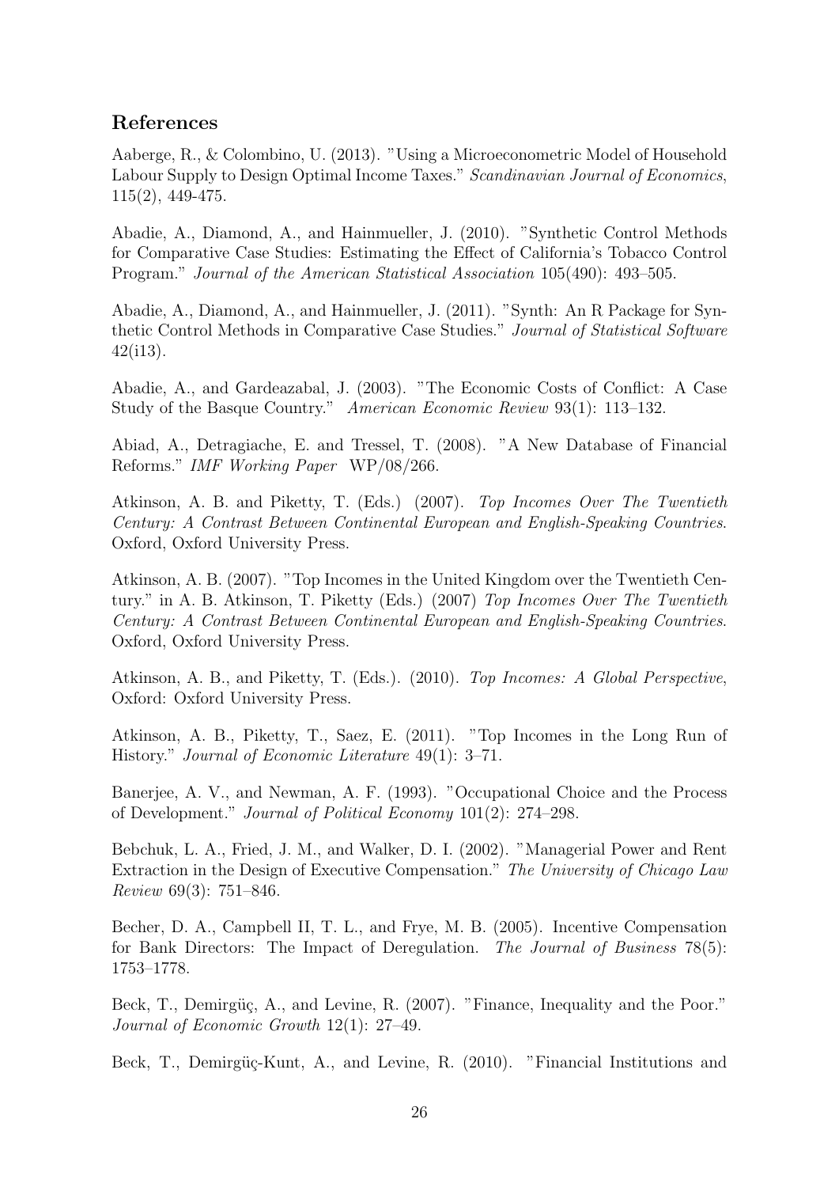## References

Aaberge, R., & Colombino, U. (2013). "Using a Microeconometric Model of Household Labour Supply to Design Optimal Income Taxes." *Scandinavian Journal of Economics*, 115(2), 449-475.

Abadie, A., Diamond, A., and Hainmueller, J. (2010). "Synthetic Control Methods for Comparative Case Studies: Estimating the Effect of California's Tobacco Control Program." *Journal of the American Statistical Association* 105(490): 493–505.

Abadie, A., Diamond, A., and Hainmueller, J. (2011). "Synth: An R Package for Synthetic Control Methods in Comparative Case Studies." *Journal of Statistical Software* 42(i13).

Abadie, A., and Gardeazabal, J. (2003). "The Economic Costs of Conflict: A Case Study of the Basque Country." *American Economic Review* 93(1): 113–132.

Abiad, A., Detragiache, E. and Tressel, T. (2008). "A New Database of Financial Reforms." *IMF Working Paper* WP/08/266.

Atkinson, A. B. and Piketty, T. (Eds.) (2007). *Top Incomes Over The Twentieth Century: A Contrast Between Continental European and English-Speaking Countries*. Oxford, Oxford University Press.

Atkinson, A. B. (2007). "Top Incomes in the United Kingdom over the Twentieth Century." in A. B. Atkinson, T. Piketty (Eds.) (2007) *Top Incomes Over The Twentieth Century: A Contrast Between Continental European and English-Speaking Countries*. Oxford, Oxford University Press.

Atkinson, A. B., and Piketty, T. (Eds.). (2010). *Top Incomes: A Global Perspective*, Oxford: Oxford University Press.

Atkinson, A. B., Piketty, T., Saez, E. (2011). "Top Incomes in the Long Run of History." *Journal of Economic Literature* 49(1): 3–71.

Banerjee, A. V., and Newman, A. F. (1993). "Occupational Choice and the Process of Development." *Journal of Political Economy* 101(2): 274–298.

Bebchuk, L. A., Fried, J. M., and Walker, D. I. (2002). "Managerial Power and Rent Extraction in the Design of Executive Compensation." *The University of Chicago Law Review* 69(3): 751–846.

Becher, D. A., Campbell II, T. L., and Frye, M. B. (2005). Incentive Compensation for Bank Directors: The Impact of Deregulation. *The Journal of Business* 78(5): 1753–1778.

Beck, T., Demirgüç, A., and Levine, R. (2007). "Finance, Inequality and the Poor." *Journal of Economic Growth* 12(1): 27–49.

Beck, T., Demirgüç-Kunt, A., and Levine, R. (2010). "Financial Institutions and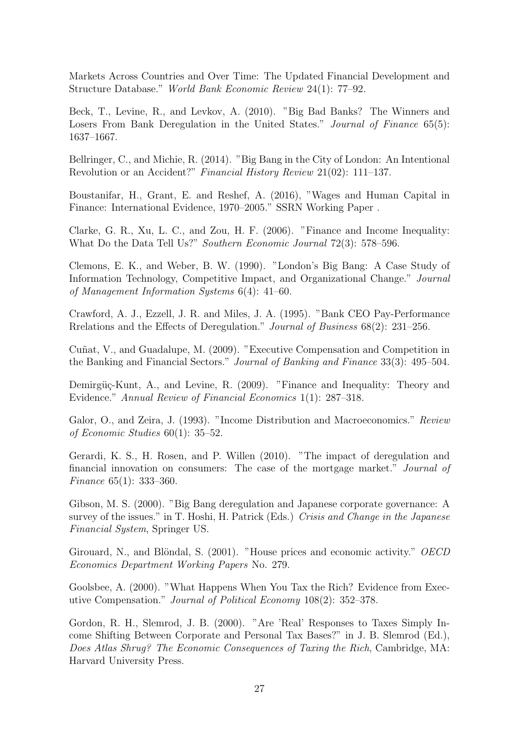Markets Across Countries and Over Time: The Updated Financial Development and Structure Database." *World Bank Economic Review* 24(1): 77–92.

Beck, T., Levine, R., and Levkov, A. (2010). "Big Bad Banks? The Winners and Losers From Bank Deregulation in the United States." *Journal of Finance* 65(5): 1637–1667.

Bellringer, C., and Michie, R. (2014). "Big Bang in the City of London: An Intentional Revolution or an Accident?" *Financial History Review* 21(02): 111–137.

Boustanifar, H., Grant, E. and Reshef, A. (2016), "Wages and Human Capital in Finance: International Evidence, 1970–2005." SSRN Working Paper .

Clarke, G. R., Xu, L. C., and Zou, H. F. (2006). "Finance and Income Inequality: What Do the Data Tell Us?" *Southern Economic Journal* 72(3): 578–596.

Clemons, E. K., and Weber, B. W. (1990). "London's Big Bang: A Case Study of Information Technology, Competitive Impact, and Organizational Change." *Journal of Management Information Systems* 6(4): 41–60.

Crawford, A. J., Ezzell, J. R. and Miles, J. A. (1995). "Bank CEO Pay-Performance Rrelations and the Effects of Deregulation." *Journal of Business* 68(2): 231–256.

Cuñat, V., and Guadalupe, M. (2009). "Executive Compensation and Competition in the Banking and Financial Sectors." *Journal of Banking and Finance* 33(3): 495–504.

Demirgüç-Kunt, A., and Levine, R. (2009). "Finance and Inequality: Theory and Evidence." *Annual Review of Financial Economics* 1(1): 287–318.

Galor, O., and Zeira, J. (1993). "Income Distribution and Macroeconomics." *Review of Economic Studies* 60(1): 35–52.

Gerardi, K. S., H. Rosen, and P. Willen (2010). "The impact of deregulation and financial innovation on consumers: The case of the mortgage market." *Journal of Finance* 65(1): 333–360.

Gibson, M. S. (2000). "Big Bang deregulation and Japanese corporate governance: A survey of the issues." in T. Hoshi, H. Patrick (Eds.) *Crisis and Change in the Japanese Financial System*, Springer US.

Girouard, N., and Blöndal, S. (2001). "House prices and economic activity." *OECD Economics Department Working Papers* No. 279.

Goolsbee, A. (2000). "What Happens When You Tax the Rich? Evidence from Executive Compensation." *Journal of Political Economy* 108(2): 352–378.

Gordon, R. H., Slemrod, J. B. (2000). "Are 'Real' Responses to Taxes Simply Income Shifting Between Corporate and Personal Tax Bases?" in J. B. Slemrod (Ed.), *Does Atlas Shrug? The Economic Consequences of Taxing the Rich*, Cambridge, MA: Harvard University Press.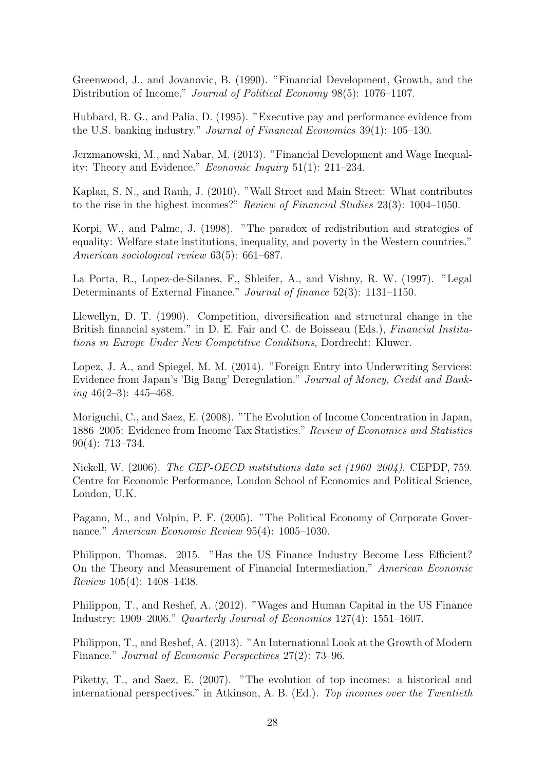Greenwood, J., and Jovanovic, B. (1990). "Financial Development, Growth, and the Distribution of Income." *Journal of Political Economy* 98(5): 1076–1107.

Hubbard, R. G., and Palia, D. (1995). "Executive pay and performance evidence from the U.S. banking industry." *Journal of Financial Economics* 39(1): 105–130.

Jerzmanowski, M., and Nabar, M. (2013). "Financial Development and Wage Inequality: Theory and Evidence." *Economic Inquiry* 51(1): 211–234.

Kaplan, S. N., and Rauh, J. (2010). "Wall Street and Main Street: What contributes to the rise in the highest incomes?" *Review of Financial Studies* 23(3): 1004–1050.

Korpi, W., and Palme, J. (1998). "The paradox of redistribution and strategies of equality: Welfare state institutions, inequality, and poverty in the Western countries." *American sociological review* 63(5): 661–687.

La Porta, R., Lopez-de-Silanes, F., Shleifer, A., and Vishny, R. W. (1997). "Legal Determinants of External Finance." *Journal of finance* 52(3): 1131–1150.

Llewellyn, D. T. (1990). Competition, diversification and structural change in the British financial system." in D. E. Fair and C. de Boisseau (Eds.), *Financial Institutions in Europe Under New Competitive Conditions*, Dordrecht: Kluwer.

Lopez, J. A., and Spiegel, M. M. (2014). "Foreign Entry into Underwriting Services: Evidence from Japan's 'Big Bang' Deregulation." *Journal of Money, Credit and Banking* 46(2–3): 445–468.

Moriguchi, C., and Saez, E. (2008). "The Evolution of Income Concentration in Japan, 1886–2005: Evidence from Income Tax Statistics." *Review of Economics and Statistics* 90(4): 713–734.

Nickell, W. (2006). *The CEP-OECD institutions data set (1960–2004)*. CEPDP, 759. Centre for Economic Performance, London School of Economics and Political Science, London, U.K.

Pagano, M., and Volpin, P. F. (2005). "The Political Economy of Corporate Governance." *American Economic Review* 95(4): 1005–1030.

Philippon, Thomas. 2015. "Has the US Finance Industry Become Less Efficient? On the Theory and Measurement of Financial Intermediation." *American Economic Review* 105(4): 1408–1438.

Philippon, T., and Reshef, A. (2012). "Wages and Human Capital in the US Finance Industry: 1909–2006." *Quarterly Journal of Economics* 127(4): 1551–1607.

Philippon, T., and Reshef, A. (2013). "An International Look at the Growth of Modern Finance." *Journal of Economic Perspectives* 27(2): 73–96.

Piketty, T., and Saez, E. (2007). "The evolution of top incomes: a historical and international perspectives." in Atkinson, A. B. (Ed.). *Top incomes over the Twentieth*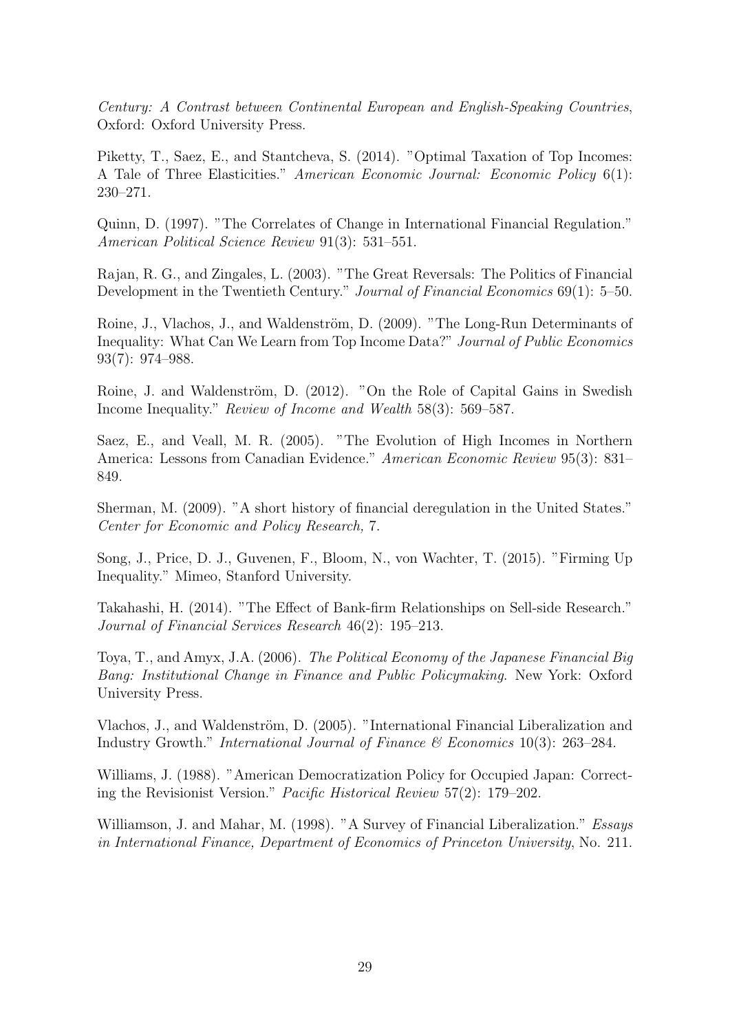*Century: A Contrast between Continental European and English-Speaking Countries*, Oxford: Oxford University Press.

Piketty, T., Saez, E., and Stantcheva, S. (2014). "Optimal Taxation of Top Incomes: A Tale of Three Elasticities." *American Economic Journal: Economic Policy* 6(1): 230–271.

Quinn, D. (1997). "The Correlates of Change in International Financial Regulation." *American Political Science Review* 91(3): 531–551.

Rajan, R. G., and Zingales, L. (2003). "The Great Reversals: The Politics of Financial Development in the Twentieth Century." *Journal of Financial Economics* 69(1): 5–50.

Roine, J., Vlachos, J., and Waldenström, D. (2009). "The Long-Run Determinants of Inequality: What Can We Learn from Top Income Data?" *Journal of Public Economics* 93(7): 974–988.

Roine, J. and Waldenström, D. (2012). "On the Role of Capital Gains in Swedish Income Inequality." *Review of Income and Wealth* 58(3): 569–587.

Saez, E., and Veall, M. R. (2005). "The Evolution of High Incomes in Northern America: Lessons from Canadian Evidence." *American Economic Review* 95(3): 831–849.

Sherman, M. (2009). "A short history of financial deregulation in the United States." *Center for Economic and Policy Research,* 7.

Song, J., Price, D. J., Guvenen, F., Bloom, N., von Wachter, T. (2015). "Firming Up Inequality." Mimeo, Stanford University.

Takahashi, H. (2014). "The Effect of Bank-firm Relationships on Sell-side Research." *Journal of Financial Services Research* 46(2): 195–213.

Toya, T., and Amyx, J.A. (2006). *The Political Economy of the Japanese Financial Big Bang: Institutional Change in Finance and Public Policymaking*. New York: Oxford University Press.

Vlachos, J., and Waldenström, D. (2005). "International Financial Liberalization and Industry Growth." *International Journal of Finance & Economics* 10(3): 263–284.

Williams, J. (1988). "American Democratization Policy for Occupied Japan: Correcting the Revisionist Version." *Pacific Historical Review* 57(2): 179–202.

Williamson, J. and Mahar, M. (1998). "A Survey of Financial Liberalization." *Essays in International Finance, Department of Economics of Princeton University*, No. 211.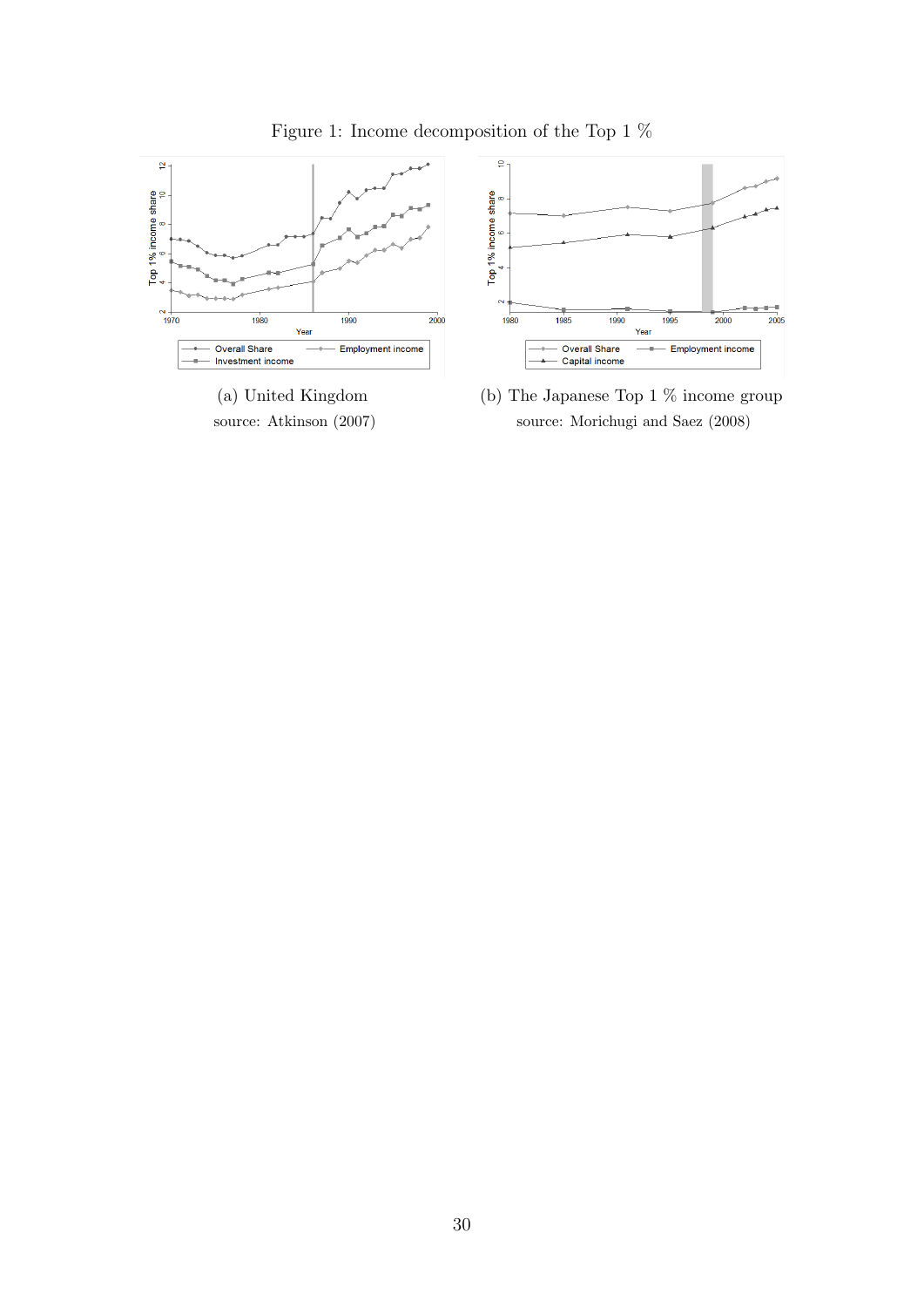Figure 1: Income decomposition of the Top 1 %

(a) United Kingdom
source: Atkinson (2007)

(b) The Japanese Top 1 % income group
source: Morichugi and Saez (2008)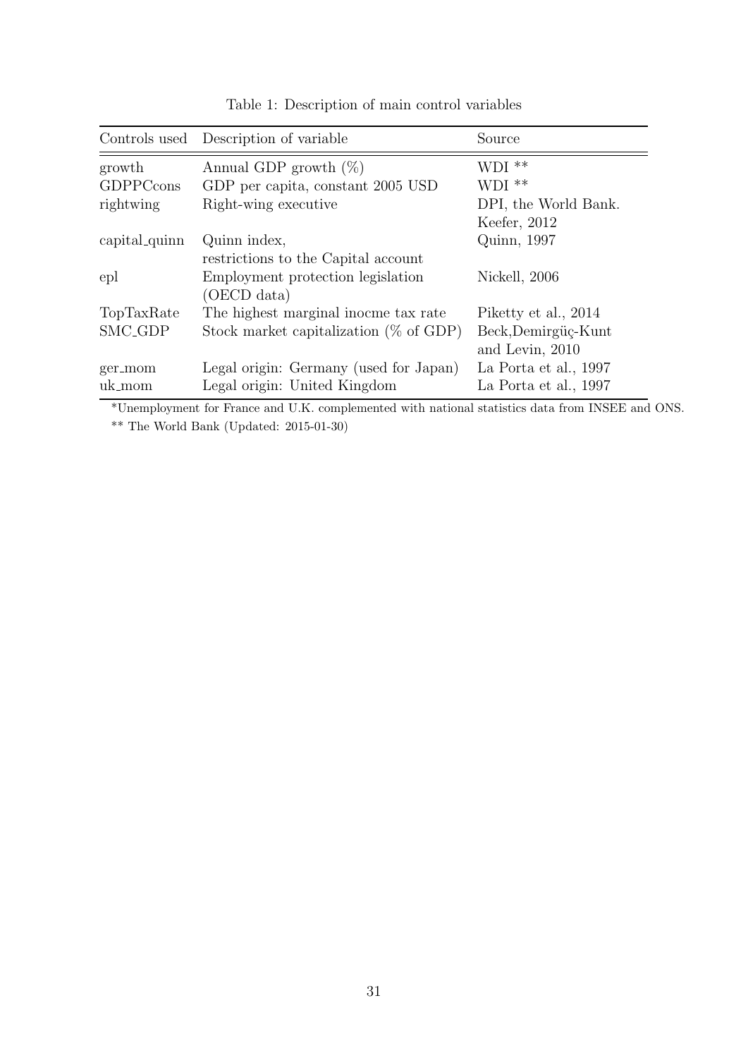Table 1: Description of main control variables

| Controls used | Description of variable | Source |
|---|---|---|
| growth | Annual GDP growth (%) | WDI ** |
| GDPPCcons | GDP per capita, constant 2005 USD | WDI ** |
| rightwing | Right-wing executive | DPI, the World Bank. Keefer, 2012 |
| capital_quinn | Quinn index, restrictions to the Capital account | Quinn, 1997 |
| epl | Employment protection legislation (OECD data) | Nickell, 2006 |
| TopTaxRate | The highest marginal inocme tax rate | Piketty et al., 2014 |
| SMC_GDP | Stock market capitalization (% of GDP) | Beck,Demirgüç-Kunt and Levin, 2010 |
| ger_mom | Legal origin: Germany (used for Japan) | La Porta et al., 1997 |
| uk_mom | Legal origin: United Kingdom | La Porta et al., 1997 |

*Unemployment for France and U.K. complemented with national statistics data from INSEE and ONS.

** The World Bank (Updated: 2015-01-30)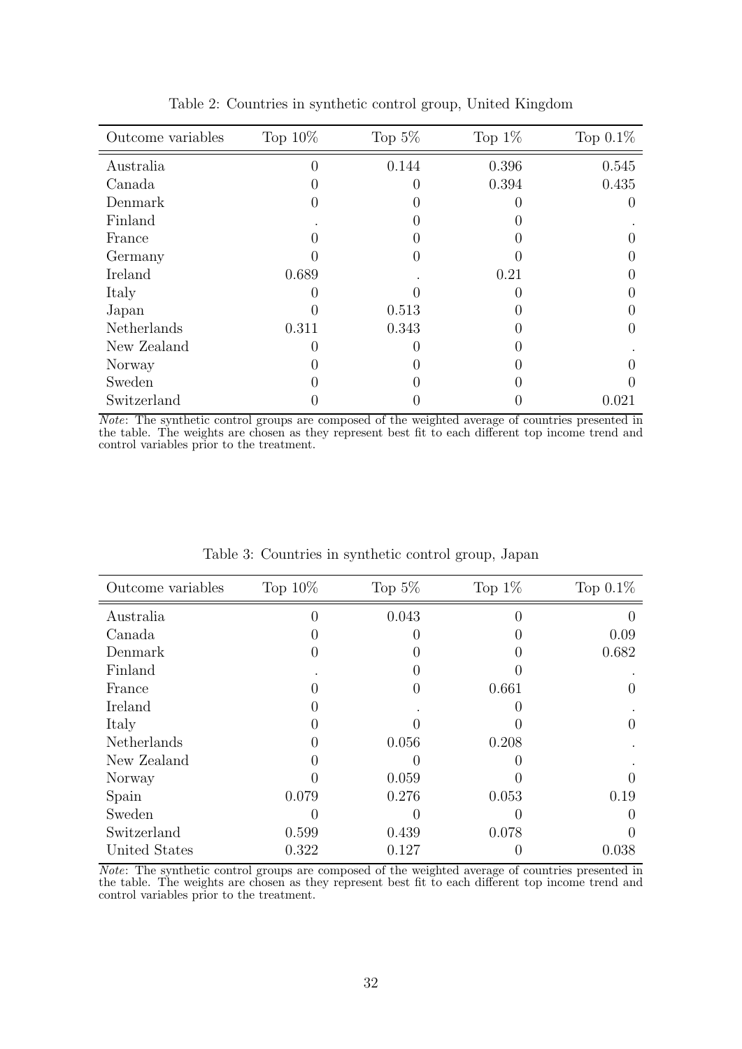Table 2: Countries in synthetic control group, United Kingdom

| Outcome variables | Top 10% | Top 5% | Top 1% | Top 0.1% |
|---|---|---|---|---|
| Australia | 0 | 0.144 | 0.396 | 0.545 |
| Canada | 0 | 0 | 0.394 | 0.435 |
| Denmark | 0 | 0 | 0 | 0 |
| Finland | . | 0 | 0 | . |
| France | 0 | 0 | 0 | 0 |
| Germany | 0 | 0 | 0 | 0 |
| Ireland | 0.689 | . | 0.21 | 0 |
| Italy | 0 | 0 | 0 | 0 |
| Japan | 0 | 0.513 | 0 | 0 |
| Netherlands | 0.311 | 0.343 | 0 | 0 |
| New Zealand | 0 | 0 | 0 | . |
| Norway | 0 | 0 | 0 | 0 |
| Sweden | 0 | 0 | 0 | 0 |
| Switzerland | 0 | 0 | 0 | 0.021 |

*Note*: The synthetic control groups are composed of the weighted average of countries presented in the table. The weights are chosen as they represent best fit to each different top income trend and control variables prior to the treatment.

Table 3: Countries in synthetic control group, Japan

| Outcome variables | Top 10% | Top 5% | Top 1% | Top 0.1% |
|---|---|---|---|---|
| Australia | 0 | 0.043 | 0 | 0 |
| Canada | 0 | 0 | 0 | 0.09 |
| Denmark | 0 | 0 | 0 | 0.682 |
| Finland | . | 0 | 0 | . |
| France | 0 | 0 | 0.661 | 0 |
| Ireland | 0 | . | 0 | . |
| Italy | 0 | 0 | 0 | 0 |
| Netherlands | 0 | 0.056 | 0.208 | . |
| New Zealand | 0 | 0 | 0 | . |
| Norway | 0 | 0.059 | 0 | 0 |
| Spain | 0.079 | 0.276 | 0.053 | 0.19 |
| Sweden | 0 | 0 | 0 | 0 |
| Switzerland | 0.599 | 0.439 | 0.078 | 0 |
| United States | 0.322 | 0.127 | 0 | 0.038 |

*Note*: The synthetic control groups are composed of the weighted average of countries presented in the table. The weights are chosen as they represent best fit to each different top income trend and control variables prior to the treatment.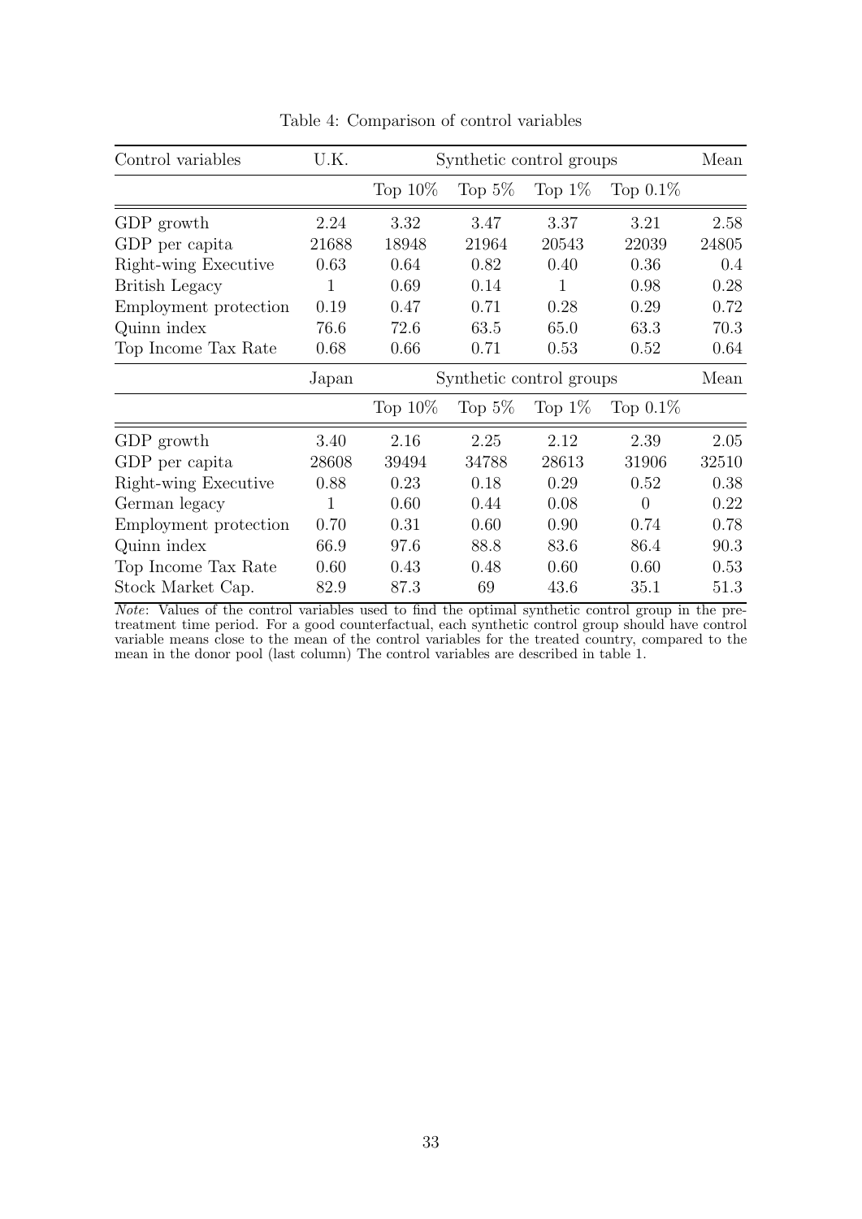Table 4: Comparison of control variables

| Control variables | U.K. | Synthetic control groups | | | | Mean |
|---|---|---|---|---|---|---|
| | | Top 10% | Top 5% | Top 1% | Top 0.1% | |
| GDP growth | 2.24 | 3.32 | 3.47 | 3.37 | 3.21 | 2.58 |
| GDP per capita | 21688 | 18948 | 21964 | 20543 | 22039 | 24805 |
| Right-wing Executive | 0.63 | 0.64 | 0.82 | 0.40 | 0.36 | 0.4 |
| British Legacy | 1 | 0.69 | 0.14 | 1 | 0.98 | 0.28 |
| Employment protection | 0.19 | 0.47 | 0.71 | 0.28 | 0.29 | 0.72 |
| Quinn index | 76.6 | 72.6 | 63.5 | 65.0 | 63.3 | 70.3 |
| Top Income Tax Rate | 0.68 | 0.66 | 0.71 | 0.53 | 0.52 | 0.64 |
| | Japan | Synthetic control groups | | | | Mean |
| | | Top 10% | Top 5% | Top 1% | Top 0.1% | |
| GDP growth | 3.40 | 2.16 | 2.25 | 2.12 | 2.39 | 2.05 |
| GDP per capita | 28608 | 39494 | 34788 | 28613 | 31906 | 32510 |
| Right-wing Executive | 0.88 | 0.23 | 0.18 | 0.29 | 0.52 | 0.38 |
| German legacy | 1 | 0.60 | 0.44 | 0.08 | 0 | 0.22 |
| Employment protection | 0.70 | 0.31 | 0.60 | 0.90 | 0.74 | 0.78 |
| Quinn index | 66.9 | 97.6 | 88.8 | 83.6 | 86.4 | 90.3 |
| Top Income Tax Rate | 0.60 | 0.43 | 0.48 | 0.60 | 0.60 | 0.53 |
| Stock Market Cap. | 82.9 | 87.3 | 69 | 43.6 | 35.1 | 51.3 |

*Note*: Values of the control variables used to find the optimal synthetic control group in the pre-treatment time period. For a good counterfactual, each synthetic control group should have control variable means close to the mean of the control variables for the treated country, compared to the mean in the donor pool (last column) The control variables are described in table 1.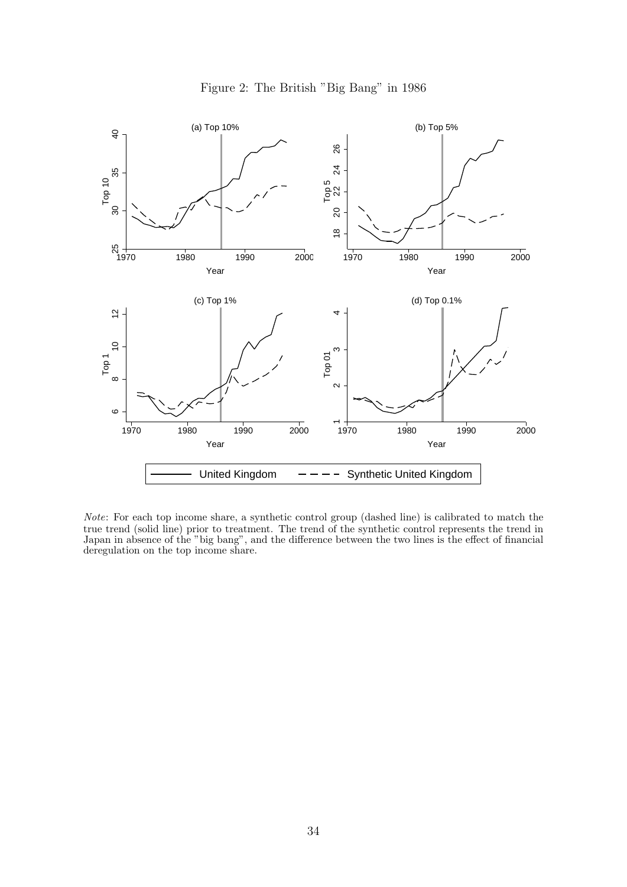Figure 2: The British "Big Bang" in 1986

*Note*: For each top income share, a synthetic control group (dashed line) is calibrated to match the true trend (solid line) prior to treatment. The trend of the synthetic control represents the trend in Japan in absence of the "big bang", and the difference between the two lines is the effect of financial deregulation on the top income share.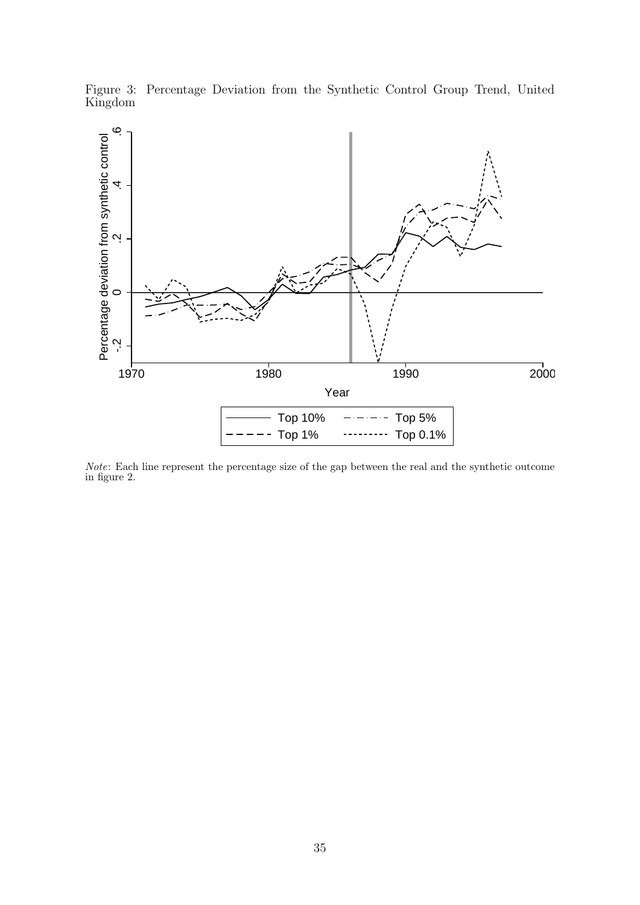Figure 3: Percentage Deviation from the Synthetic Control Group Trend, United Kingdom

*Note*: Each line represent the percentage size of the gap between the real and the synthetic outcome in figure 2.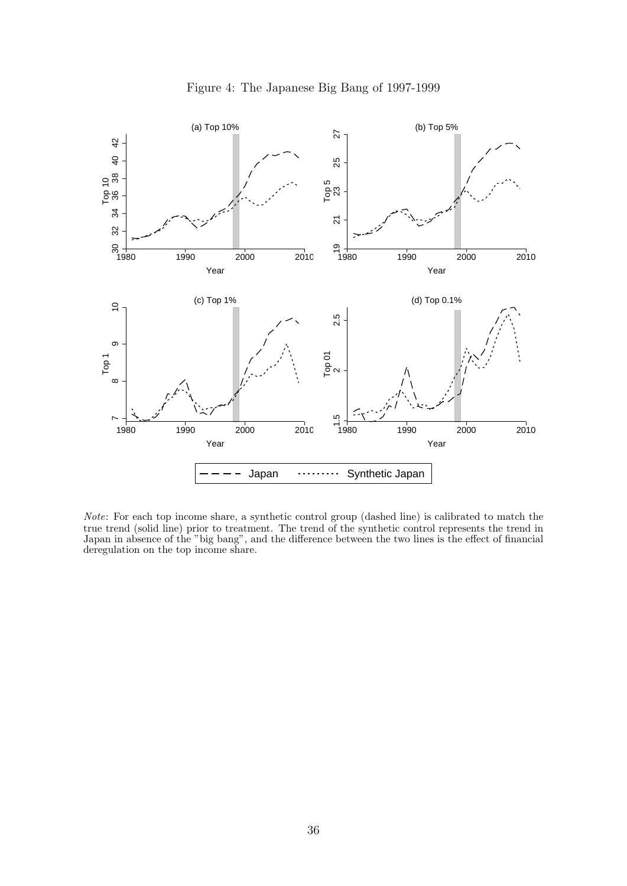Figure 4: The Japanese Big Bang of 1997-1999

*Note*: For each top income share, a synthetic control group (dashed line) is calibrated to match the true trend (solid line) prior to treatment. The trend of the synthetic control represents the trend in Japan in absence of the "big bang", and the difference between the two lines is the effect of financial deregulation on the top income share.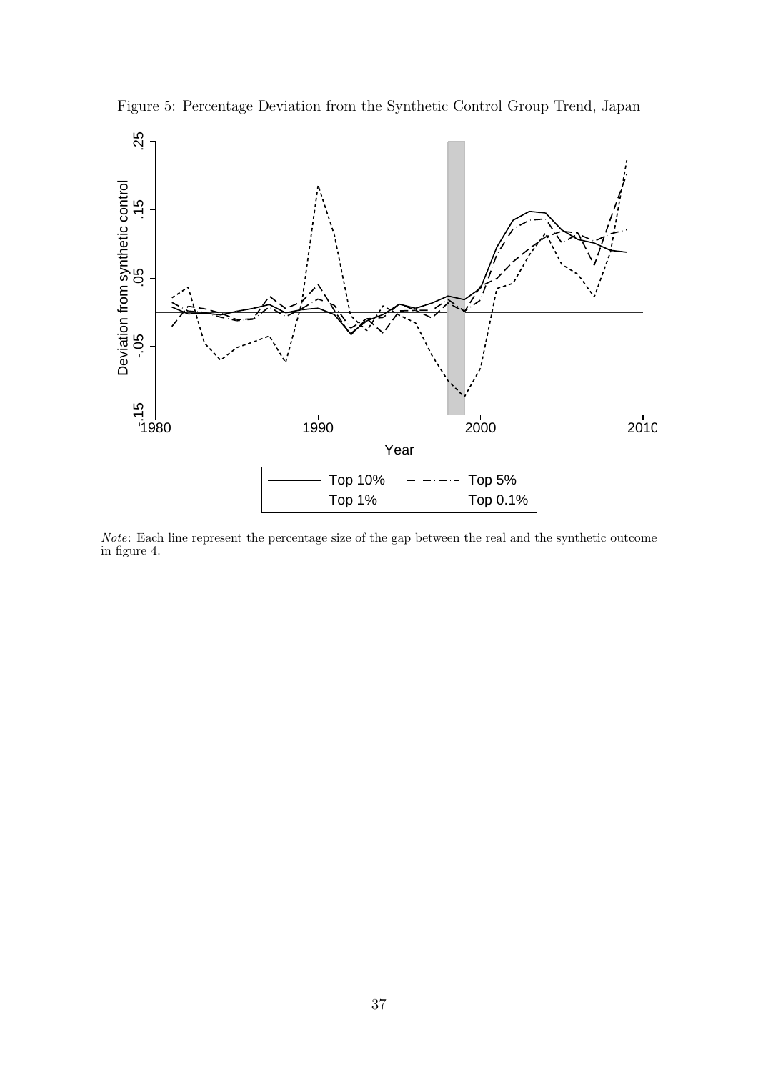Figure 5: Percentage Deviation from the Synthetic Control Group Trend, Japan

*Note*: Each line represent the percentage size of the gap between the real and the synthetic outcome in figure 4.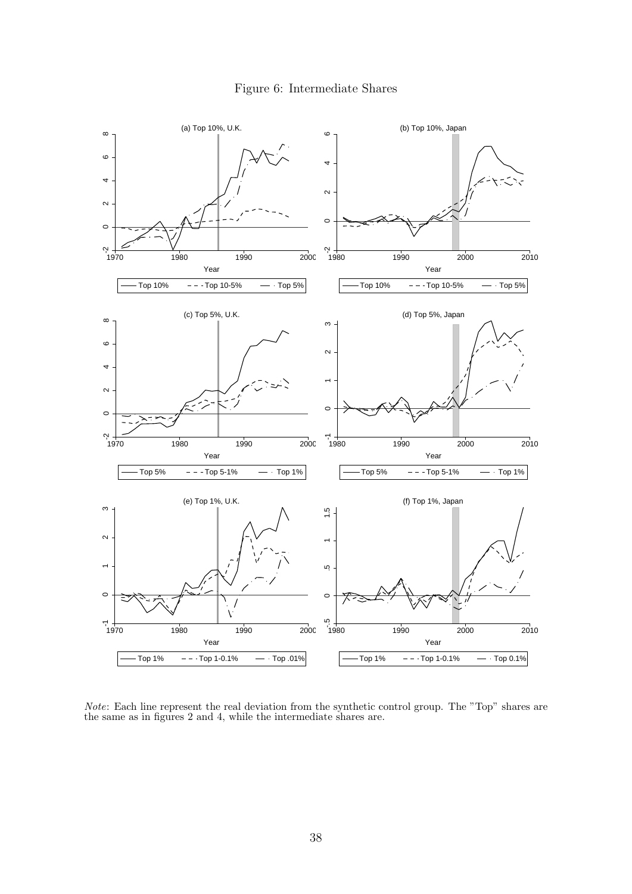Figure 6: Intermediate Shares

*Note*: Each line represent the real deviation from the synthetic control group. The "Top" shares are the same as in figures 2 and 4, while the intermediate shares are.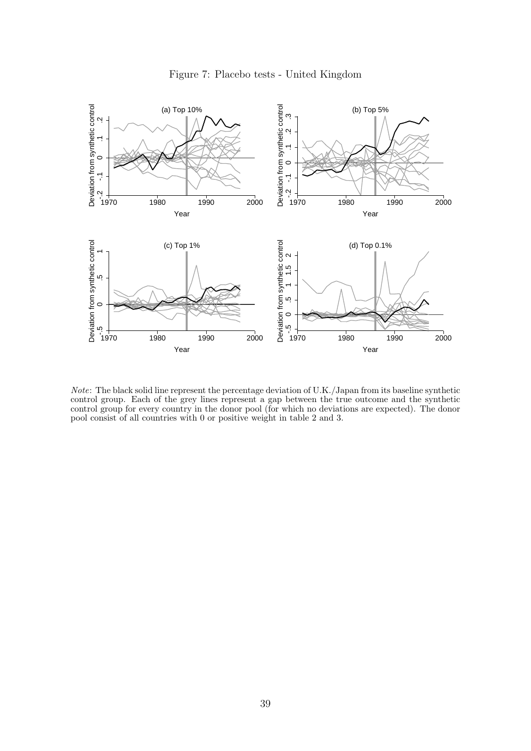Figure 7: Placebo tests - United Kingdom

*Note*: The black solid line represent the percentage deviation of U.K./Japan from its baseline synthetic control group. Each of the grey lines represent a gap between the true outcome and the synthetic control group for every country in the donor pool (for which no deviations are expected). The donor pool consist of all countries with 0 or positive weight in table 2 and 3.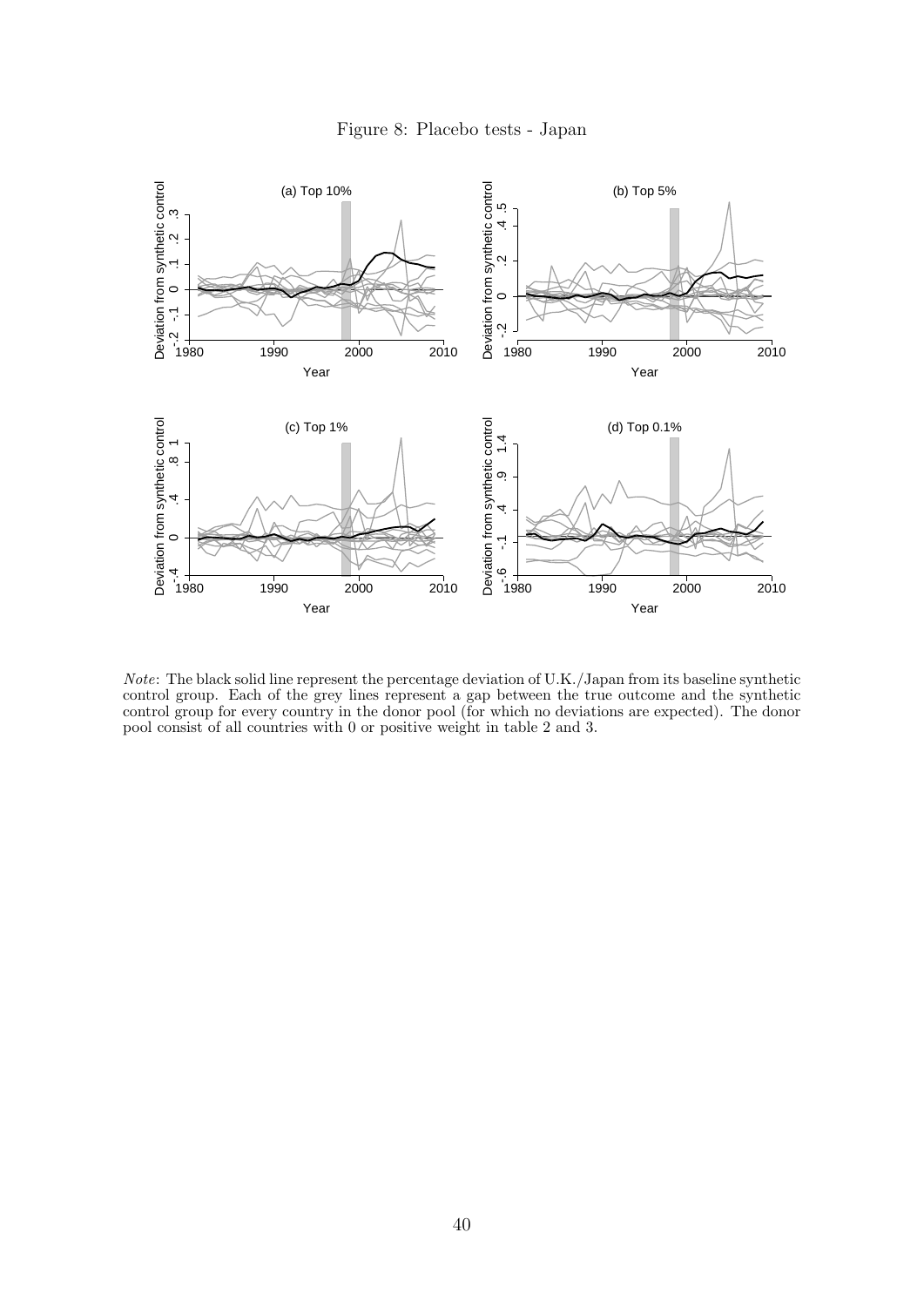Figure 8: Placebo tests - Japan

*Note*: The black solid line represent the percentage deviation of U.K./Japan from its baseline synthetic control group. Each of the grey lines represent a gap between the true outcome and the synthetic control group for every country in the donor pool (for which no deviations are expected). The donor pool consist of all countries with 0 or positive weight in table 2 and 3.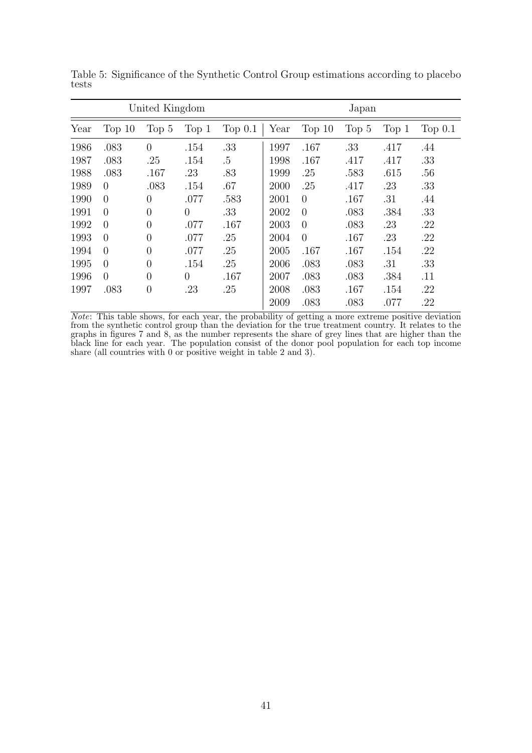Table 5: Significance of the Synthetic Control Group estimations according to placebo tests

| United Kingdom | | | | | Japan | | | | |
|---|---|---|---|---|---|---|---|---|---|
| Year | Top 10 | Top 5 | Top 1 | Top 0.1 | Year | Top 10 | Top 5 | Top 1 | Top 0.1 |
| 1986 | .083 | 0 | .154 | .33 | 1997 | .167 | .33 | .417 | .44 |
| 1987 | .083 | .25 | .154 | .5 | 1998 | .167 | .417 | .417 | .33 |
| 1988 | .083 | .167 | .23 | .83 | 1999 | .25 | .583 | .615 | .56 |
| 1989 | 0 | .083 | .154 | .67 | 2000 | .25 | .417 | .23 | .33 |
| 1990 | 0 | 0 | .077 | .583 | 2001 | 0 | .167 | .31 | .44 |
| 1991 | 0 | 0 | 0 | .33 | 2002 | 0 | .083 | .384 | .33 |
| 1992 | 0 | 0 | .077 | .167 | 2003 | 0 | .083 | .23 | .22 |
| 1993 | 0 | 0 | .077 | .25 | 2004 | 0 | .167 | .23 | .22 |
| 1994 | 0 | 0 | .077 | .25 | 2005 | .167 | .167 | .154 | .22 |
| 1995 | 0 | 0 | .154 | .25 | 2006 | .083 | .083 | .31 | .33 |
| 1996 | 0 | 0 | 0 | .167 | 2007 | .083 | .083 | .384 | .11 |
| 1997 | .083 | 0 | .23 | .25 | 2008 | .083 | .167 | .154 | .22 |
| | | | | | 2009 | .083 | .083 | .077 | .22 |

*Note*: This table shows, for each year, the probability of getting a more extreme positive deviation from the synthetic control group than the deviation for the true treatment country. It relates to the graphs in figures 7 and 8, as the number represents the share of grey lines that are higher than the black line for each year. The population consist of the donor pool population for each top income share (all countries with 0 or positive weight in table 2 and 3).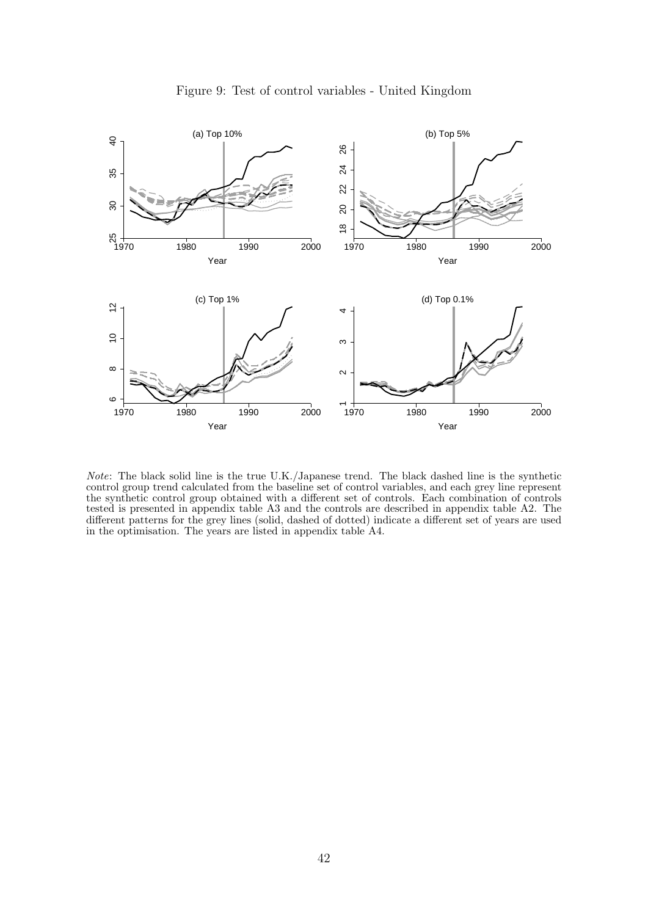Figure 9: Test of control variables - United Kingdom

*Note*: The black solid line is the true U.K./Japanese trend. The black dashed line is the synthetic control group trend calculated from the baseline set of control variables, and each grey line represent the synthetic control group obtained with a different set of controls. Each combination of controls tested is presented in appendix table A3 and the controls are described in appendix table A2. The different patterns for the grey lines (solid, dashed of dotted) indicate a different set of years are used in the optimisation. The years are listed in appendix table A4.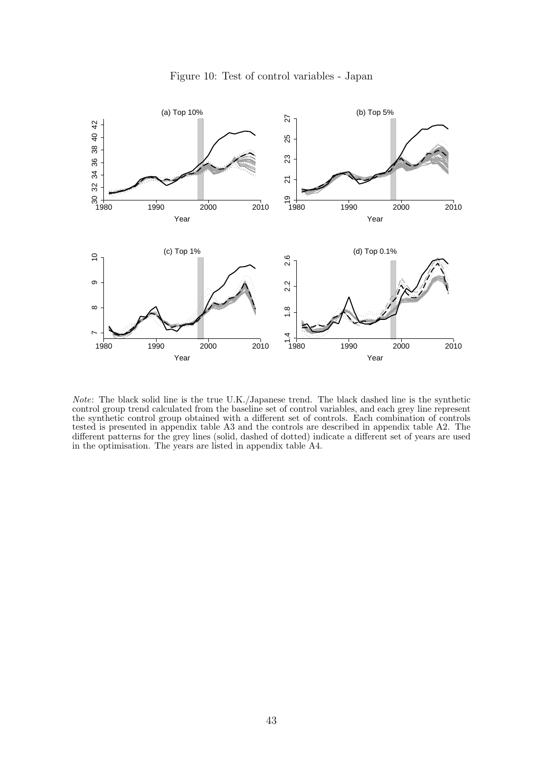Figure 10: Test of control variables - Japan

*Note*: The black solid line is the true U.K./Japanese trend. The black dashed line is the synthetic control group trend calculated from the baseline set of control variables, and each grey line represent the synthetic control group obtained with a different set of controls. Each combination of controls tested is presented in appendix table A3 and the controls are described in appendix table A2. The different patterns for the grey lines (solid, dashed of dotted) indicate a different set of years are used in the optimisation. The years are listed in appendix table A4.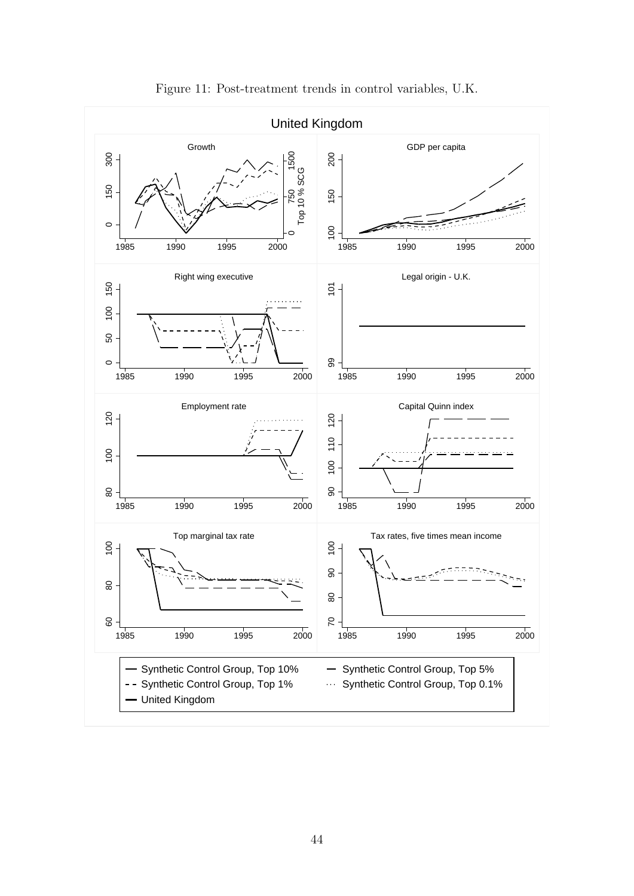Figure 11: Post-treatment trends in control variables, U.K.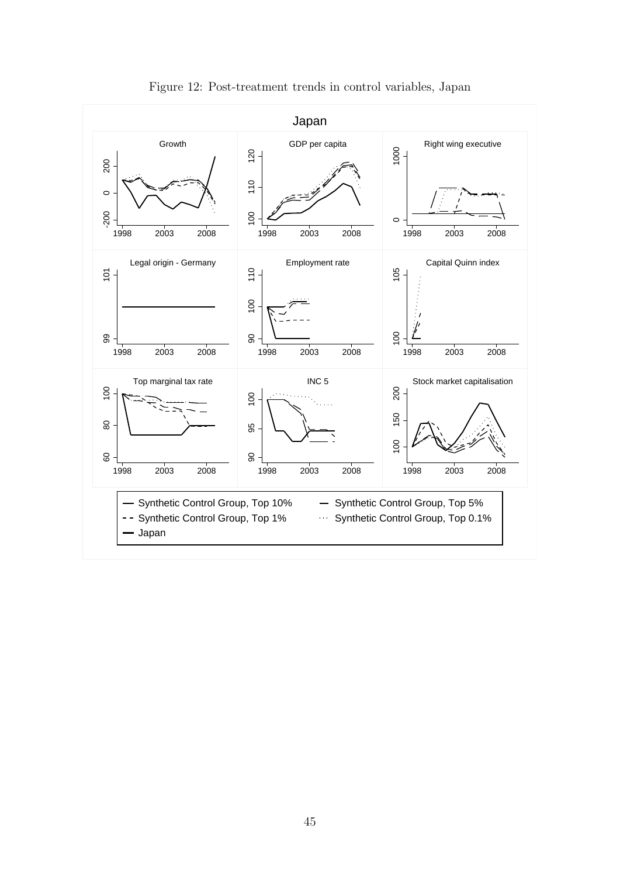Figure 12: Post-treatment trends in control variables, Japan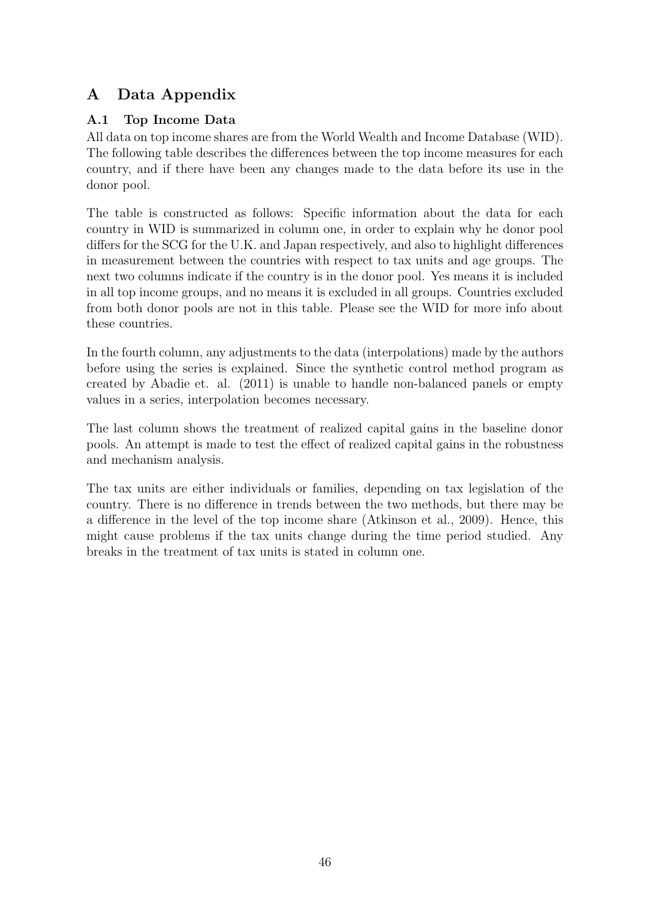# A Data Appendix

## A.1 Top Income Data

All data on top income shares are from the World Wealth and Income Database (WID). The following table describes the differences between the top income measures for each country, and if there have been any changes made to the data before its use in the donor pool.

The table is constructed as follows: Specific information about the data for each country in WID is summarized in column one, in order to explain why he donor pool differs for the SCG for the U.K. and Japan respectively, and also to highlight differences in measurement between the countries with respect to tax units and age groups. The next two columns indicate if the country is in the donor pool. Yes means it is included in all top income groups, and no means it is excluded in all groups. Countries excluded from both donor pools are not in this table. Please see the WID for more info about these countries.

In the fourth column, any adjustments to the data (interpolations) made by the authors before using the series is explained. Since the synthetic control method program as created by Abadie et. al. (2011) is unable to handle non-balanced panels or empty values in a series, interpolation becomes necessary.

The last column shows the treatment of realized capital gains in the baseline donor pools. An attempt is made to test the effect of realized capital gains in the robustness and mechanism analysis.

The tax units are either individuals or families, depending on tax legislation of the country. There is no difference in trends between the two methods, but there may be a difference in the level of the top income share (Atkinson et al., 2009). Hence, this might cause problems if the tax units change during the time period studied. Any breaks in the treatment of tax units is stated in column one.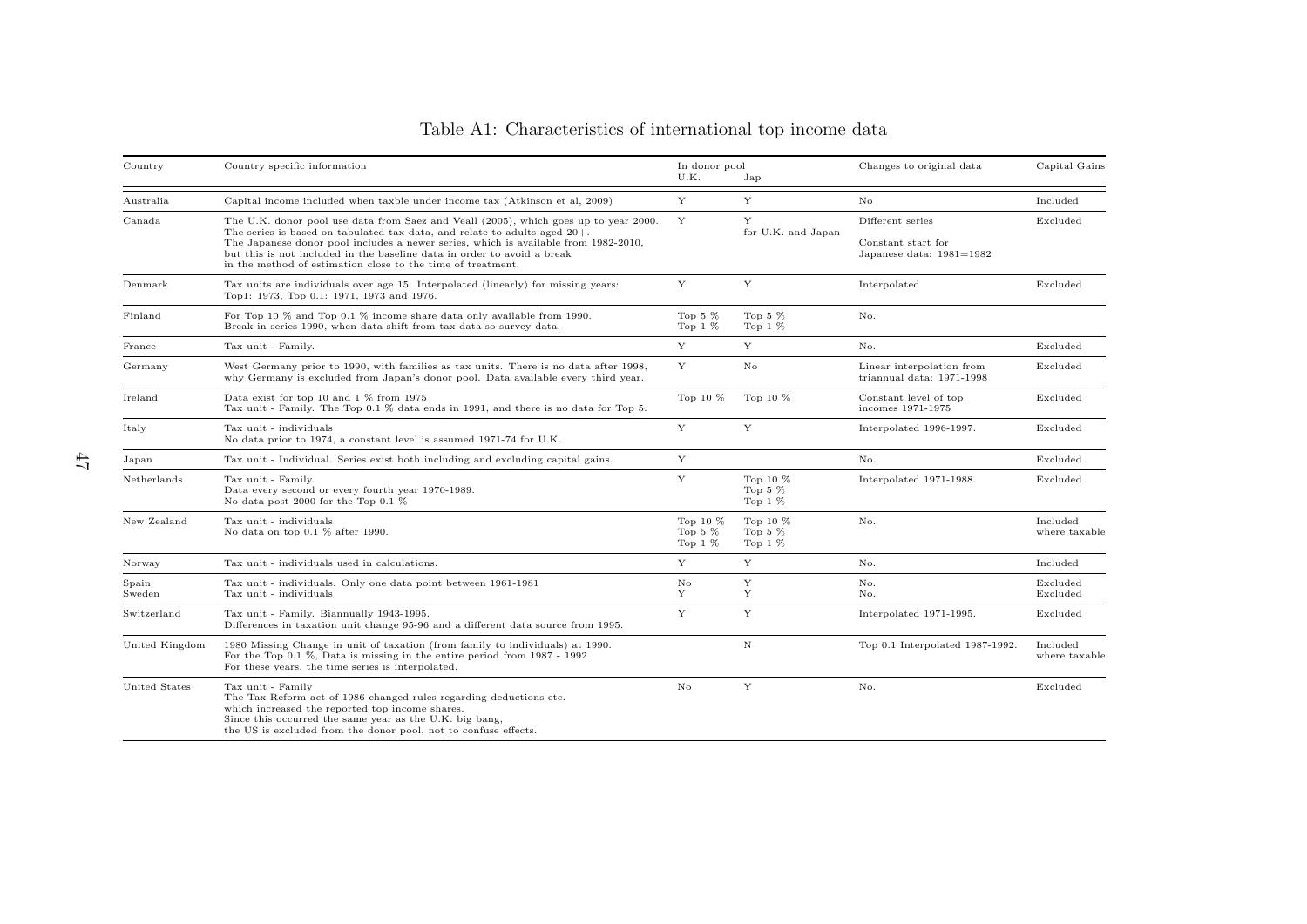# Table A1: Characteristics of international top income data

| Country | Country specific information | In donor pool U.K. | In donor pool Jap | Changes to original data | Capital Gains |
|---|---|---|---|---|---|
| Australia | Capital income included when taxble under income tax (Atkinson et al, 2009) | Y | Y | No | Included |
| Canada | The U.K. donor pool use data from Saez and Veall (2005), which goes up to year 2000. The series is based on tabulated tax data, and relate to adults aged 20+. The Japanese donor pool includes a newer series, which is available from 1982-2010, but this is not included in the baseline data in order to avoid a break in the method of estimation close to the time of treatment. | Y | Y for U.K. and Japan | Different series Constant start for Japanese data: 1981=1982 | Excluded |
| Denmark | Tax units are individuals over age 15. Interpolated (linearly) for missing years: Top1: 1973, Top 0.1: 1971, 1973 and 1976. | Y | Y | Interpolated | Excluded |
| Finland | For Top 10 % and Top 0.1 % income share data only available from 1990. Break in series 1990, when data shift from tax data so survey data. | Top 5 % Top 1 % | Top 5 % Top 1 % | No. | |
| France | Tax unit - Family. | Y | Y | No. | Excluded |
| Germany | West Germany prior to 1990, with families as tax units. There is no data after 1998, why Germany is excluded from Japan's donor pool. Data available every third year. | Y | No | Linear interpolation from triannual data: 1971-1998 | Excluded |
| Ireland | Data exist for top 10 and 1 % from 1975 Tax unit - Family. The Top 0.1 % data ends in 1991, and there is no data for Top 5. | Top 10 % | Top 10 % | Constant level of top incomes 1971-1975 | Excluded |
| Italy | Tax unit - individuals No data prior to 1974, a constant level is assumed 1971-74 for U.K. | Y | Y | Interpolated 1996-1997. | Excluded |
| Japan | Tax unit - Individual. Series exist both including and excluding capital gains. | Y | | No. | Excluded |
| Netherlands | Tax unit - Family. Data every second or every fourth year 1970-1989. No data post 2000 for the Top 0.1 % | Y | Top 10 % Top 5 % Top 1 % | Interpolated 1971-1988. | Excluded |
| New Zealand | Tax unit - individuals No data on top 0.1 % after 1990. | Top 10 % Top 5 % Top 1 % | Top 10 % Top 5 % Top 1 % | No. | Included where taxable |
| Norway | Tax unit - individuals used in calculations. | Y | Y | No. | Included |
| Spain | Tax unit - individuals. Only one data point between 1961-1981 | No | Y | No. | Excluded |
| Sweden | Tax unit - individuals | Y | Y | No. | Excluded |
| Switzerland | Tax unit - Family. Biannually 1943-1995. Differences in taxation unit change 95-96 and a different data source from 1995. | Y | Y | Interpolated 1971-1995. | Excluded |
| United Kingdom | 1980 Missing Change in unit of taxation (from family to individuals) at 1990. For the Top 0.1 %, Data is missing in the entire period from 1987 - 1992 For these years, the time series is interpolated. | | N | Top 0.1 Interpolated 1987-1992. | Included where taxable |
| United States | Tax unit - Family The Tax Reform act of 1986 changed rules regarding deductions etc. which increased the reported top income shares. Since this occurred the same year as the U.K. big bang, the US is excluded from the donor pool, not to confuse effects. | No | Y | No. | Excluded |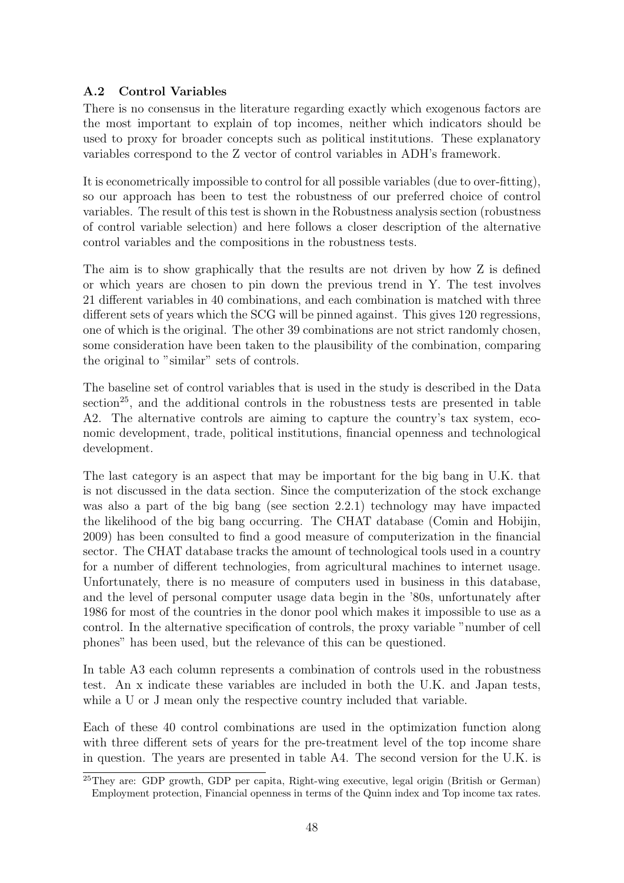### A.2 Control Variables

There is no consensus in the literature regarding exactly which exogenous factors are the most important to explain of top incomes, neither which indicators should be used to proxy for broader concepts such as political institutions. These explanatory variables correspond to the Z vector of control variables in ADH's framework.

It is econometrically impossible to control for all possible variables (due to over-fitting), so our approach has been to test the robustness of our preferred choice of control variables. The result of this test is shown in the Robustness analysis section (robustness of control variable selection) and here follows a closer description of the alternative control variables and the compositions in the robustness tests.

The aim is to show graphically that the results are not driven by how Z is defined or which years are chosen to pin down the previous trend in Y. The test involves 21 different variables in 40 combinations, and each combination is matched with three different sets of years which the SCG will be pinned against. This gives 120 regressions, one of which is the original. The other 39 combinations are not strict randomly chosen, some consideration have been taken to the plausibility of the combination, comparing the original to "similar" sets of controls.

The baseline set of control variables that is used in the study is described in the Data section[25], and the additional controls in the robustness tests are presented in table A2. The alternative controls are aiming to capture the country's tax system, economic development, trade, political institutions, financial openness and technological development.

The last category is an aspect that may be important for the big bang in U.K. that is not discussed in the data section. Since the computerization of the stock exchange was also a part of the big bang (see section 2.2.1) technology may have impacted the likelihood of the big bang occurring. The CHAT database (Comin and Hobijin, 2009) has been consulted to find a good measure of computerization in the financial sector. The CHAT database tracks the amount of technological tools used in a country for a number of different technologies, from agricultural machines to internet usage. Unfortunately, there is no measure of computers used in business in this database, and the level of personal computer usage data begin in the '80s, unfortunately after 1986 for most of the countries in the donor pool which makes it impossible to use as a control. In the alternative specification of controls, the proxy variable "number of cell phones" has been used, but the relevance of this can be questioned.

In table A3 each column represents a combination of controls used in the robustness test. An x indicate these variables are included in both the U.K. and Japan tests, while a U or J mean only the respective country included that variable.

Each of these 40 control combinations are used in the optimization function along with three different sets of years for the pre-treatment level of the top income share in question. The years are presented in table A4. The second version for the U.K. is

[25] They are: GDP growth, GDP per capita, Right-wing executive, legal origin (British or German) Employment protection, Financial openness in terms of the Quinn index and Top income tax rates.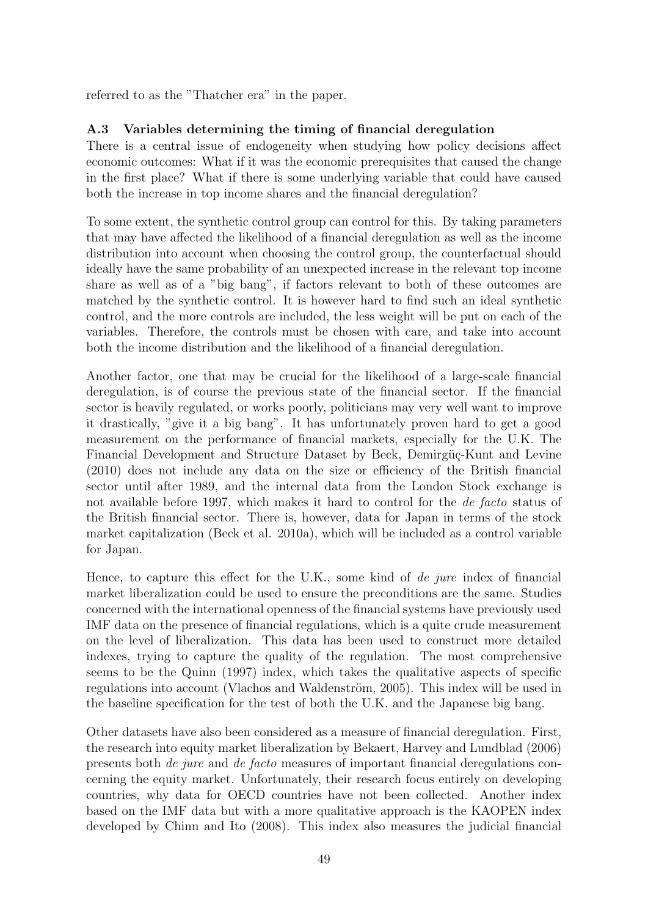referred to as the "Thatcher era" in the paper.

### A.3 Variables determining the timing of financial deregulation

There is a central issue of endogeneity when studying how policy decisions affect economic outcomes: What if it was the economic prerequisites that caused the change in the first place? What if there is some underlying variable that could have caused both the increase in top income shares and the financial deregulation?

To some extent, the synthetic control group can control for this. By taking parameters that may have affected the likelihood of a financial deregulation as well as the income distribution into account when choosing the control group, the counterfactual should ideally have the same probability of an unexpected increase in the relevant top income share as well as of a "big bang", if factors relevant to both of these outcomes are matched by the synthetic control. It is however hard to find such an ideal synthetic control, and the more controls are included, the less weight will be put on each of the variables. Therefore, the controls must be chosen with care, and take into account both the income distribution and the likelihood of a financial deregulation.

Another factor, one that may be crucial for the likelihood of a large-scale financial deregulation, is of course the previous state of the financial sector. If the financial sector is heavily regulated, or works poorly, politicians may very well want to improve it drastically, "give it a big bang". It has unfortunately proven hard to get a good measurement on the performance of financial markets, especially for the U.K. The Financial Development and Structure Dataset by Beck, Demirgüç-Kunt and Levine (2010) does not include any data on the size or efficiency of the British financial sector until after 1989, and the internal data from the London Stock exchange is not available before 1997, which makes it hard to control for the *de facto* status of the British financial sector. There is, however, data for Japan in terms of the stock market capitalization (Beck et al. 2010a), which will be included as a control variable for Japan.

Hence, to capture this effect for the U.K., some kind of *de jure* index of financial market liberalization could be used to ensure the preconditions are the same. Studies concerned with the international openness of the financial systems have previously used IMF data on the presence of financial regulations, which is a quite crude measurement on the level of liberalization. This data has been used to construct more detailed indexes, trying to capture the quality of the regulation. The most comprehensive seems to be the Quinn (1997) index, which takes the qualitative aspects of specific regulations into account (Vlachos and Waldenström, 2005). This index will be used in the baseline specification for the test of both the U.K. and the Japanese big bang.

Other datasets have also been considered as a measure of financial deregulation. First, the research into equity market liberalization by Bekaert, Harvey and Lundblad (2006) presents both *de jure* and *de facto* measures of important financial deregulations concerning the equity market. Unfortunately, their research focus entirely on developing countries, why data for OECD countries have not been collected. Another index based on the IMF data but with a more qualitative approach is the KAOPEN index developed by Chinn and Ito (2008). This index also measures the judicial financial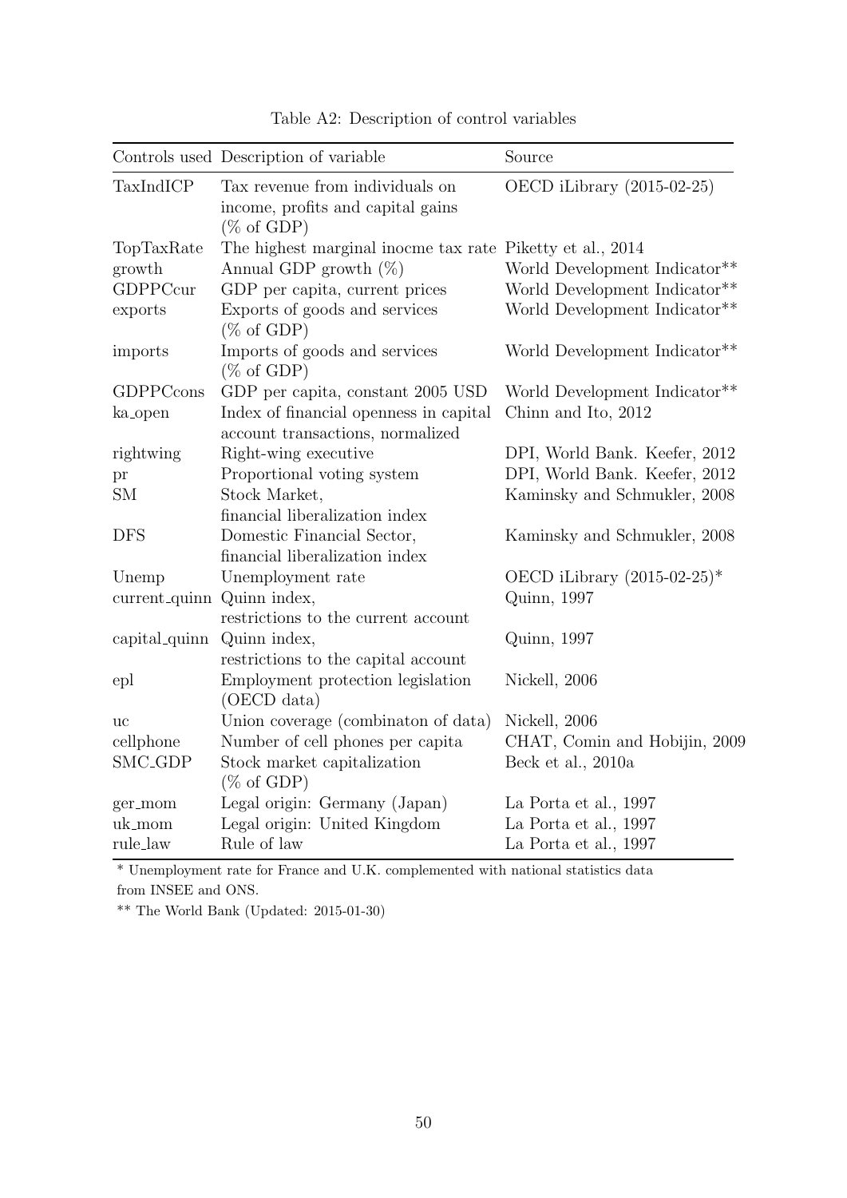Table A2: Description of control variables

| Controls used | Description of variable | Source |
|---|---|---|
| TaxIndICP | Tax revenue from individuals on income, profits and capital gains (% of GDP) | OECD iLibrary (2015-02-25) |
| TopTaxRate | The highest marginal inocme tax rate | Piketty et al., 2014 |
| growth | Annual GDP growth (%) | World Development Indicator** |
| GDPPCcur | GDP per capita, current prices | World Development Indicator** |
| exports | Exports of goods and services (% of GDP) | World Development Indicator** |
| imports | Imports of goods and services (% of GDP) | World Development Indicator** |
| GDPPCcons | GDP per capita, constant 2005 USD | World Development Indicator** |
| ka_open | Index of financial openness in capital account transactions, normalized | Chinn and Ito, 2012 |
| rightwing | Right-wing executive | DPI, World Bank. Keefer, 2012 |
| pr | Proportional voting system | DPI, World Bank. Keefer, 2012 |
| SM | Stock Market, financial liberalization index | Kaminsky and Schmukler, 2008 |
| DFS | Domestic Financial Sector, financial liberalization index | Kaminsky and Schmukler, 2008 |
| Unemp | Unemployment rate | OECD iLibrary (2015-02-25)* |
| current_quinn | Quinn index, restrictions to the current account | Quinn, 1997 |
| capital_quinn | Quinn index, restrictions to the capital account | Quinn, 1997 |
| epl | Employment protection legislation (OECD data) | Nickell, 2006 |
| uc | Union coverage (combinaton of data) | Nickell, 2006 |
| cellphone | Number of cell phones per capita | CHAT, Comin and Hobijin, 2009 |
| SMC_GDP | Stock market capitalization (% of GDP) | Beck et al., 2010a |
| ger_mom | Legal origin: Germany (Japan) | La Porta et al., 1997 |
| uk_mom | Legal origin: United Kingdom | La Porta et al., 1997 |
| rule_law | Rule of law | La Porta et al., 1997 |

* Unemployment rate for France and U.K. complemented with national statistics data from INSEE and ONS.

** The World Bank (Updated: 2015-01-30)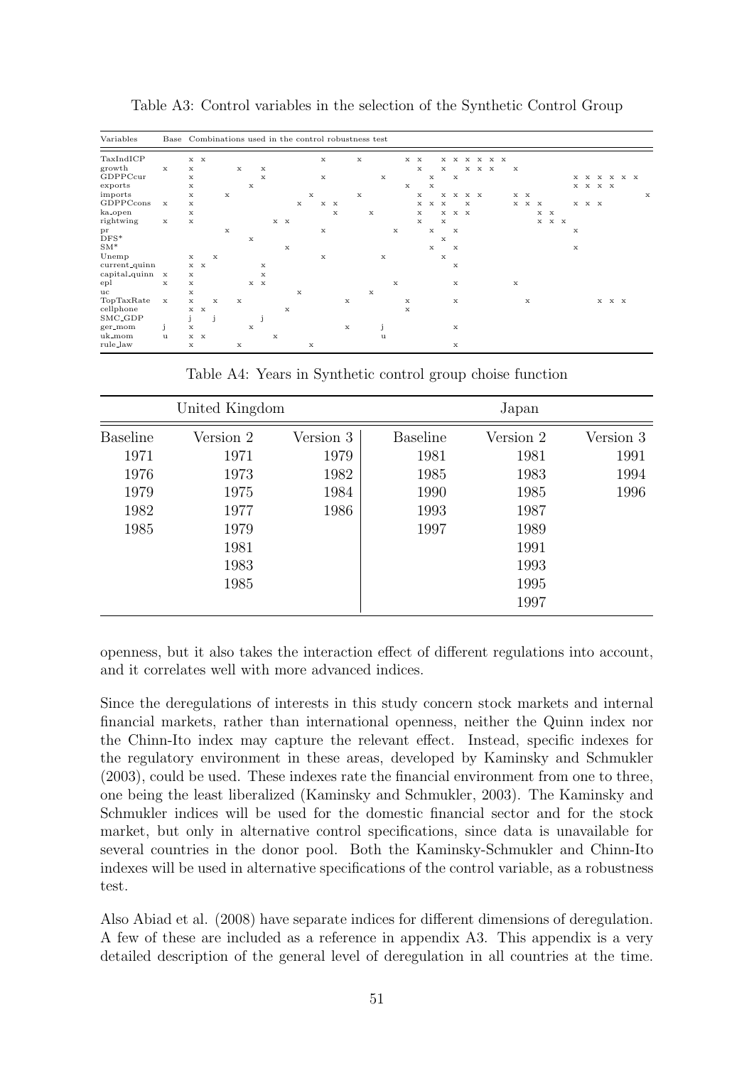Table A3: Control variables in the selection of the Synthetic Control Group

| Variables | Base | Combinations used in the control robustness test | | | | | | | | | | | | | | | | | | | | | | | | | | | | | | | | | | | | |
|---|---|---|---|---|---|---|---|---|---|---|---|---|---|---|---|---|---|---|---|---|---|---|---|---|---|---|---|---|---|---|---|---|---|---|---|---|---|---|
| TaxIndICP | | x | x | | | | | | | | | | x | | | x | | | | x | x | | x | x | x | x | x | x | | | | | | | | | | |
| growth | x | x | | | x | | | x | | | | | | | | | | | | | x | | x | | x | x | x | | x | | | | | | | | | |
| GDPPCcur | | x | | | | | | x | | | | | x | | | | | x | | | | x | | x | | | | | | | | | | x | x | x | x | x | x |
| exports | | x | | | | | x | | | | | | | | | | | | | x | | x | | | | | | | | | | | | x | x | x | x | | |
| imports | | x | | | x | | | | | | | x | | | | x | | | | | x | | x | x | x | x | | | x | x | | | | | | | | | x |
| GDPPCcons | x | x | | | | | | | | | x | | x | x | | | | | | | x | x | x | | x | | | | x | x | x | | | x | x | x | | | |
| ka_open | | x | | | | | | | | | | | | x | | | x | | | | x | | x | x | x | | | | | | x | x | | | | | | | |
| rightwing | x | x | | | | | | | x | x | | | | | | | | | | | x | | x | | | | | | | | x | x | x | | | | | | |
| pr | | | | | x | | | | | | | | x | | | | | | x | | | x | | x | | | | | | | | | | x | | | | | |
| DFS* | | | | | | | x | | | | | | | | | | | | | | | | x | | | | | | | | | | | | | | | | |
| SM* | | | | | | | | | | x | | | | | | | | | | | | x | | x | | | | | | | | | | x | | | | | |
| Unemp | | x | | x | | | | | | | | | x | | | | | x | | | | | x | | | | | | | | | | | | | | | | |
| current_quinn | | x | x | | | | | x | | | | | | | | | | | | | | | | | | | | | | | | | | | | | | | |
| capital_quinn | x | x | | | | | | x | | | | | | | | | | | | | | | | | | | | | | | | | | | | | | | |
| epl | x | x | | | | | x | x | | | | | | | | | | | x | | | | | x | | | | | x | | | | | | | | | | |
| uc | | x | | | | | | | | | x | | | | | | x | | | | | | | | | | | | | | | | | | | | | | |
| TopTaxRate | x | x | | x | | x | | | | | | | | | x | | | | | x | | | | x | | | | | | x | | | | | | x | x | x | |
| cellphone | | x | x | | | | | | | x | | | | | | | | | | x | | | | | | | | | | | | | | | | | | | |
| SMC_GDP | | j | | j | | | | j | | | | | | | | | | | | | | | | | | | | | | | | | | | | | | | |
| ger_mom | j | x | | | | | x | | | | | | | | x | | | j | | | | | | x | | | | | | | | | | | | | | | |
| uk_mom | u | x | x | | | | | | x | | | | | | | | | u | | | | | | | | | | | | | | | | | | | | | |
| rule_law | | x | | | | x | | | | | | x | | | | | | | | | | | | x | | | | | | | | | | | | | | | |

Table A4: Years in Synthetic control group choise function

| United Kingdom | | | Japan | | |
|---|---|---|---|---|---|
| Baseline | Version 2 | Version 3 | Baseline | Version 2 | Version 3 |
| 1971 | 1971 | 1979 | 1981 | 1981 | 1991 |
| 1976 | 1973 | 1982 | 1985 | 1983 | 1994 |
| 1979 | 1975 | 1984 | 1990 | 1985 | 1996 |
| 1982 | 1977 | 1986 | 1993 | 1987 | |
| 1985 | 1979 | | 1997 | 1989 | |
| | 1981 | | | 1991 | |
| | 1983 | | | 1993 | |
| | 1985 | | | 1995 | |
| | | | | 1997 | |

openness, but it also takes the interaction effect of different regulations into account, and it correlates well with more advanced indices.

Since the deregulations of interests in this study concern stock markets and internal financial markets, rather than international openness, neither the Quinn index nor the Chinn-Ito index may capture the relevant effect. Instead, specific indexes for the regulatory environment in these areas, developed by Kaminsky and Schmukler (2003), could be used. These indexes rate the financial environment from one to three, one being the least liberalized (Kaminsky and Schmukler, 2003). The Kaminsky and Schmukler indices will be used for the domestic financial sector and for the stock market, but only in alternative control specifications, since data is unavailable for several countries in the donor pool. Both the Kaminsky-Schmukler and Chinn-Ito indexes will be used in alternative specifications of the control variable, as a robustness test.

Also Abiad et al. (2008) have separate indices for different dimensions of deregulation. A few of these are included as a reference in appendix A3. This appendix is a very detailed description of the general level of deregulation in all countries at the time.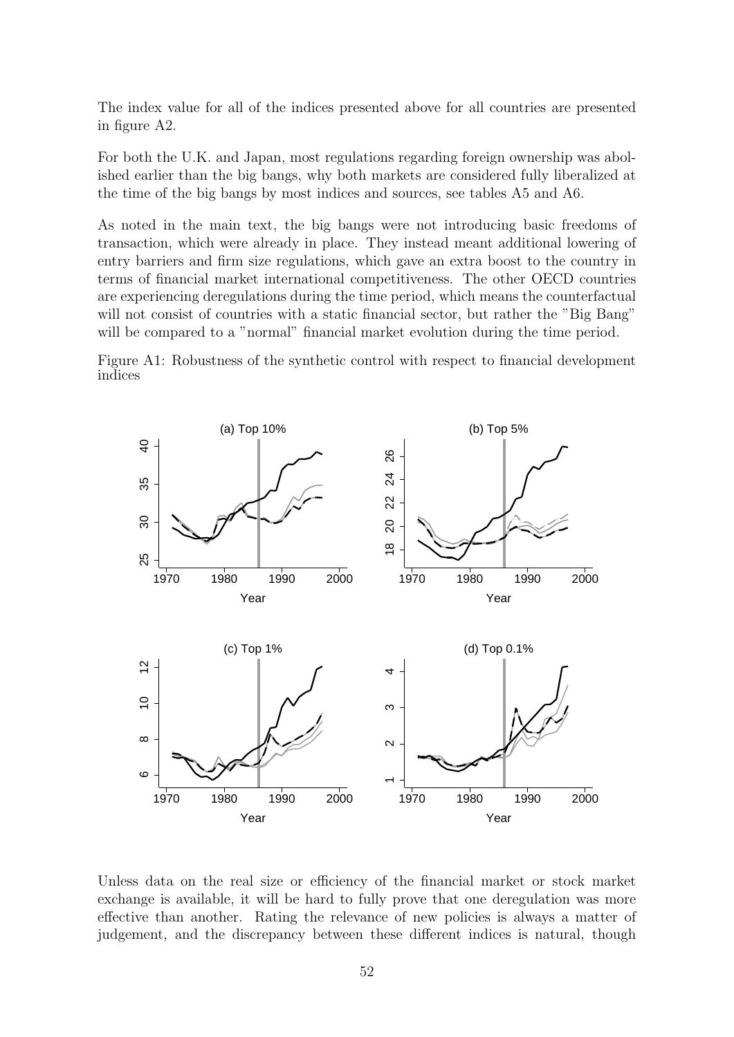The index value for all of the indices presented above for all countries are presented in figure A2.

For both the U.K. and Japan, most regulations regarding foreign ownership was abolished earlier than the big bangs, why both markets are considered fully liberalized at the time of the big bangs by most indices and sources, see tables A5 and A6.

As noted in the main text, the big bangs were not introducing basic freedoms of transaction, which were already in place. They instead meant additional lowering of entry barriers and firm size regulations, which gave an extra boost to the country in terms of financial market international competitiveness. The other OECD countries are experiencing deregulations during the time period, which means the counterfactual will not consist of countries with a static financial sector, but rather the "Big Bang" will be compared to a "normal" financial market evolution during the time period.

Figure A1: Robustness of the synthetic control with respect to financial development indices

Unless data on the real size or efficiency of the financial market or stock market exchange is available, it will be hard to fully prove that one deregulation was more effective than another. Rating the relevance of new policies is always a matter of judgement, and the discrepancy between these different indices is natural, though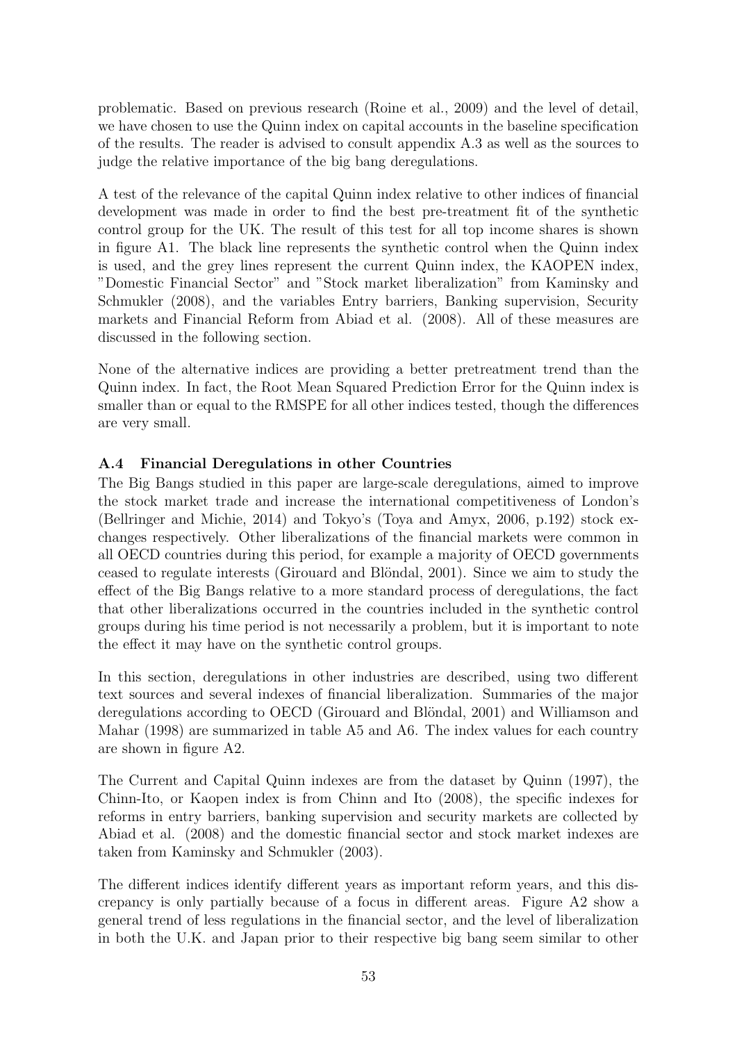problematic. Based on previous research (Roine et al., 2009) and the level of detail, we have chosen to use the Quinn index on capital accounts in the baseline specification of the results. The reader is advised to consult appendix A.3 as well as the sources to judge the relative importance of the big bang deregulations.

A test of the relevance of the capital Quinn index relative to other indices of financial development was made in order to find the best pre-treatment fit of the synthetic control group for the UK. The result of this test for all top income shares is shown in figure A1. The black line represents the synthetic control when the Quinn index is used, and the grey lines represent the current Quinn index, the KAOPEN index, "Domestic Financial Sector" and "Stock market liberalization" from Kaminsky and Schmukler (2008), and the variables Entry barriers, Banking supervision, Security markets and Financial Reform from Abiad et al. (2008). All of these measures are discussed in the following section.

None of the alternative indices are providing a better pretreatment trend than the Quinn index. In fact, the Root Mean Squared Prediction Error for the Quinn index is smaller than or equal to the RMSPE for all other indices tested, though the differences are very small.

### A.4 Financial Deregulations in other Countries

The Big Bangs studied in this paper are large-scale deregulations, aimed to improve the stock market trade and increase the international competitiveness of London's (Bellringer and Michie, 2014) and Tokyo's (Toya and Amyx, 2006, p.192) stock exchanges respectively. Other liberalizations of the financial markets were common in all OECD countries during this period, for example a majority of OECD governments ceased to regulate interests (Girouard and Blöndal, 2001). Since we aim to study the effect of the Big Bangs relative to a more standard process of deregulations, the fact that other liberalizations occurred in the countries included in the synthetic control groups during his time period is not necessarily a problem, but it is important to note the effect it may have on the synthetic control groups.

In this section, deregulations in other industries are described, using two different text sources and several indexes of financial liberalization. Summaries of the major deregulations according to OECD (Girouard and Blöndal, 2001) and Williamson and Mahar (1998) are summarized in table A5 and A6. The index values for each country are shown in figure A2.

The Current and Capital Quinn indexes are from the dataset by Quinn (1997), the Chinn-Ito, or Kaopen index is from Chinn and Ito (2008), the specific indexes for reforms in entry barriers, banking supervision and security markets are collected by Abiad et al. (2008) and the domestic financial sector and stock market indexes are taken from Kaminsky and Schmukler (2003).

The different indices identify different years as important reform years, and this discrepancy is only partially because of a focus in different areas. Figure A2 show a general trend of less regulations in the financial sector, and the level of liberalization in both the U.K. and Japan prior to their respective big bang seem similar to other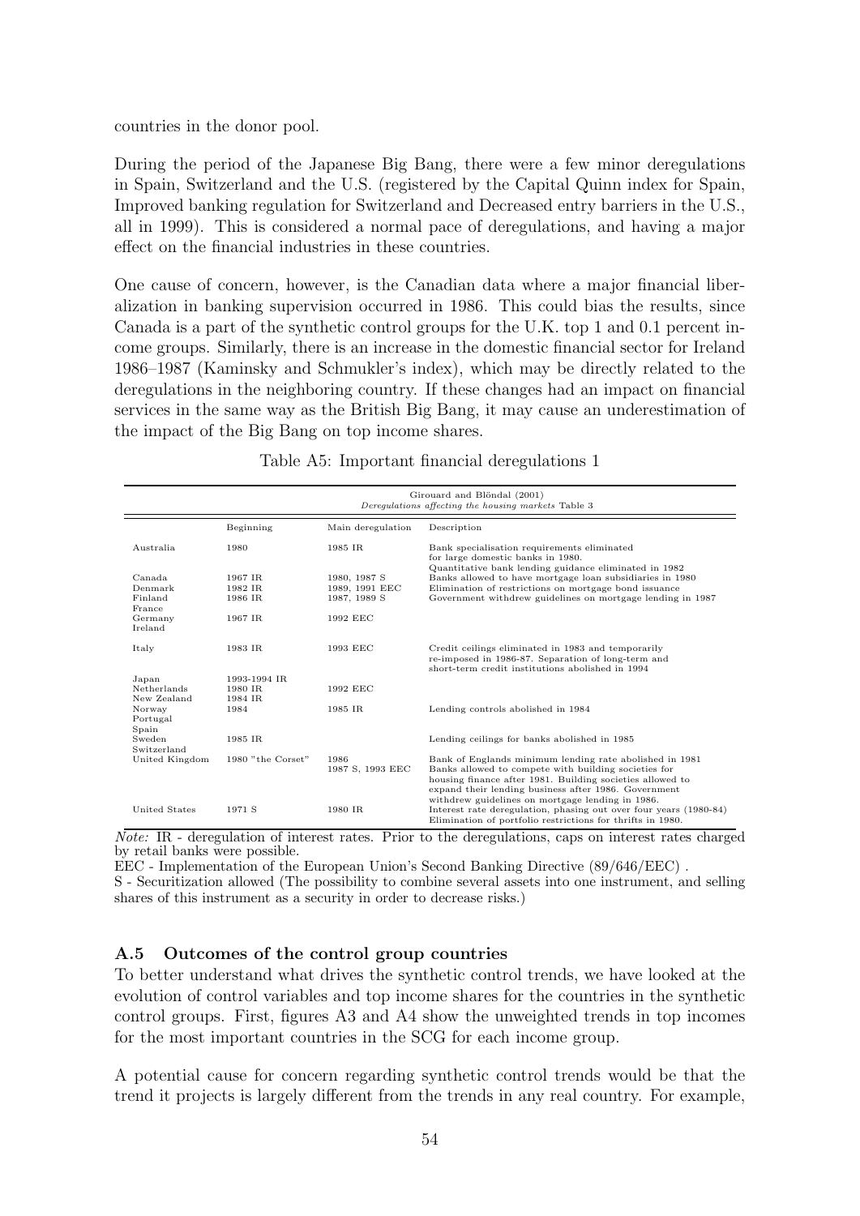countries in the donor pool.

During the period of the Japanese Big Bang, there were a few minor deregulations in Spain, Switzerland and the U.S. (registered by the Capital Quinn index for Spain, Improved banking regulation for Switzerland and Decreased entry barriers in the U.S., all in 1999). This is considered a normal pace of deregulations, and having a major effect on the financial industries in these countries.

One cause of concern, however, is the Canadian data where a major financial liberalization in banking supervision occurred in 1986. This could bias the results, since Canada is a part of the synthetic control groups for the U.K. top 1 and 0.1 percent income groups. Similarly, there is an increase in the domestic financial sector for Ireland 1986–1987 (Kaminsky and Schmukler's index), which may be directly related to the deregulations in the neighboring country. If these changes had an impact on financial services in the same way as the British Big Bang, it may cause an underestimation of the impact of the Big Bang on top income shares.

Table A5: Important financial deregulations 1

| Girouard and Blöndal (2001) *Deregulations affecting the housing markets* Table 3 | | | |
|---|---|---|---|
| | Beginning | Main deregulation | Description |
| Australia | 1980 | 1985 IR | Bank specialisation requirements eliminated for large domestic banks in 1980. Quantitative bank lending guidance eliminated in 1982 |
| Canada | 1967 IR | 1980, 1987 S | Banks allowed to have mortgage loan subsidiaries in 1980 |
| Denmark | 1982 IR | 1989, 1991 EEC | Elimination of restrictions on mortgage bond issuance |
| Finland | 1986 IR | 1987, 1989 S | Government withdrew guidelines on mortgage lending in 1987 |
| France | | | |
| Germany | 1967 IR | 1992 EEC | |
| Ireland | | | |
| Italy | 1983 IR | 1993 EEC | Credit ceilings eliminated in 1983 and temporarily re-imposed in 1986-87. Separation of long-term and short-term credit institutions abolished in 1994 |
| Japan | 1993-1994 IR | | |
| Netherlands | 1980 IR | 1992 EEC | |
| New Zealand | 1984 IR | | |
| Norway | 1984 | 1985 IR | Lending controls abolished in 1984 |
| Portugal | | | |
| Spain | | | |
| Sweden | 1985 IR | | Lending ceilings for banks abolished in 1985 |
| Switzerland | | | |
| United Kingdom | 1980 "the Corset" | 1986 1987 S, 1993 EEC | Bank of Englands minimum lending rate abolished in 1981 Banks allowed to compete with building societies for housing finance after 1981. Building societies allowed to expand their lending business after 1986. Government withdrew guidelines on mortgage lending in 1986. |
| United States | 1971 S | 1980 IR | Interest rate deregulation, phasing out over four years (1980-84) Elimination of portfolio restrictions for thrifts in 1980. |

*Note:* IR - deregulation of interest rates. Prior to the deregulations, caps on interest rates charged by retail banks were possible.
EEC - Implementation of the European Union's Second Banking Directive (89/646/EEC) .
S - Securitization allowed (The possibility to combine several assets into one instrument, and selling shares of this instrument as a security in order to decrease risks.)

### A.5 Outcomes of the control group countries

To better understand what drives the synthetic control trends, we have looked at the evolution of control variables and top income shares for the countries in the synthetic control groups. First, figures A3 and A4 show the unweighted trends in top incomes for the most important countries in the SCG for each income group.

A potential cause for concern regarding synthetic control trends would be that the trend it projects is largely different from the trends in any real country. For example,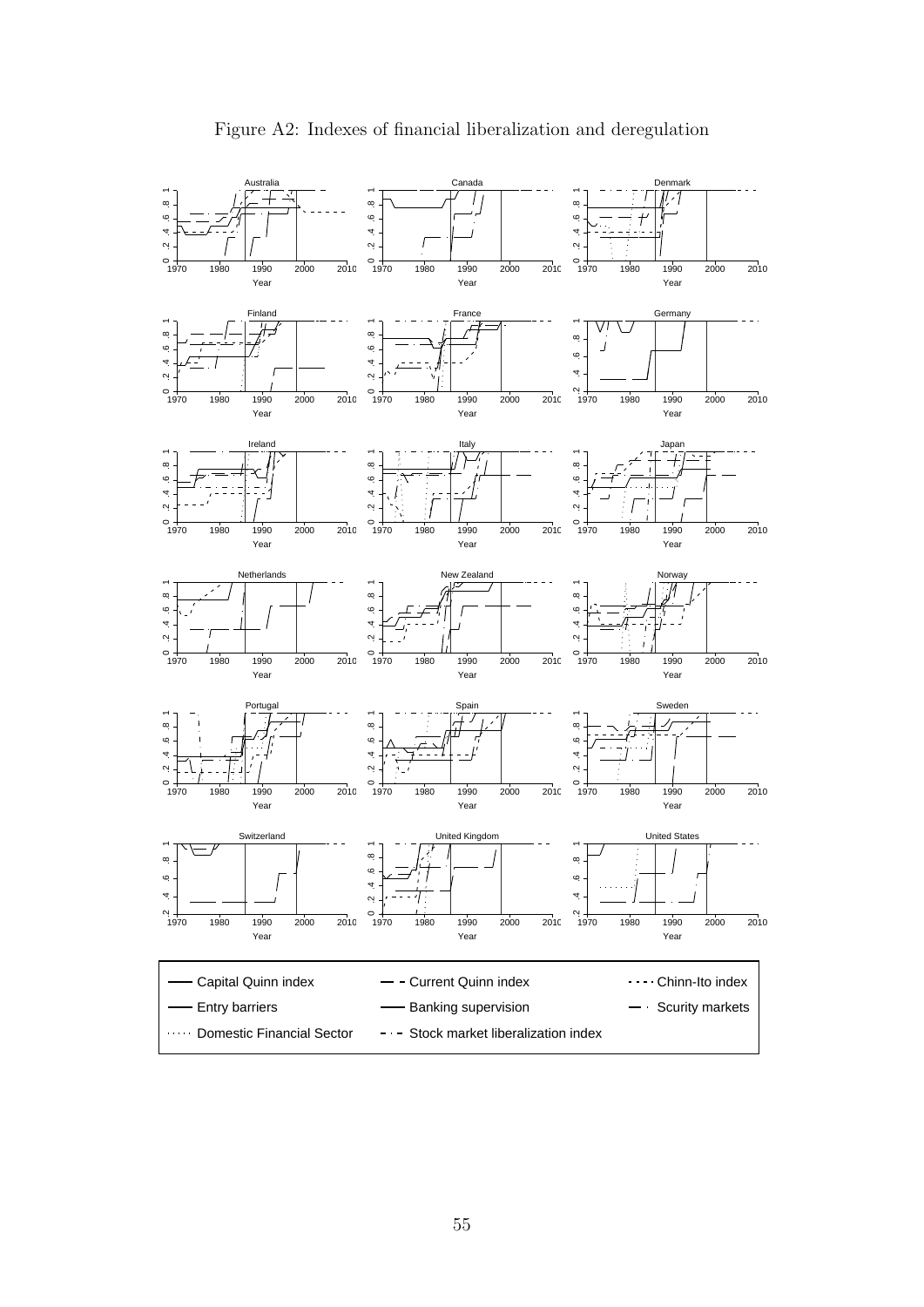Figure A2: Indexes of financial liberalization and deregulation

Capital Quinn index — Current Quinn index — Chinn-Ito index — Entry barriers — Banking supervision — Scurity markets — Domestic Financial Sector — Stock market liberalization index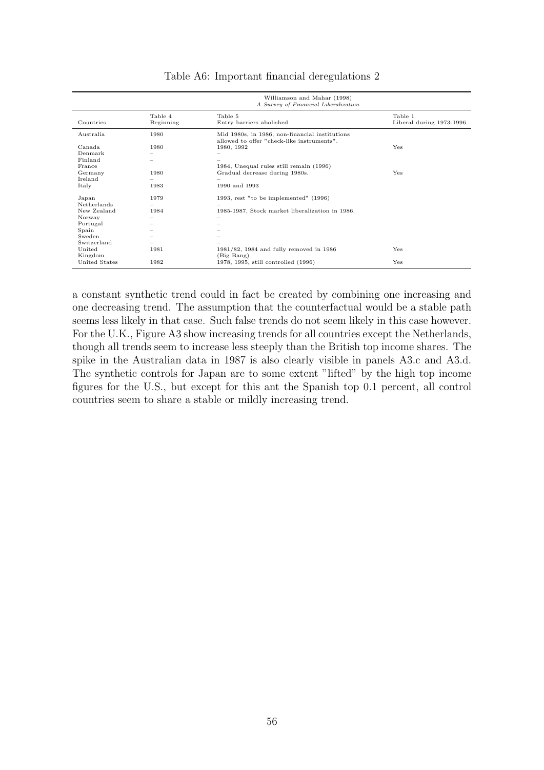Table A6: Important financial deregulations 2

| | Williamson and Mahar (1998) *A Survey of Financial Liberalization* | | |
|---|---|---|---|
| Countries | Table 4 Beginning | Table 5 Entry barriers abolished | Table 1 Liberal during 1973-1996 |
| Australia | 1980 | Mid 1980s, in 1986, non-financial institutions allowed to offer "check-like instruments". | |
| Canada | 1980 | 1980, 1992 | Yes |
| Denmark | – | – | |
| Finland | – | – | |
| France | | 1984, Unequal rules still remain (1996) | |
| Germany | 1980 | Gradual decrease during 1980s. | Yes |
| Ireland | – | – | |
| Italy | 1983 | 1990 and 1993 | |
| Japan | 1979 | 1993, rest "to be implemented" (1996) | |
| Netherlands | – | – | |
| New Zealand | 1984 | 1985-1987, Stock market liberalization in 1986. | |
| Norway | – | – | |
| Portugal | – | – | |
| Spain | – | – | |
| Sweden | – | – | |
| Switzerland | – | – | |
| United Kingdom | 1981 | 1981/82, 1984 and fully removed in 1986 (Big Bang) | Yes |
| United States | 1982 | 1978, 1995, still controlled (1996) | Yes |

a constant synthetic trend could in fact be created by combining one increasing and one decreasing trend. The assumption that the counterfactual would be a stable path seems less likely in that case. Such false trends do not seem likely in this case however. For the U.K., Figure A3 show increasing trends for all countries except the Netherlands, though all trends seem to increase less steeply than the British top income shares. The spike in the Australian data in 1987 is also clearly visible in panels A3.c and A3.d. The synthetic controls for Japan are to some extent "lifted" by the high top income figures for the U.S., but except for this ant the Spanish top 0.1 percent, all control countries seem to share a stable or mildly increasing trend.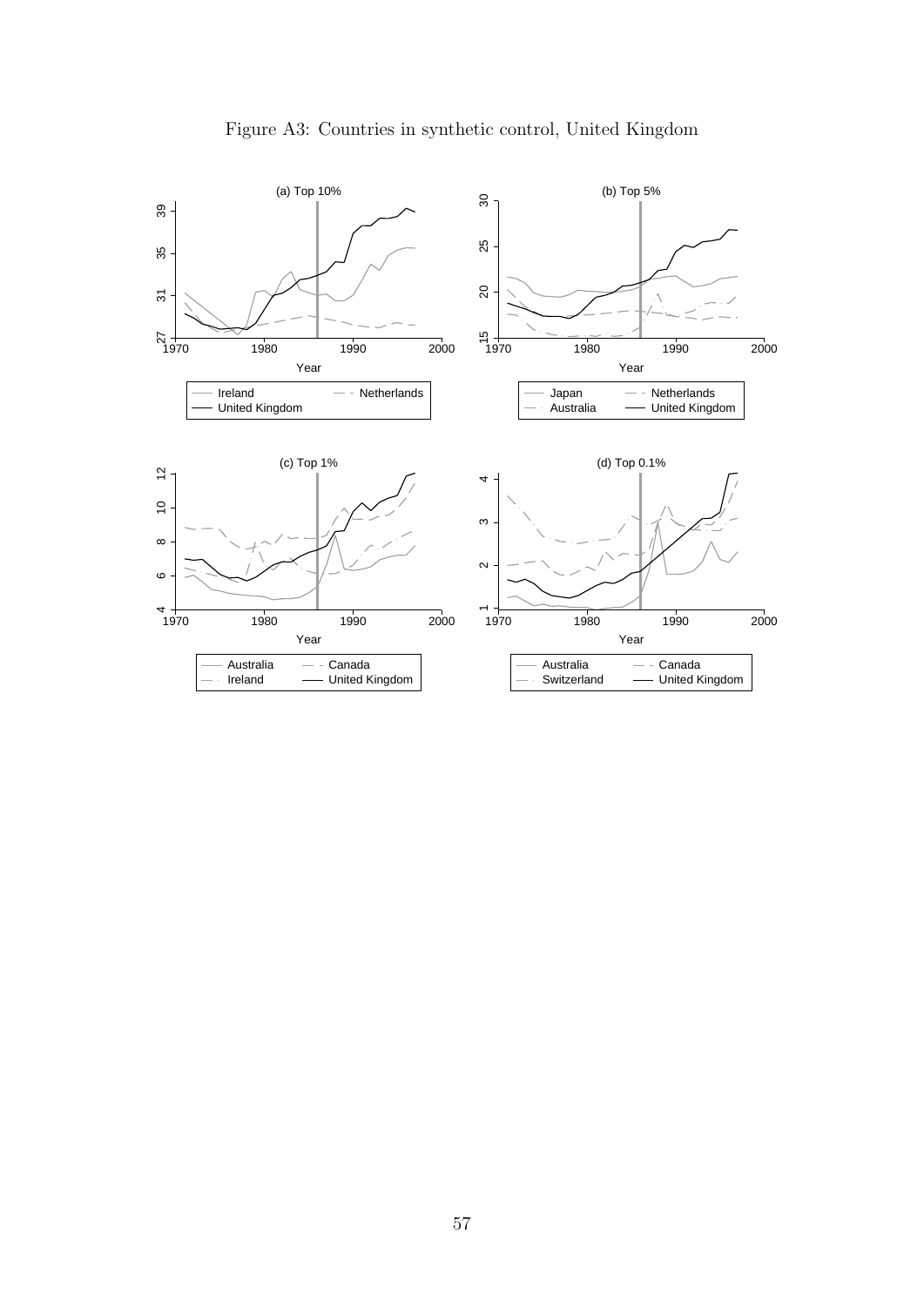Figure A3: Countries in synthetic control, United Kingdom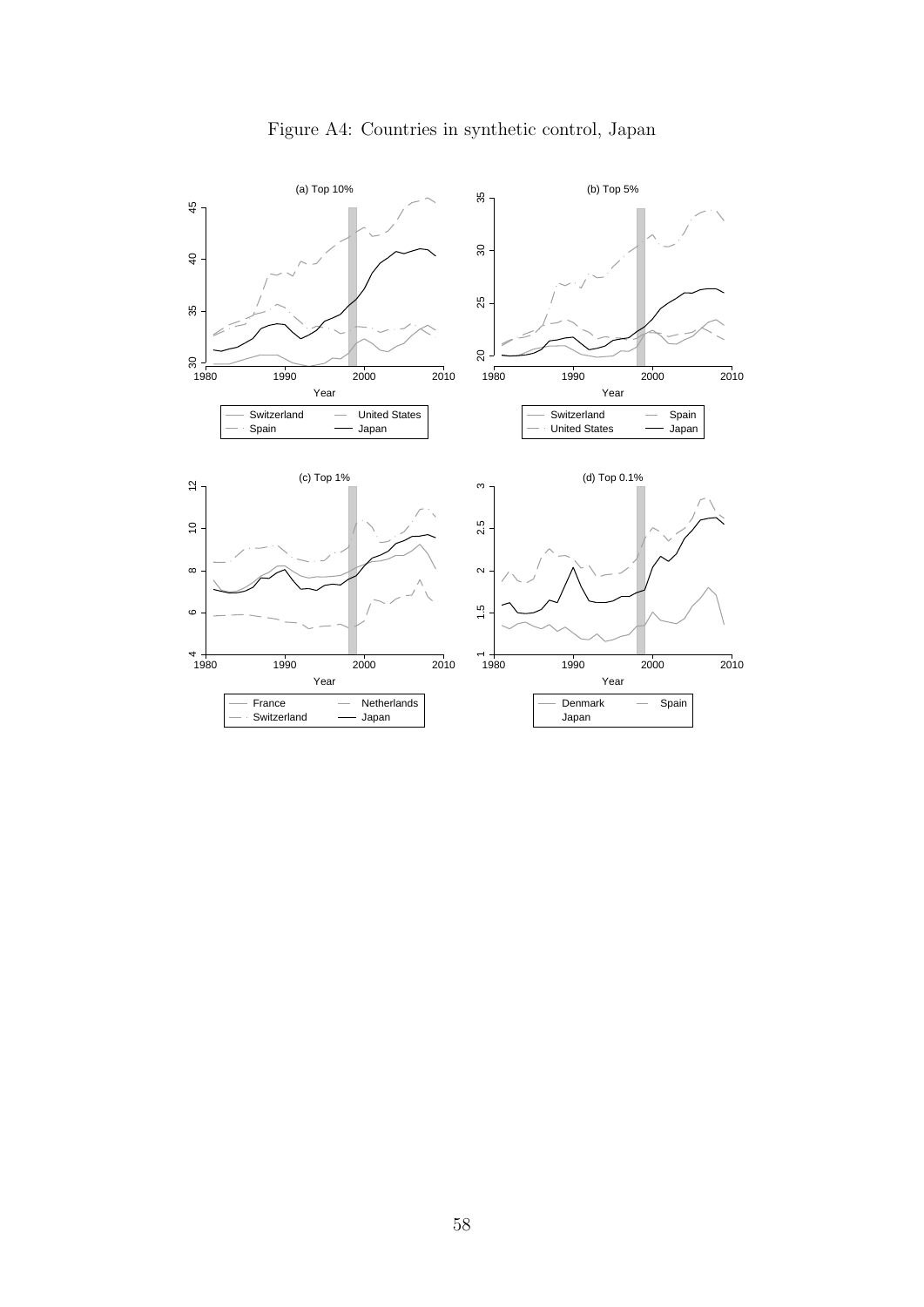Figure A4: Countries in synthetic control, Japan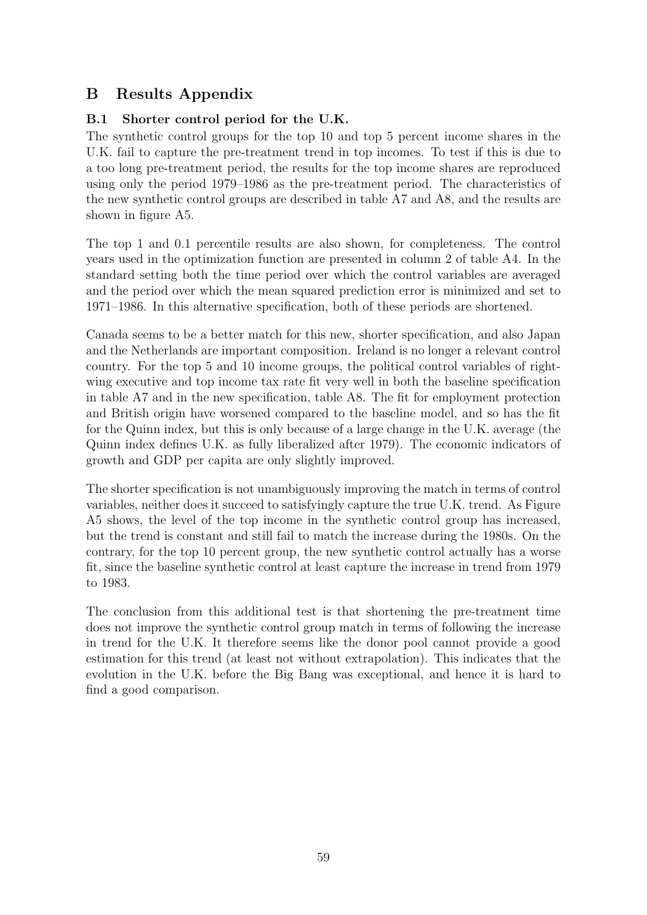# B Results Appendix

## B.1 Shorter control period for the U.K.

The synthetic control groups for the top 10 and top 5 percent income shares in the U.K. fail to capture the pre-treatment trend in top incomes. To test if this is due to a too long pre-treatment period, the results for the top income shares are reproduced using only the period 1979–1986 as the pre-treatment period. The characteristics of the new synthetic control groups are described in table A7 and A8, and the results are shown in figure A5.

The top 1 and 0.1 percentile results are also shown, for completeness. The control years used in the optimization function are presented in column 2 of table A4. In the standard setting both the time period over which the control variables are averaged and the period over which the mean squared prediction error is minimized and set to 1971–1986. In this alternative specification, both of these periods are shortened.

Canada seems to be a better match for this new, shorter specification, and also Japan and the Netherlands are important composition. Ireland is no longer a relevant control country. For the top 5 and 10 income groups, the political control variables of right-wing executive and top income tax rate fit very well in both the baseline specification in table A7 and in the new specification, table A8. The fit for employment protection and British origin have worsened compared to the baseline model, and so has the fit for the Quinn index, but this is only because of a large change in the U.K. average (the Quinn index defines U.K. as fully liberalized after 1979). The economic indicators of growth and GDP per capita are only slightly improved.

The shorter specification is not unambiguously improving the match in terms of control variables, neither does it succeed to satisfyingly capture the true U.K. trend. As Figure A5 shows, the level of the top income in the synthetic control group has increased, but the trend is constant and still fail to match the increase during the 1980s. On the contrary, for the top 10 percent group, the new synthetic control actually has a worse fit, since the baseline synthetic control at least capture the increase in trend from 1979 to 1983.

The conclusion from this additional test is that shortening the pre-treatment time does not improve the synthetic control group match in terms of following the increase in trend for the U.K. It therefore seems like the donor pool cannot provide a good estimation for this trend (at least not without extrapolation). This indicates that the evolution in the U.K. before the Big Bang was exceptional, and hence it is hard to find a good comparison.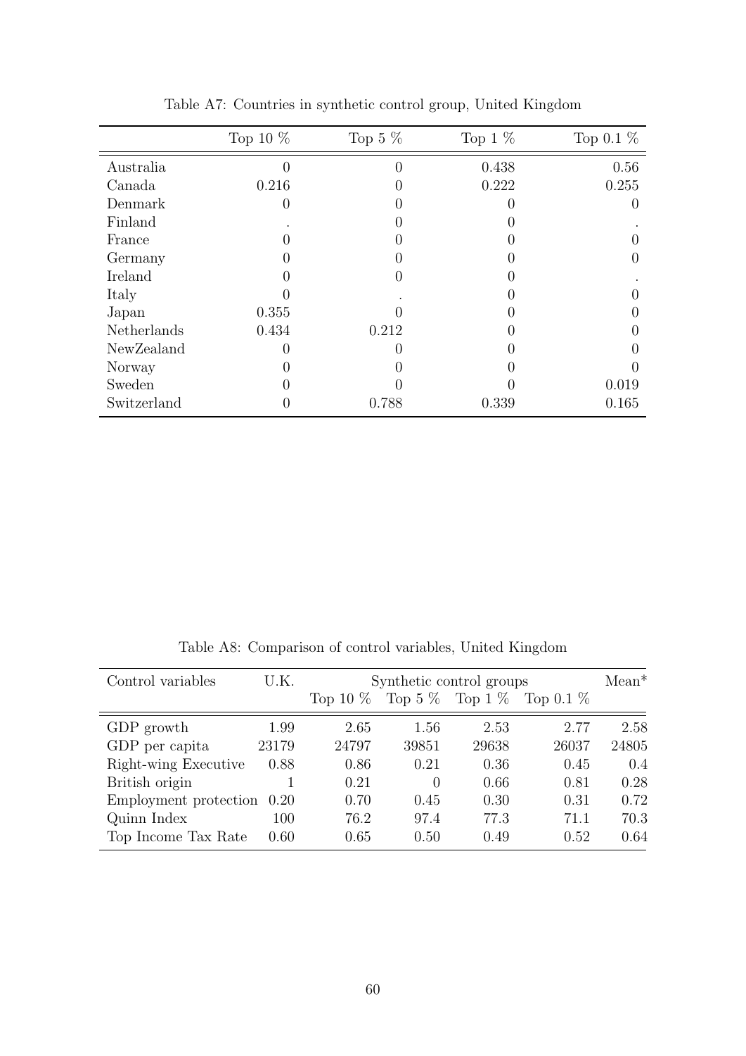Table A7: Countries in synthetic control group, United Kingdom

| | Top 10 % | Top 5 % | Top 1 % | Top 0.1 % |
|---|---|---|---|---|
| Australia | 0 | 0 | 0.438 | 0.56 |
| Canada | 0.216 | 0 | 0.222 | 0.255 |
| Denmark | 0 | 0 | 0 | 0 |
| Finland | . | 0 | 0 | . |
| France | 0 | 0 | 0 | 0 |
| Germany | 0 | 0 | 0 | 0 |
| Ireland | 0 | 0 | 0 | . |
| Italy | 0 | . | 0 | 0 |
| Japan | 0.355 | 0 | 0 | 0 |
| Netherlands | 0.434 | 0.212 | 0 | 0 |
| NewZealand | 0 | 0 | 0 | 0 |
| Norway | 0 | 0 | 0 | 0 |
| Sweden | 0 | 0 | 0 | 0.019 |
| Switzerland | 0 | 0.788 | 0.339 | 0.165 |

Table A8: Comparison of control variables, United Kingdom

| Control variables | U.K. | Synthetic control groups | | | | Mean* |
|---|---|---|---|---|---|---|
| | | Top 10 % | Top 5 % | Top 1 % | Top 0.1 % | |
| GDP growth | 1.99 | 2.65 | 1.56 | 2.53 | 2.77 | 2.58 |
| GDP per capita | 23179 | 24797 | 39851 | 29638 | 26037 | 24805 |
| Right-wing Executive | 0.88 | 0.86 | 0.21 | 0.36 | 0.45 | 0.4 |
| British origin | 1 | 0.21 | 0 | 0.66 | 0.81 | 0.28 |
| Employment protection | 0.20 | 0.70 | 0.45 | 0.30 | 0.31 | 0.72 |
| Quinn Index | 100 | 76.2 | 97.4 | 77.3 | 71.1 | 70.3 |
| Top Income Tax Rate | 0.60 | 0.65 | 0.50 | 0.49 | 0.52 | 0.64 |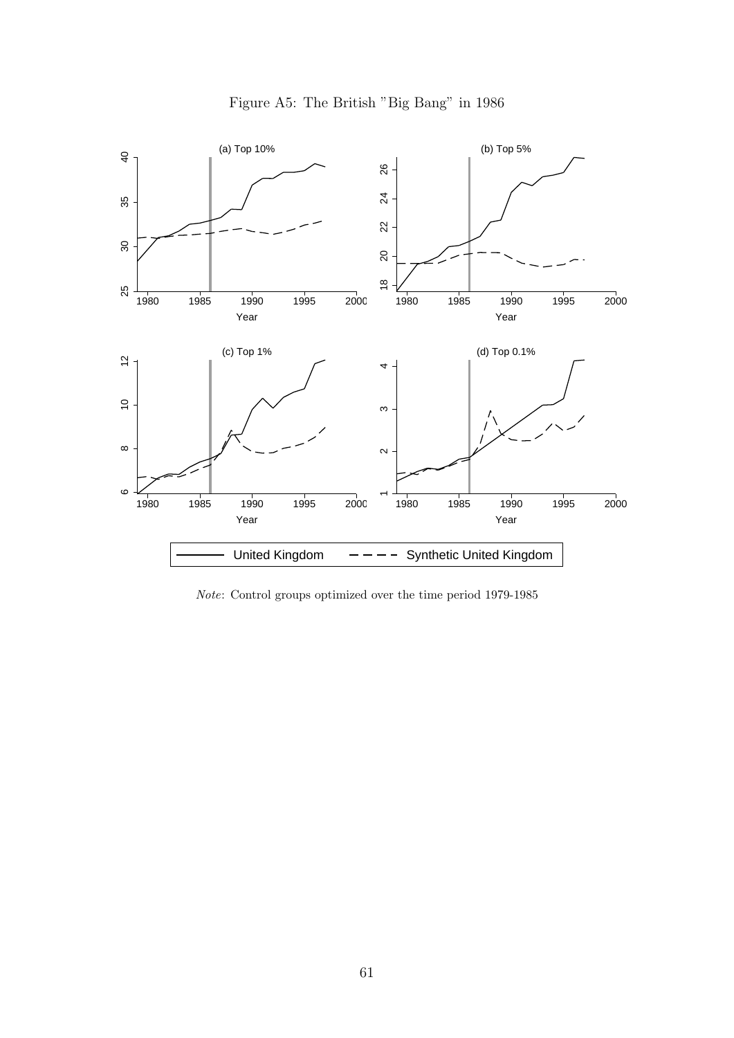Figure A5: The British "Big Bang" in 1986

*Note*: Control groups optimized over the time period 1979-1985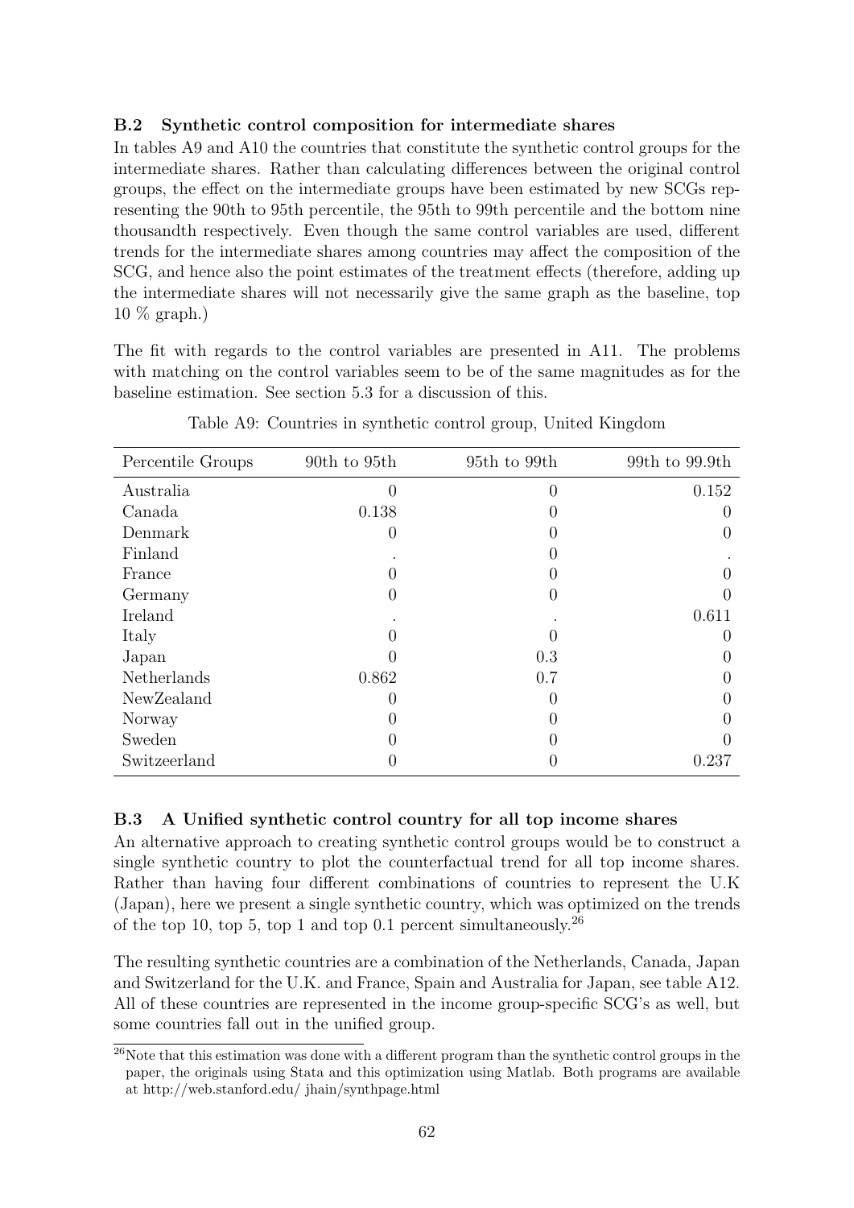### B.2 Synthetic control composition for intermediate shares

In tables A9 and A10 the countries that constitute the synthetic control groups for the intermediate shares. Rather than calculating differences between the original control groups, the effect on the intermediate groups have been estimated by new SCGs representing the 90th to 95th percentile, the 95th to 99th percentile and the bottom nine thousandth respectively. Even though the same control variables are used, different trends for the intermediate shares among countries may affect the composition of the SCG, and hence also the point estimates of the treatment effects (therefore, adding up the intermediate shares will not necessarily give the same graph as the baseline, top 10 % graph.)

The fit with regards to the control variables are presented in A11. The problems with matching on the control variables seem to be of the same magnitudes as for the baseline estimation. See section 5.3 for a discussion of this.

Table A9: Countries in synthetic control group, United Kingdom

| Percentile Groups | 90th to 95th | 95th to 99th | 99th to 99.9th |
|---|---|---|---|
| Australia | 0 | 0 | 0.152 |
| Canada | 0.138 | 0 | 0 |
| Denmark | 0 | 0 | 0 |
| Finland | . | 0 | . |
| France | 0 | 0 | 0 |
| Germany | 0 | 0 | 0 |
| Ireland | . | . | 0.611 |
| Italy | 0 | 0 | 0 |
| Japan | 0 | 0.3 | 0 |
| Netherlands | 0.862 | 0.7 | 0 |
| NewZealand | 0 | 0 | 0 |
| Norway | 0 | 0 | 0 |
| Sweden | 0 | 0 | 0 |
| Switzeerland | 0 | 0 | 0.237 |

### B.3 A Unified synthetic control country for all top income shares

An alternative approach to creating synthetic control groups would be to construct a single synthetic country to plot the counterfactual trend for all top income shares. Rather than having four different combinations of countries to represent the U.K (Japan), here we present a single synthetic country, which was optimized on the trends of the top 10, top 5, top 1 and top 0.1 percent simultaneously.[26]

The resulting synthetic countries are a combination of the Netherlands, Canada, Japan and Switzerland for the U.K. and France, Spain and Australia for Japan, see table A12. All of these countries are represented in the income group-specific SCG's as well, but some countries fall out in the unified group.

[26] Note that this estimation was done with a different program than the synthetic control groups in the paper, the originals using Stata and this optimization using Matlab. Both programs are available at http://web.stanford.edu/ jhain/synthpage.html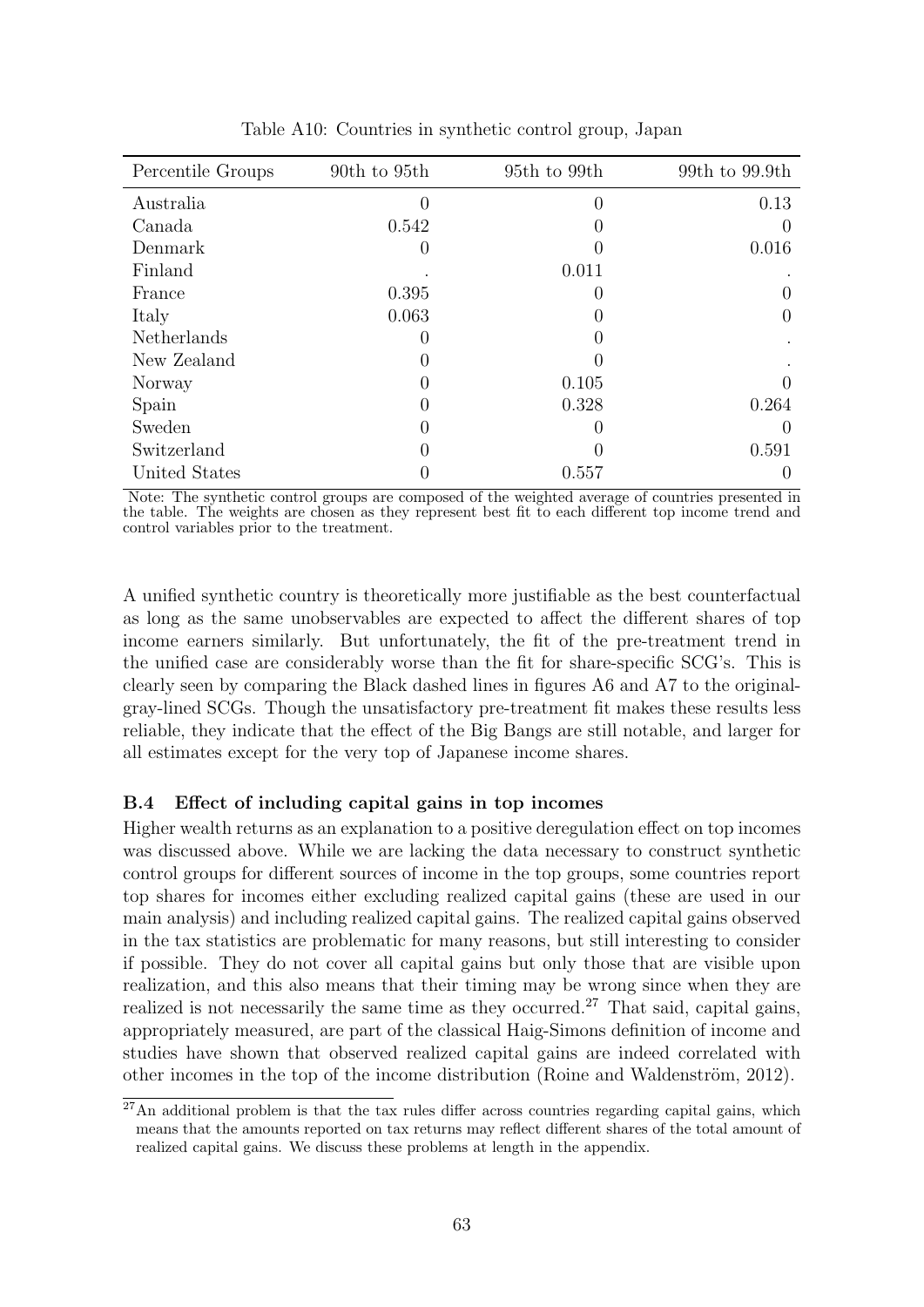Table A10: Countries in synthetic control group, Japan

| Percentile Groups | 90th to 95th | 95th to 99th | 99th to 99.9th |
|---|---|---|---|
| Australia | 0 | 0 | 0.13 |
| Canada | 0.542 | 0 | 0 |
| Denmark | 0 | 0 | 0.016 |
| Finland | . | 0.011 | . |
| France | 0.395 | 0 | 0 |
| Italy | 0.063 | 0 | 0 |
| Netherlands | 0 | 0 | . |
| New Zealand | 0 | 0 | . |
| Norway | 0 | 0.105 | 0 |
| Spain | 0 | 0.328 | 0.264 |
| Sweden | 0 | 0 | 0 |
| Switzerland | 0 | 0 | 0.591 |
| United States | 0 | 0.557 | 0 |

Note: The synthetic control groups are composed of the weighted average of countries presented in the table. The weights are chosen as they represent best fit to each different top income trend and control variables prior to the treatment.

A unified synthetic country is theoretically more justifiable as the best counterfactual as long as the same unobservables are expected to affect the different shares of top income earners similarly. But unfortunately, the fit of the pre-treatment trend in the unified case are considerably worse than the fit for share-specific SCG's. This is clearly seen by comparing the Black dashed lines in figures A6 and A7 to the original-gray-lined SCGs. Though the unsatisfactory pre-treatment fit makes these results less reliable, they indicate that the effect of the Big Bangs are still notable, and larger for all estimates except for the very top of Japanese income shares.

### B.4 Effect of including capital gains in top incomes

Higher wealth returns as an explanation to a positive deregulation effect on top incomes was discussed above. While we are lacking the data necessary to construct synthetic control groups for different sources of income in the top groups, some countries report top shares for incomes either excluding realized capital gains (these are used in our main analysis) and including realized capital gains. The realized capital gains observed in the tax statistics are problematic for many reasons, but still interesting to consider if possible. They do not cover all capital gains but only those that are visible upon realization, and this also means that their timing may be wrong since when they are realized is not necessarily the same time as they occurred.[27] That said, capital gains, appropriately measured, are part of the classical Haig-Simons definition of income and studies have shown that observed realized capital gains are indeed correlated with other incomes in the top of the income distribution (Roine and Waldenström, 2012).

[27] An additional problem is that the tax rules differ across countries regarding capital gains, which means that the amounts reported on tax returns may reflect different shares of the total amount of realized capital gains. We discuss these problems at length in the appendix.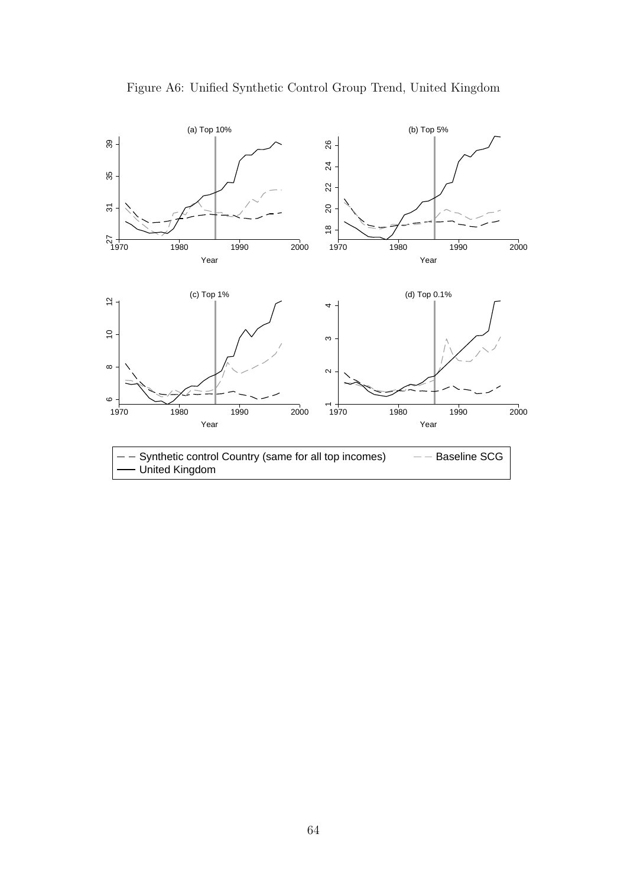Figure A6: Unified Synthetic Control Group Trend, United Kingdom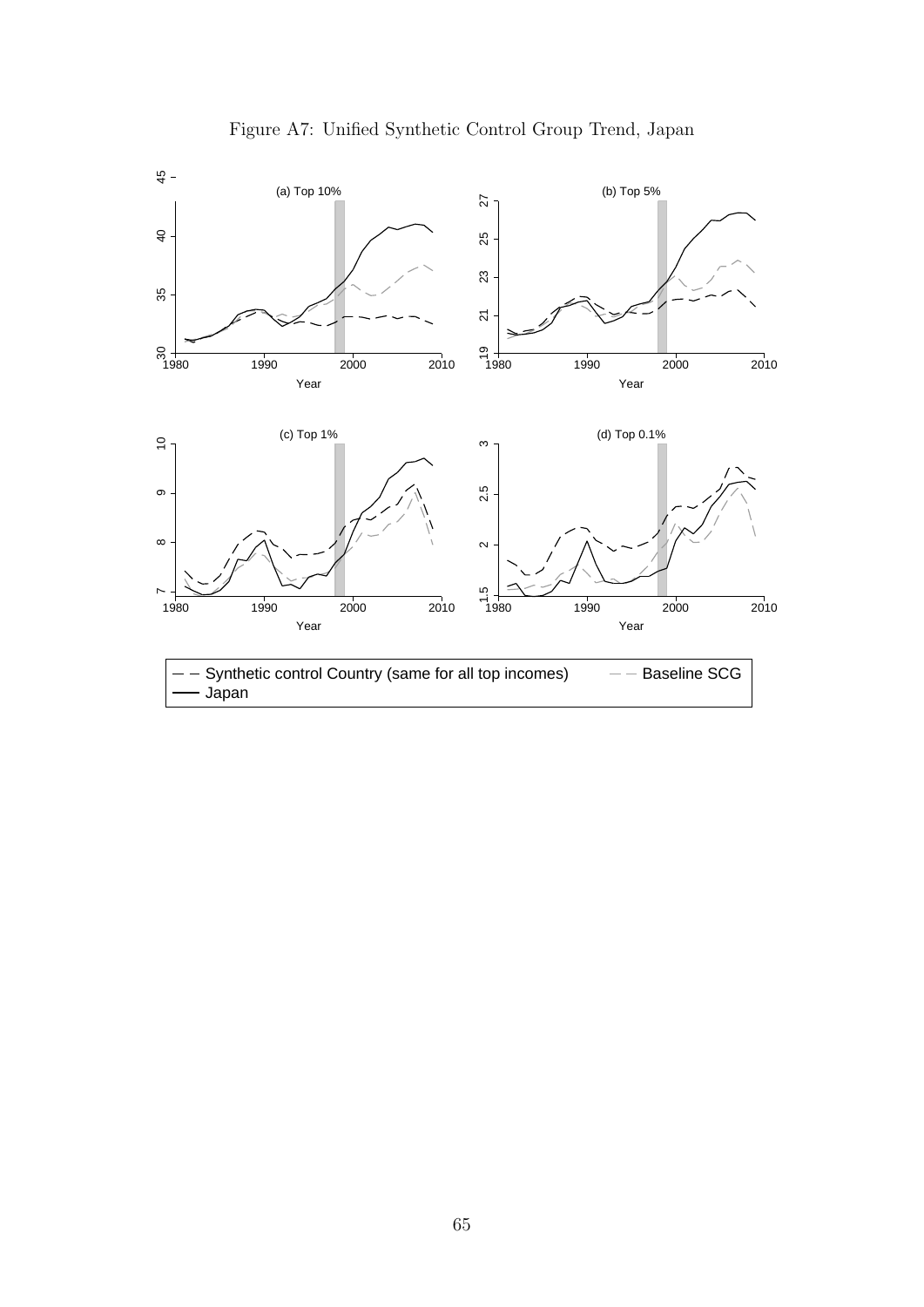Figure A7: Unified Synthetic Control Group Trend, Japan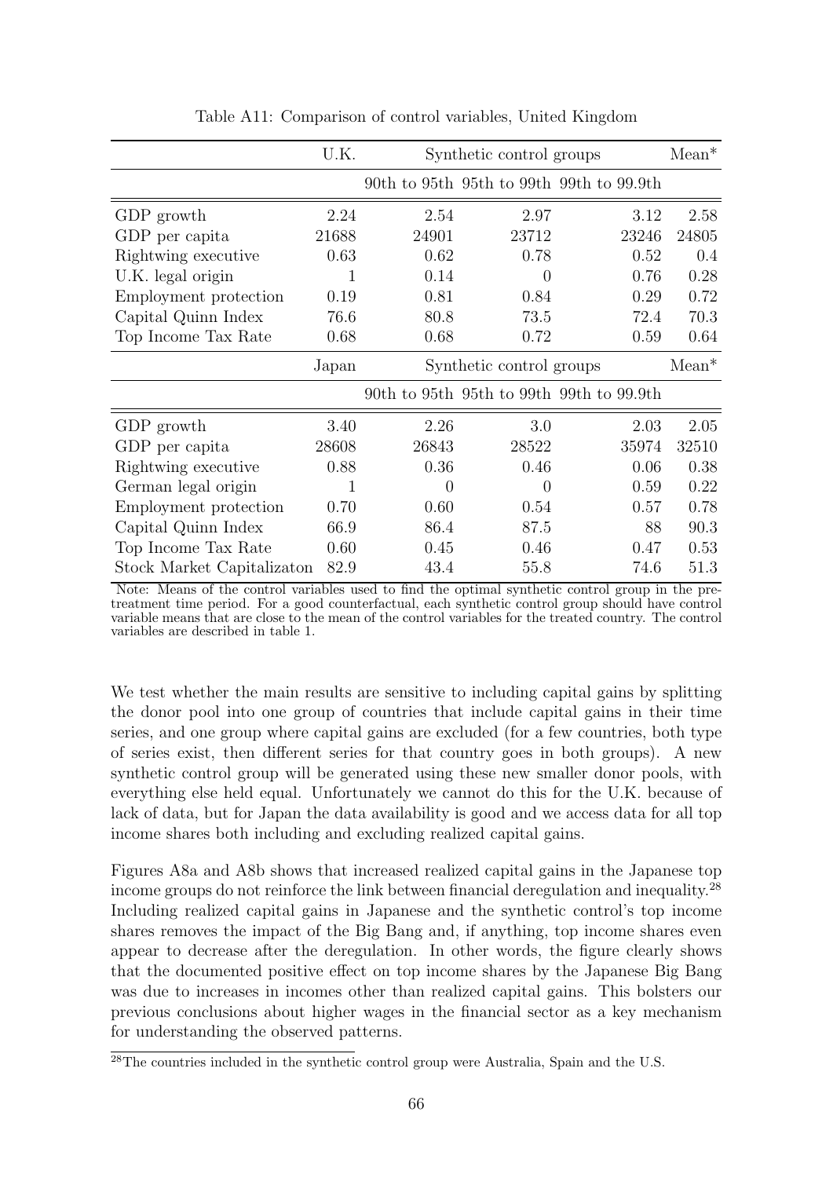Table A11: Comparison of control variables, United Kingdom

| | U.K. | Synthetic control groups | | | Mean* |
|---|---|---|---|---|---|
| | | 90th to 95th | 95th to 99th | 99th to 99.9th | |
| GDP growth | 2.24 | 2.54 | 2.97 | 3.12 | 2.58 |
| GDP per capita | 21688 | 24901 | 23712 | 23246 | 24805 |
| Rightwing executive | 0.63 | 0.62 | 0.78 | 0.52 | 0.4 |
| U.K. legal origin | 1 | 0.14 | 0 | 0.76 | 0.28 |
| Employment protection | 0.19 | 0.81 | 0.84 | 0.29 | 0.72 |
| Capital Quinn Index | 76.6 | 80.8 | 73.5 | 72.4 | 70.3 |
| Top Income Tax Rate | 0.68 | 0.68 | 0.72 | 0.59 | 0.64 |
| | **Japan** | **Synthetic control groups** | | | **Mean*** |
| | | 90th to 95th | 95th to 99th | 99th to 99.9th | |
| GDP growth | 3.40 | 2.26 | 3.0 | 2.03 | 2.05 |
| GDP per capita | 28608 | 26843 | 28522 | 35974 | 32510 |
| Rightwing executive | 0.88 | 0.36 | 0.46 | 0.06 | 0.38 |
| German legal origin | 1 | 0 | 0 | 0.59 | 0.22 |
| Employment protection | 0.70 | 0.60 | 0.54 | 0.57 | 0.78 |
| Capital Quinn Index | 66.9 | 86.4 | 87.5 | 88 | 90.3 |
| Top Income Tax Rate | 0.60 | 0.45 | 0.46 | 0.47 | 0.53 |
| Stock Market Capitalizaton | 82.9 | 43.4 | 55.8 | 74.6 | 51.3 |

Note: Means of the control variables used to find the optimal synthetic control group in the pre-treatment time period. For a good counterfactual, each synthetic control group should have control variable means that are close to the mean of the control variables for the treated country. The control variables are described in table 1.

We test whether the main results are sensitive to including capital gains by splitting the donor pool into one group of countries that include capital gains in their time series, and one group where capital gains are excluded (for a few countries, both type of series exist, then different series for that country goes in both groups). A new synthetic control group will be generated using these new smaller donor pools, with everything else held equal. Unfortunately we cannot do this for the U.K. because of lack of data, but for Japan the data availability is good and we access data for all top income shares both including and excluding realized capital gains.

Figures A8a and A8b shows that increased realized capital gains in the Japanese top income groups do not reinforce the link between financial deregulation and inequality.[28] Including realized capital gains in Japanese and the synthetic control's top income shares removes the impact of the Big Bang and, if anything, top income shares even appear to decrease after the deregulation. In other words, the figure clearly shows that the documented positive effect on top income shares by the Japanese Big Bang was due to increases in incomes other than realized capital gains. This bolsters our previous conclusions about higher wages in the financial sector as a key mechanism for understanding the observed patterns.

[28] The countries included in the synthetic control group were Australia, Spain and the U.S.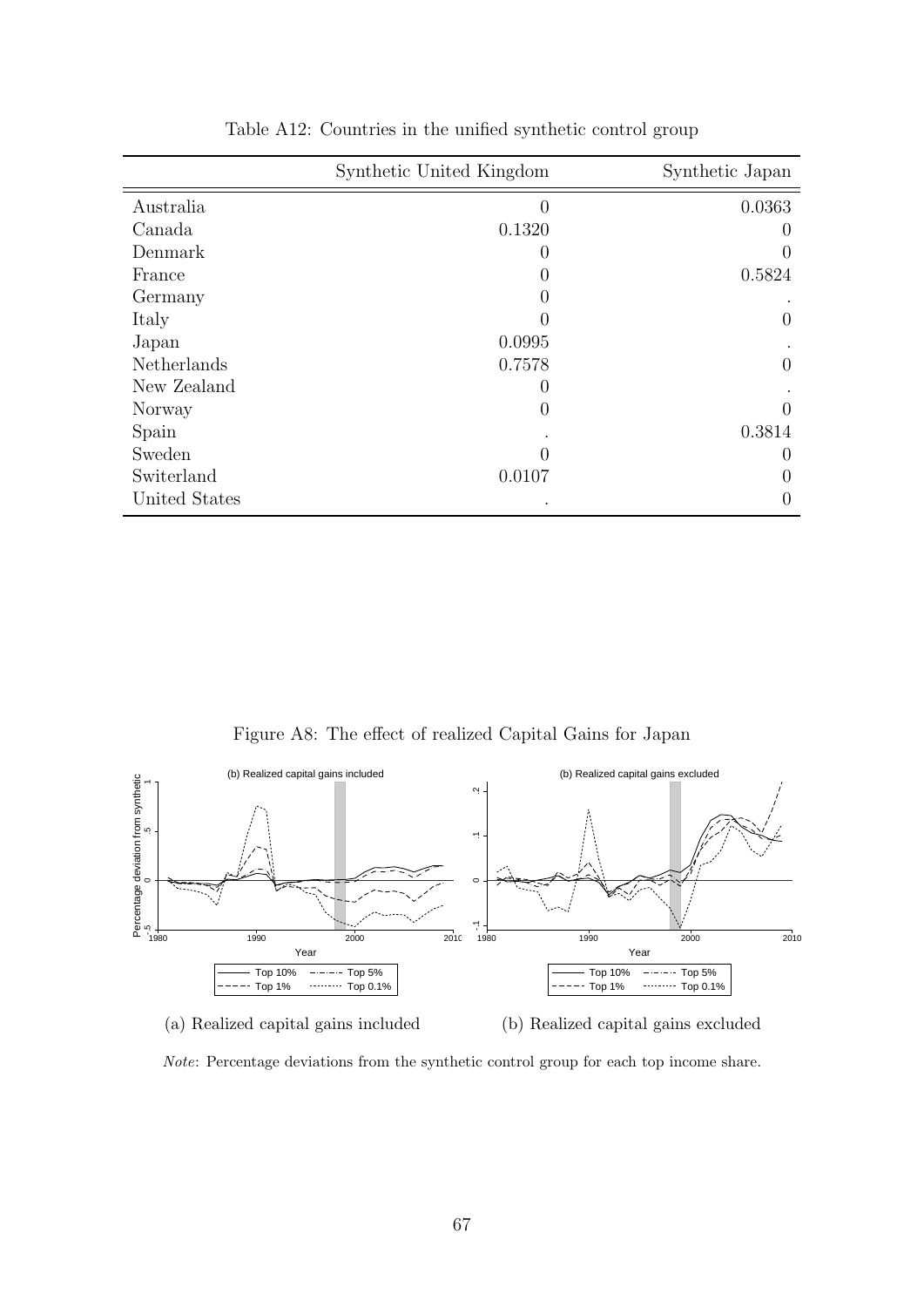Table A12: Countries in the unified synthetic control group

| | Synthetic United Kingdom | Synthetic Japan |
|---|---|---|
| Australia | 0 | 0.0363 |
| Canada | 0.1320 | 0 |
| Denmark | 0 | 0 |
| France | 0 | 0.5824 |
| Germany | 0 | . |
| Italy | 0 | 0 |
| Japan | 0.0995 | . |
| Netherlands | 0.7578 | 0 |
| New Zealand | 0 | . |
| Norway | 0 | 0 |
| Spain | . | 0.3814 |
| Sweden | 0 | 0 |
| Switerland | 0.0107 | 0 |
| United States | . | 0 |

Figure A8: The effect of realized Capital Gains for Japan

(a) Realized capital gains included (b) Realized capital gains excluded

*Note*: Percentage deviations from the synthetic control group for each top income share.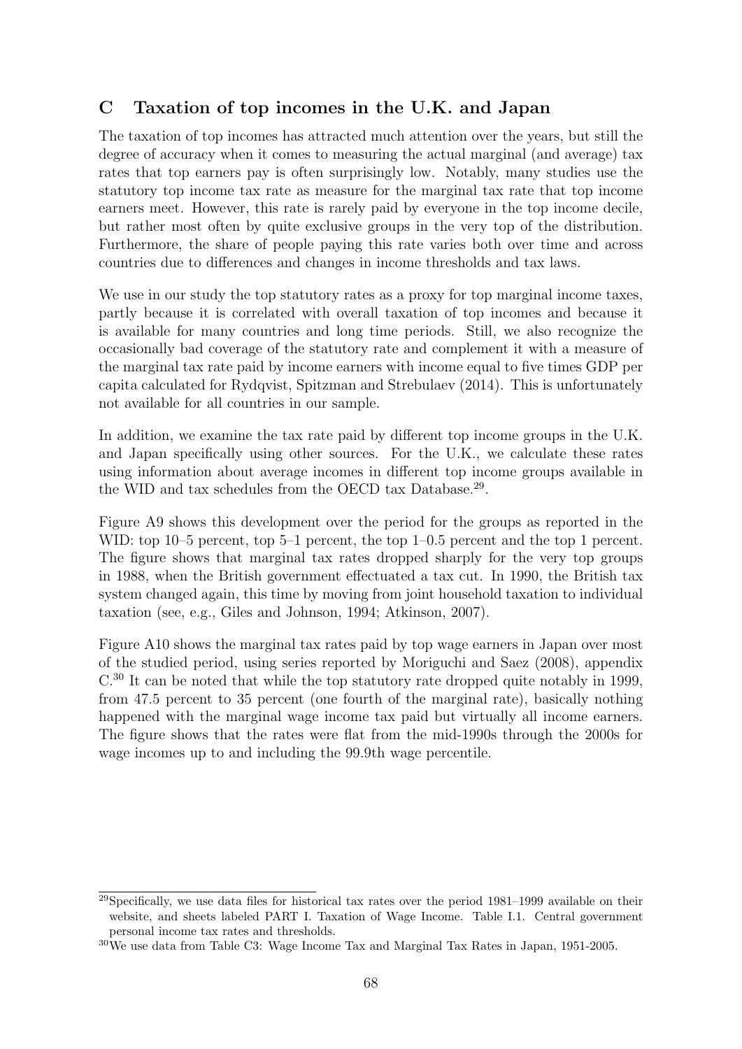## C Taxation of top incomes in the U.K. and Japan

The taxation of top incomes has attracted much attention over the years, but still the degree of accuracy when it comes to measuring the actual marginal (and average) tax rates that top earners pay is often surprisingly low. Notably, many studies use the statutory top income tax rate as measure for the marginal tax rate that top income earners meet. However, this rate is rarely paid by everyone in the top income decile, but rather most often by quite exclusive groups in the very top of the distribution. Furthermore, the share of people paying this rate varies both over time and across countries due to differences and changes in income thresholds and tax laws.

We use in our study the top statutory rates as a proxy for top marginal income taxes, partly because it is correlated with overall taxation of top incomes and because it is available for many countries and long time periods. Still, we also recognize the occasionally bad coverage of the statutory rate and complement it with a measure of the marginal tax rate paid by income earners with income equal to five times GDP per capita calculated for Rydqvist, Spitzman and Strebulaev (2014). This is unfortunately not available for all countries in our sample.

In addition, we examine the tax rate paid by different top income groups in the U.K. and Japan specifically using other sources. For the U.K., we calculate these rates using information about average incomes in different top income groups available in the WID and tax schedules from the OECD tax Database.[29].

Figure A9 shows this development over the period for the groups as reported in the WID: top 10–5 percent, top 5–1 percent, the top 1–0.5 percent and the top 1 percent. The figure shows that marginal tax rates dropped sharply for the very top groups in 1988, when the British government effectuated a tax cut. In 1990, the British tax system changed again, this time by moving from joint household taxation to individual taxation (see, e.g., Giles and Johnson, 1994; Atkinson, 2007).

Figure A10 shows the marginal tax rates paid by top wage earners in Japan over most of the studied period, using series reported by Moriguchi and Saez (2008), appendix C.[30] It can be noted that while the top statutory rate dropped quite notably in 1999, from 47.5 percent to 35 percent (one fourth of the marginal rate), basically nothing happened with the marginal wage income tax paid but virtually all income earners. The figure shows that the rates were flat from the mid-1990s through the 2000s for wage incomes up to and including the 99.9th wage percentile.

---

[29] Specifically, we use data files for historical tax rates over the period 1981–1999 available on their website, and sheets labeled PART I. Taxation of Wage Income. Table I.1. Central government personal income tax rates and thresholds.

[30] We use data from Table C3: Wage Income Tax and Marginal Tax Rates in Japan, 1951-2005.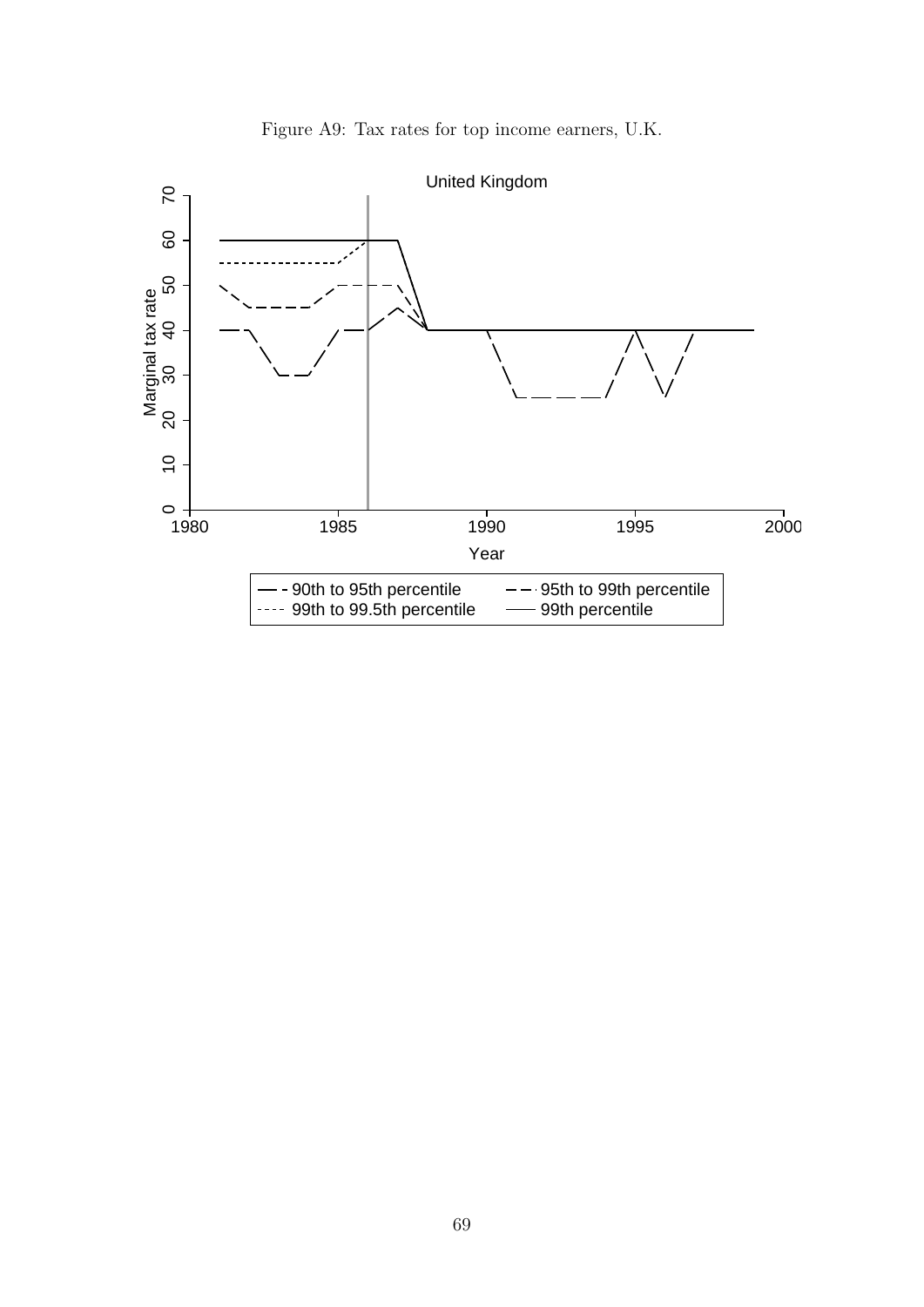Figure A9: Tax rates for top income earners, U.K.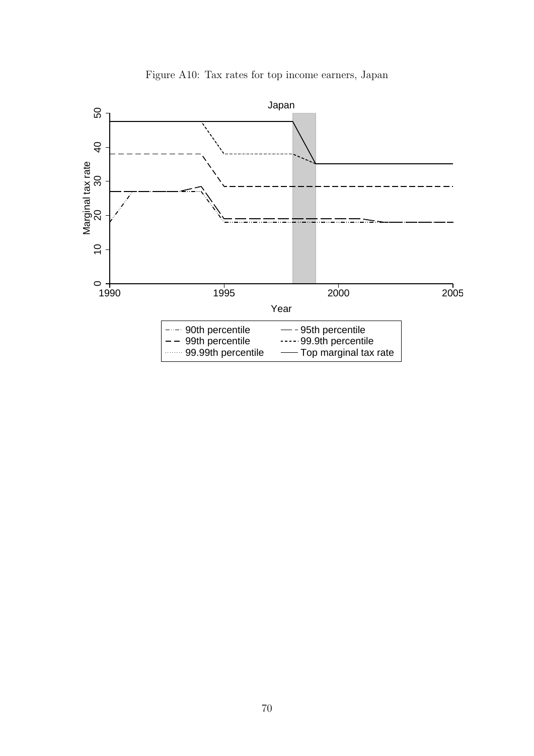Figure A10: Tax rates for top income earners, Japan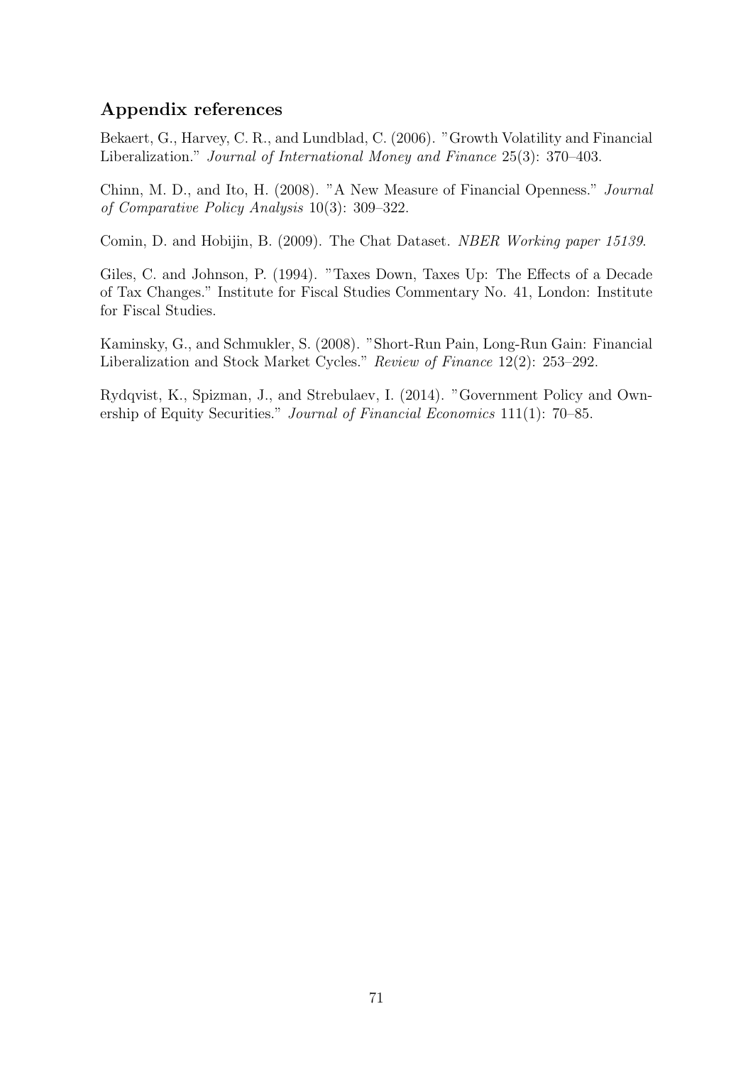## Appendix references

Bekaert, G., Harvey, C. R., and Lundblad, C. (2006). "Growth Volatility and Financial Liberalization." *Journal of International Money and Finance* 25(3): 370–403.

Chinn, M. D., and Ito, H. (2008). "A New Measure of Financial Openness." *Journal of Comparative Policy Analysis* 10(3): 309–322.

Comin, D. and Hobijin, B. (2009). The Chat Dataset. *NBER Working paper 15139*.

Giles, C. and Johnson, P. (1994). "Taxes Down, Taxes Up: The Effects of a Decade of Tax Changes." Institute for Fiscal Studies Commentary No. 41, London: Institute for Fiscal Studies.

Kaminsky, G., and Schmukler, S. (2008). "Short-Run Pain, Long-Run Gain: Financial Liberalization and Stock Market Cycles." *Review of Finance* 12(2): 253–292.

Rydqvist, K., Spizman, J., and Strebulaev, I. (2014). "Government Policy and Ownership of Equity Securities." *Journal of Financial Economics* 111(1): 70–85.